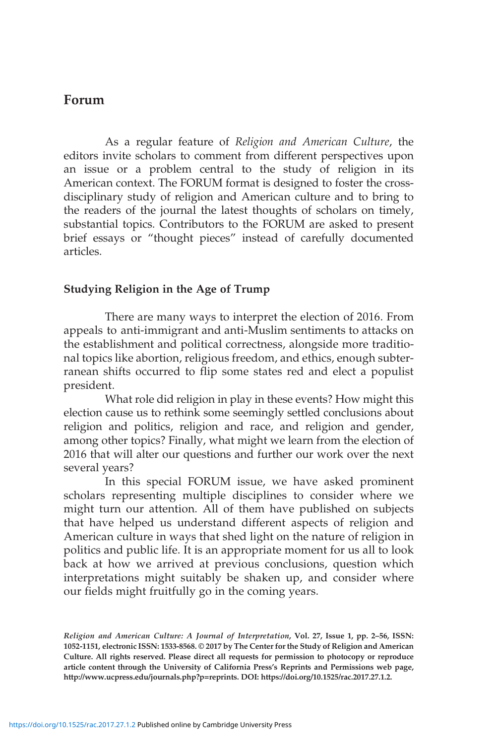# Forum

As a regular feature of *Religion and American Culture*, the editors invite scholars to comment from different perspectives upon an issue or a problem central to the study of religion in its American context. The FORUM format is designed to foster the cross-disciplinary study of religion and American culture and to bring to the readers of the journal the latest thoughts of scholars on timely, substantial topics. Contributors to the FORUM are asked to present brief essays or "thought pieces" instead of carefully documented articles.

## Studying Religion in the Age of Trump

There are many ways to interpret the election of 2016. From appeals to anti-immigrant and anti-Muslim sentiments to attacks on the establishment and political correctness, alongside more traditional topics like abortion, religious freedom, and ethics, enough subterranean shifts occurred to flip some states red and elect a populist president.

What role did religion in play in these events? How might this election cause us to rethink some seemingly settled conclusions about religion and politics, religion and race, and religion and gender, among other topics? Finally, what might we learn from the election of 2016 that will alter our questions and further our work over the next several years?

In this special FORUM issue, we have asked prominent scholars representing multiple disciplines to consider where we might turn our attention. All of them have published on subjects that have helped us understand different aspects of religion and American culture in ways that shed light on the nature of religion in politics and public life. It is an appropriate moment for us all to look back at how we arrived at previous conclusions, question which interpretations might suitably be shaken up, and consider where our fields might fruitfully go in the coming years.

**_Religion and American Culture: A Journal of Interpretation_, Vol. 27, Issue 1, pp. 2–56, ISSN: 1052-1151, electronic ISSN: 1533-8568. © 2017 by The Center for the Study of Religion and American Culture. All rights reserved. Please direct all requests for permission to photocopy or reproduce article content through the University of California Press's Reprints and Permissions web page, http://www.ucpress.edu/journals.php?p=reprints. DOI: https://doi.org/10.1525/rac.2017.27.1.2.**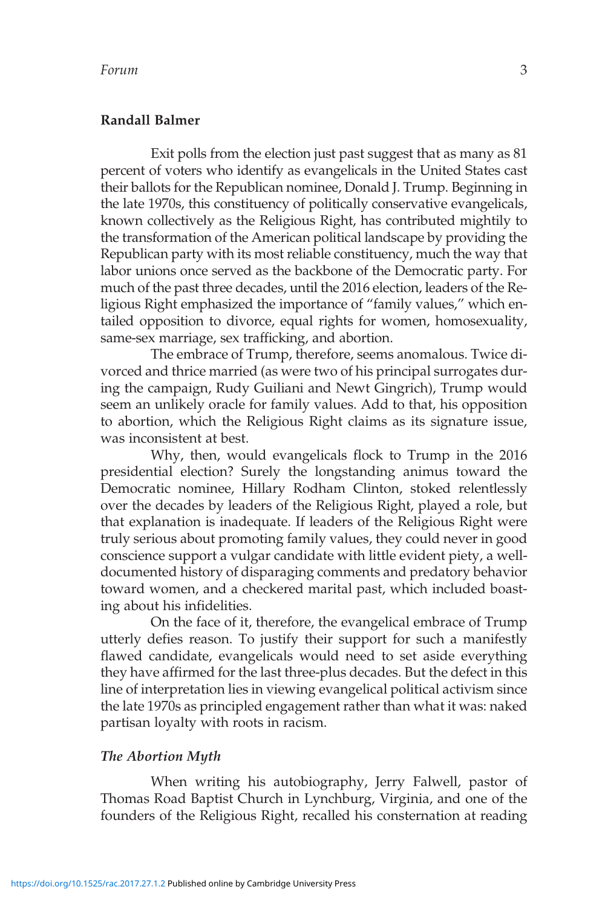**Randall Balmer**

Exit polls from the election just past suggest that as many as 81 percent of voters who identify as evangelicals in the United States cast their ballots for the Republican nominee, Donald J. Trump. Beginning in the late 1970s, this constituency of politically conservative evangelicals, known collectively as the Religious Right, has contributed mightily to the transformation of the American political landscape by providing the Republican party with its most reliable constituency, much the way that labor unions once served as the backbone of the Democratic party. For much of the past three decades, until the 2016 election, leaders of the Religious Right emphasized the importance of "family values," which entailed opposition to divorce, equal rights for women, homosexuality, same-sex marriage, sex trafficking, and abortion.

The embrace of Trump, therefore, seems anomalous. Twice divorced and thrice married (as were two of his principal surrogates during the campaign, Rudy Guiliani and Newt Gingrich), Trump would seem an unlikely oracle for family values. Add to that, his opposition to abortion, which the Religious Right claims as its signature issue, was inconsistent at best.

Why, then, would evangelicals flock to Trump in the 2016 presidential election? Surely the longstanding animus toward the Democratic nominee, Hillary Rodham Clinton, stoked relentlessly over the decades by leaders of the Religious Right, played a role, but that explanation is inadequate. If leaders of the Religious Right were truly serious about promoting family values, they could never in good conscience support a vulgar candidate with little evident piety, a well-documented history of disparaging comments and predatory behavior toward women, and a checkered marital past, which included boasting about his infidelities.

On the face of it, therefore, the evangelical embrace of Trump utterly defies reason. To justify their support for such a manifestly flawed candidate, evangelicals would need to set aside everything they have affirmed for the last three-plus decades. But the defect in this line of interpretation lies in viewing evangelical political activism since the late 1970s as principled engagement rather than what it was: naked partisan loyalty with roots in racism.

### *The Abortion Myth*

When writing his autobiography, Jerry Falwell, pastor of Thomas Road Baptist Church in Lynchburg, Virginia, and one of the founders of the Religious Right, recalled his consternation at reading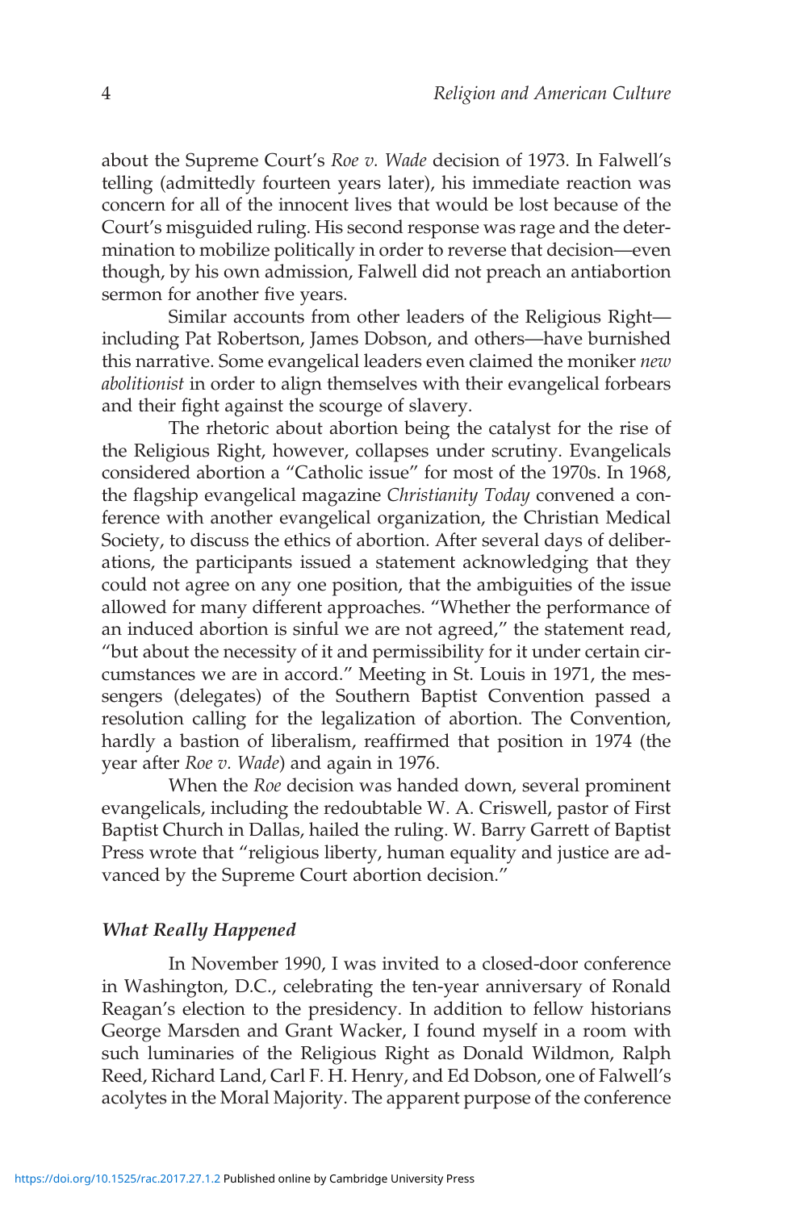about the Supreme Court's *Roe v. Wade* decision of 1973. In Falwell's telling (admittedly fourteen years later), his immediate reaction was concern for all of the innocent lives that would be lost because of the Court's misguided ruling. His second response was rage and the determination to mobilize politically in order to reverse that decision—even though, by his own admission, Falwell did not preach an antiabortion sermon for another five years.

Similar accounts from other leaders of the Religious Right—including Pat Robertson, James Dobson, and others—have burnished this narrative. Some evangelical leaders even claimed the moniker *new abolitionist* in order to align themselves with their evangelical forbears and their fight against the scourge of slavery.

The rhetoric about abortion being the catalyst for the rise of the Religious Right, however, collapses under scrutiny. Evangelicals considered abortion a "Catholic issue" for most of the 1970s. In 1968, the flagship evangelical magazine *Christianity Today* convened a conference with another evangelical organization, the Christian Medical Society, to discuss the ethics of abortion. After several days of deliberations, the participants issued a statement acknowledging that they could not agree on any one position, that the ambiguities of the issue allowed for many different approaches. "Whether the performance of an induced abortion is sinful we are not agreed," the statement read, "but about the necessity of it and permissibility for it under certain circumstances we are in accord." Meeting in St. Louis in 1971, the messengers (delegates) of the Southern Baptist Convention passed a resolution calling for the legalization of abortion. The Convention, hardly a bastion of liberalism, reaffirmed that position in 1974 (the year after *Roe v. Wade*) and again in 1976.

When the *Roe* decision was handed down, several prominent evangelicals, including the redoubtable W. A. Criswell, pastor of First Baptist Church in Dallas, hailed the ruling. W. Barry Garrett of Baptist Press wrote that "religious liberty, human equality and justice are advanced by the Supreme Court abortion decision."

### *What Really Happened*

In November 1990, I was invited to a closed-door conference in Washington, D.C., celebrating the ten-year anniversary of Ronald Reagan's election to the presidency. In addition to fellow historians George Marsden and Grant Wacker, I found myself in a room with such luminaries of the Religious Right as Donald Wildmon, Ralph Reed, Richard Land, Carl F. H. Henry, and Ed Dobson, one of Falwell's acolytes in the Moral Majority. The apparent purpose of the conference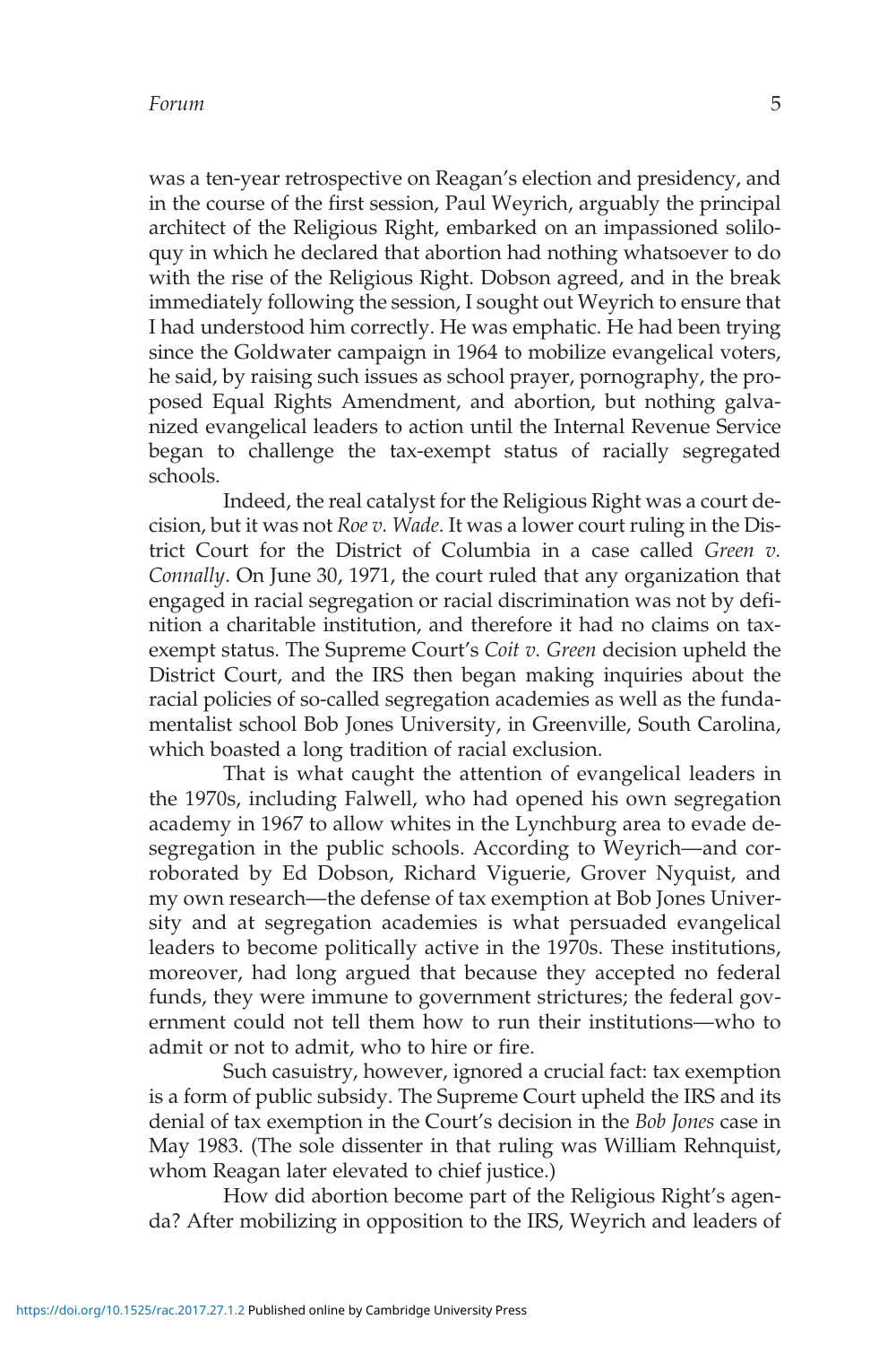was a ten-year retrospective on Reagan's election and presidency, and in the course of the first session, Paul Weyrich, arguably the principal architect of the Religious Right, embarked on an impassioned soliloquy in which he declared that abortion had nothing whatsoever to do with the rise of the Religious Right. Dobson agreed, and in the break immediately following the session, I sought out Weyrich to ensure that I had understood him correctly. He was emphatic. He had been trying since the Goldwater campaign in 1964 to mobilize evangelical voters, he said, by raising such issues as school prayer, pornography, the proposed Equal Rights Amendment, and abortion, but nothing galvanized evangelical leaders to action until the Internal Revenue Service began to challenge the tax-exempt status of racially segregated schools.

Indeed, the real catalyst for the Religious Right was a court decision, but it was not *Roe v. Wade*. It was a lower court ruling in the District Court for the District of Columbia in a case called *Green v. Connally*. On June 30, 1971, the court ruled that any organization that engaged in racial segregation or racial discrimination was not by definition a charitable institution, and therefore it had no claims on tax-exempt status. The Supreme Court's *Coit v. Green* decision upheld the District Court, and the IRS then began making inquiries about the racial policies of so-called segregation academies as well as the fundamentalist school Bob Jones University, in Greenville, South Carolina, which boasted a long tradition of racial exclusion.

That is what caught the attention of evangelical leaders in the 1970s, including Falwell, who had opened his own segregation academy in 1967 to allow whites in the Lynchburg area to evade desegregation in the public schools. According to Weyrich—and corroborated by Ed Dobson, Richard Viguerie, Grover Nyquist, and my own research—the defense of tax exemption at Bob Jones University and at segregation academies is what persuaded evangelical leaders to become politically active in the 1970s. These institutions, moreover, had long argued that because they accepted no federal funds, they were immune to government strictures; the federal government could not tell them how to run their institutions—who to admit or not to admit, who to hire or fire.

Such casuistry, however, ignored a crucial fact: tax exemption is a form of public subsidy. The Supreme Court upheld the IRS and its denial of tax exemption in the Court's decision in the *Bob Jones* case in May 1983. (The sole dissenter in that ruling was William Rehnquist, whom Reagan later elevated to chief justice.)

How did abortion become part of the Religious Right's agenda? After mobilizing in opposition to the IRS, Weyrich and leaders of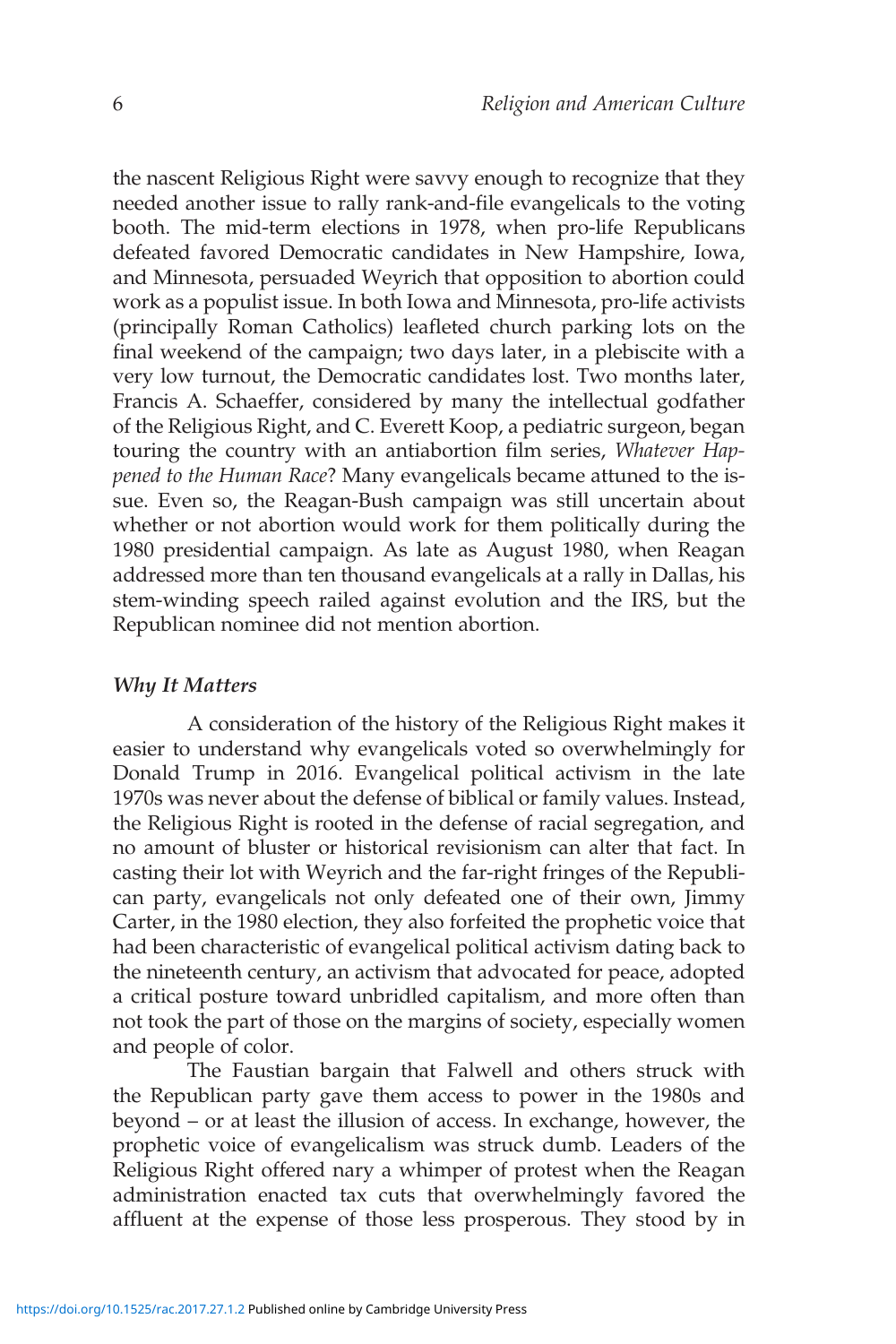the nascent Religious Right were savvy enough to recognize that they needed another issue to rally rank-and-file evangelicals to the voting booth. The mid-term elections in 1978, when pro-life Republicans defeated favored Democratic candidates in New Hampshire, Iowa, and Minnesota, persuaded Weyrich that opposition to abortion could work as a populist issue. In both Iowa and Minnesota, pro-life activists (principally Roman Catholics) leafleted church parking lots on the final weekend of the campaign; two days later, in a plebiscite with a very low turnout, the Democratic candidates lost. Two months later, Francis A. Schaeffer, considered by many the intellectual godfather of the Religious Right, and C. Everett Koop, a pediatric surgeon, began touring the country with an antiabortion film series, *Whatever Happened to the Human Race*? Many evangelicals became attuned to the issue. Even so, the Reagan-Bush campaign was still uncertain about whether or not abortion would work for them politically during the 1980 presidential campaign. As late as August 1980, when Reagan addressed more than ten thousand evangelicals at a rally in Dallas, his stem-winding speech railed against evolution and the IRS, but the Republican nominee did not mention abortion.

### *Why It Matters*

A consideration of the history of the Religious Right makes it easier to understand why evangelicals voted so overwhelmingly for Donald Trump in 2016. Evangelical political activism in the late 1970s was never about the defense of biblical or family values. Instead, the Religious Right is rooted in the defense of racial segregation, and no amount of bluster or historical revisionism can alter that fact. In casting their lot with Weyrich and the far-right fringes of the Republican party, evangelicals not only defeated one of their own, Jimmy Carter, in the 1980 election, they also forfeited the prophetic voice that had been characteristic of evangelical political activism dating back to the nineteenth century, an activism that advocated for peace, adopted a critical posture toward unbridled capitalism, and more often than not took the part of those on the margins of society, especially women and people of color.

The Faustian bargain that Falwell and others struck with the Republican party gave them access to power in the 1980s and beyond – or at least the illusion of access. In exchange, however, the prophetic voice of evangelicalism was struck dumb. Leaders of the Religious Right offered nary a whimper of protest when the Reagan administration enacted tax cuts that overwhelmingly favored the affluent at the expense of those less prosperous. They stood by in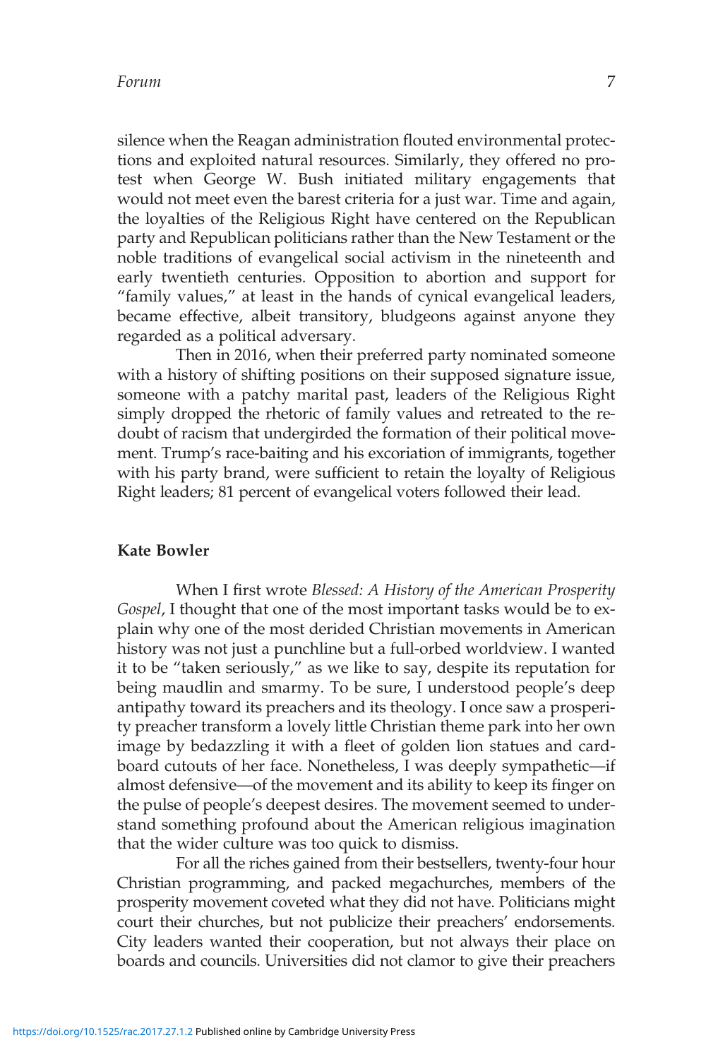silence when the Reagan administration flouted environmental protections and exploited natural resources. Similarly, they offered no protest when George W. Bush initiated military engagements that would not meet even the barest criteria for a just war. Time and again, the loyalties of the Religious Right have centered on the Republican party and Republican politicians rather than the New Testament or the noble traditions of evangelical social activism in the nineteenth and early twentieth centuries. Opposition to abortion and support for "family values," at least in the hands of cynical evangelical leaders, became effective, albeit transitory, bludgeons against anyone they regarded as a political adversary.

Then in 2016, when their preferred party nominated someone with a history of shifting positions on their supposed signature issue, someone with a patchy marital past, leaders of the Religious Right simply dropped the rhetoric of family values and retreated to the redoubt of racism that undergirded the formation of their political movement. Trump's race-baiting and his excoriation of immigrants, together with his party brand, were sufficient to retain the loyalty of Religious Right leaders; 81 percent of evangelical voters followed their lead.

**Kate Bowler**

When I first wrote *Blessed: A History of the American Prosperity Gospel*, I thought that one of the most important tasks would be to explain why one of the most derided Christian movements in American history was not just a punchline but a full-orbed worldview. I wanted it to be "taken seriously," as we like to say, despite its reputation for being maudlin and smarmy. To be sure, I understood people's deep antipathy toward its preachers and its theology. I once saw a prosperity preacher transform a lovely little Christian theme park into her own image by bedazzling it with a fleet of golden lion statues and cardboard cutouts of her face. Nonetheless, I was deeply sympathetic—if almost defensive—of the movement and its ability to keep its finger on the pulse of people's deepest desires. The movement seemed to understand something profound about the American religious imagination that the wider culture was too quick to dismiss.

For all the riches gained from their bestsellers, twenty-four hour Christian programming, and packed megachurches, members of the prosperity movement coveted what they did not have. Politicians might court their churches, but not publicize their preachers' endorsements. City leaders wanted their cooperation, but not always their place on boards and councils. Universities did not clamor to give their preachers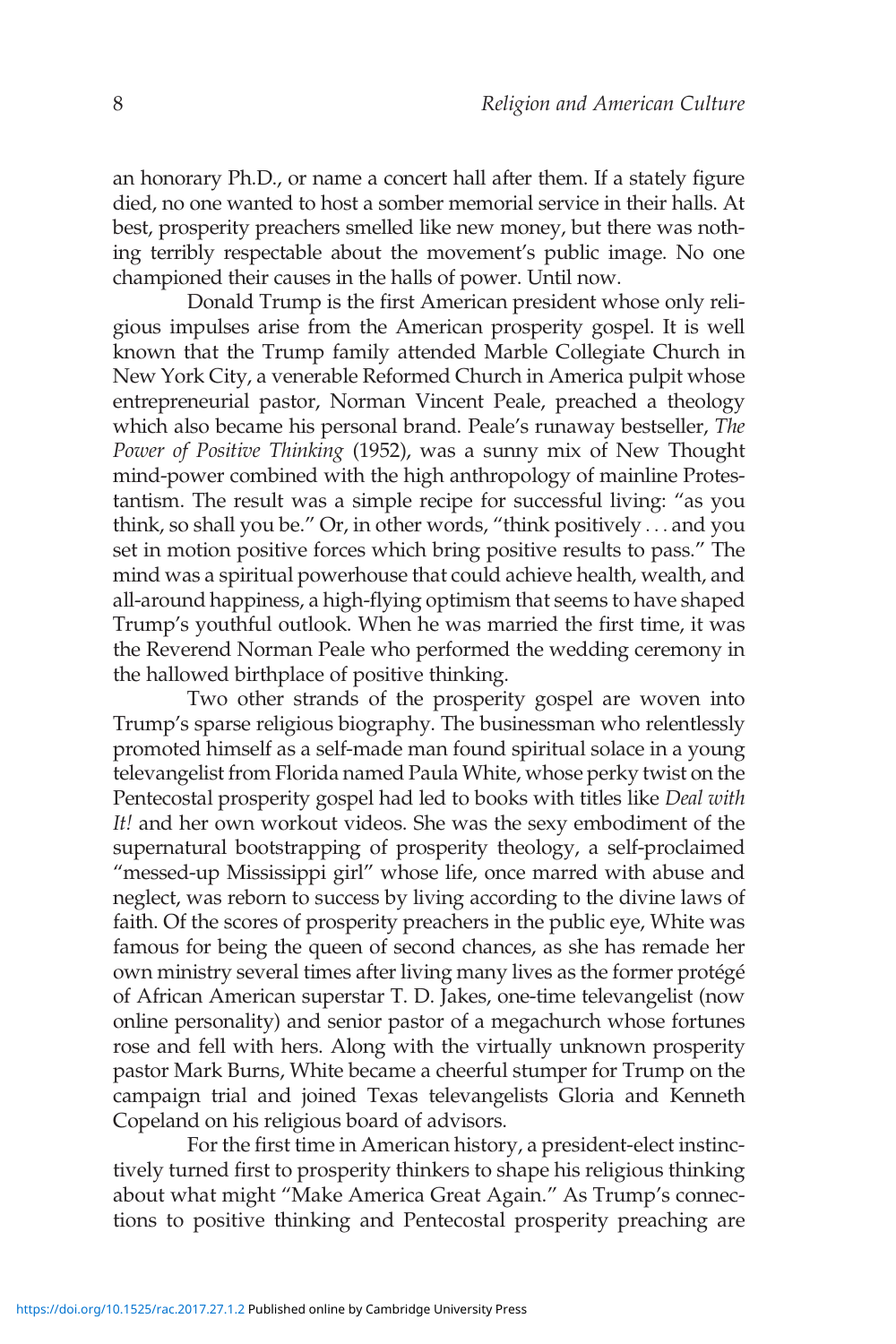an honorary Ph.D., or name a concert hall after them. If a stately figure died, no one wanted to host a somber memorial service in their halls. At best, prosperity preachers smelled like new money, but there was nothing terribly respectable about the movement's public image. No one championed their causes in the halls of power. Until now.

Donald Trump is the first American president whose only religious impulses arise from the American prosperity gospel. It is well known that the Trump family attended Marble Collegiate Church in New York City, a venerable Reformed Church in America pulpit whose entrepreneurial pastor, Norman Vincent Peale, preached a theology which also became his personal brand. Peale's runaway bestseller, *The Power of Positive Thinking* (1952), was a sunny mix of New Thought mind-power combined with the high anthropology of mainline Protestantism. The result was a simple recipe for successful living: "as you think, so shall you be." Or, in other words, "think positively . . . and you set in motion positive forces which bring positive results to pass." The mind was a spiritual powerhouse that could achieve health, wealth, and all-around happiness, a high-flying optimism that seems to have shaped Trump's youthful outlook. When he was married the first time, it was the Reverend Norman Peale who performed the wedding ceremony in the hallowed birthplace of positive thinking.

Two other strands of the prosperity gospel are woven into Trump's sparse religious biography. The businessman who relentlessly promoted himself as a self-made man found spiritual solace in a young televangelist from Florida named Paula White, whose perky twist on the Pentecostal prosperity gospel had led to books with titles like *Deal with It!* and her own workout videos. She was the sexy embodiment of the supernatural bootstrapping of prosperity theology, a self-proclaimed "messed-up Mississippi girl" whose life, once marred with abuse and neglect, was reborn to success by living according to the divine laws of faith. Of the scores of prosperity preachers in the public eye, White was famous for being the queen of second chances, as she has remade her own ministry several times after living many lives as the former protégé of African American superstar T. D. Jakes, one-time televangelist (now online personality) and senior pastor of a megachurch whose fortunes rose and fell with hers. Along with the virtually unknown prosperity pastor Mark Burns, White became a cheerful stumper for Trump on the campaign trial and joined Texas televangelists Gloria and Kenneth Copeland on his religious board of advisors.

For the first time in American history, a president-elect instinctively turned first to prosperity thinkers to shape his religious thinking about what might "Make America Great Again." As Trump's connections to positive thinking and Pentecostal prosperity preaching are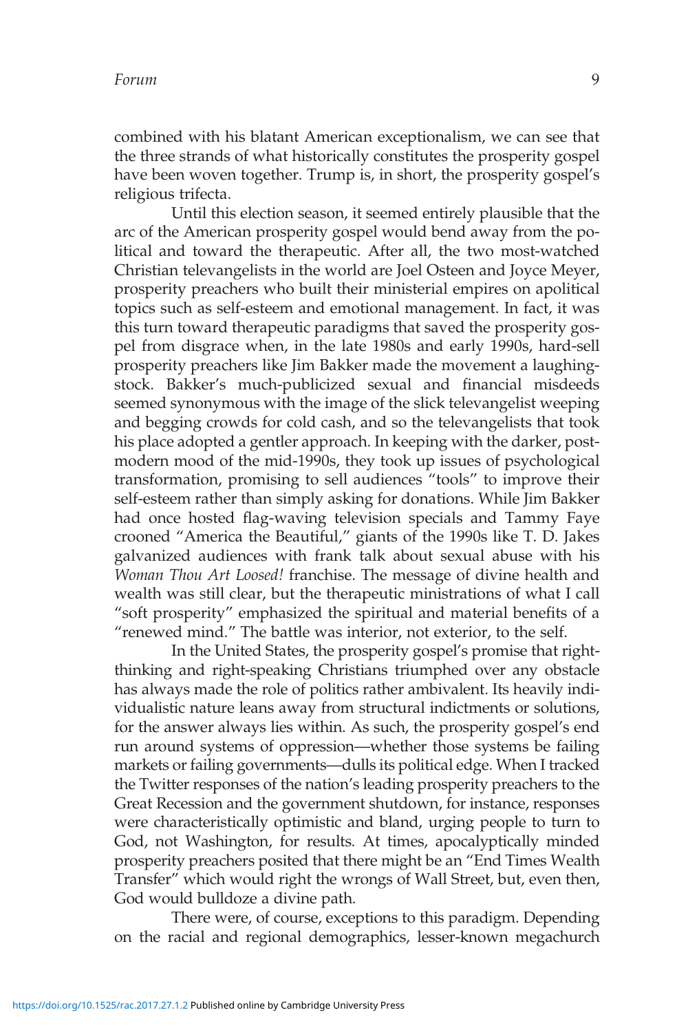combined with his blatant American exceptionalism, we can see that the three strands of what historically constitutes the prosperity gospel have been woven together. Trump is, in short, the prosperity gospel's religious trifecta.

Until this election season, it seemed entirely plausible that the arc of the American prosperity gospel would bend away from the political and toward the therapeutic. After all, the two most-watched Christian televangelists in the world are Joel Osteen and Joyce Meyer, prosperity preachers who built their ministerial empires on apolitical topics such as self-esteem and emotional management. In fact, it was this turn toward therapeutic paradigms that saved the prosperity gospel from disgrace when, in the late 1980s and early 1990s, hard-sell prosperity preachers like Jim Bakker made the movement a laughingstock. Bakker's much-publicized sexual and financial misdeeds seemed synonymous with the image of the slick televangelist weeping and begging crowds for cold cash, and so the televangelists that took his place adopted a gentler approach. In keeping with the darker, postmodern mood of the mid-1990s, they took up issues of psychological transformation, promising to sell audiences "tools" to improve their self-esteem rather than simply asking for donations. While Jim Bakker had once hosted flag-waving television specials and Tammy Faye crooned "America the Beautiful," giants of the 1990s like T. D. Jakes galvanized audiences with frank talk about sexual abuse with his *Woman Thou Art Loosed!* franchise. The message of divine health and wealth was still clear, but the therapeutic ministrations of what I call "soft prosperity" emphasized the spiritual and material benefits of a "renewed mind." The battle was interior, not exterior, to the self.

In the United States, the prosperity gospel's promise that right-thinking and right-speaking Christians triumphed over any obstacle has always made the role of politics rather ambivalent. Its heavily individualistic nature leans away from structural indictments or solutions, for the answer always lies within. As such, the prosperity gospel's end run around systems of oppression—whether those systems be failing markets or failing governments—dulls its political edge. When I tracked the Twitter responses of the nation's leading prosperity preachers to the Great Recession and the government shutdown, for instance, responses were characteristically optimistic and bland, urging people to turn to God, not Washington, for results. At times, apocalyptically minded prosperity preachers posited that there might be an "End Times Wealth Transfer" which would right the wrongs of Wall Street, but, even then, God would bulldoze a divine path.

There were, of course, exceptions to this paradigm. Depending on the racial and regional demographics, lesser-known megachurch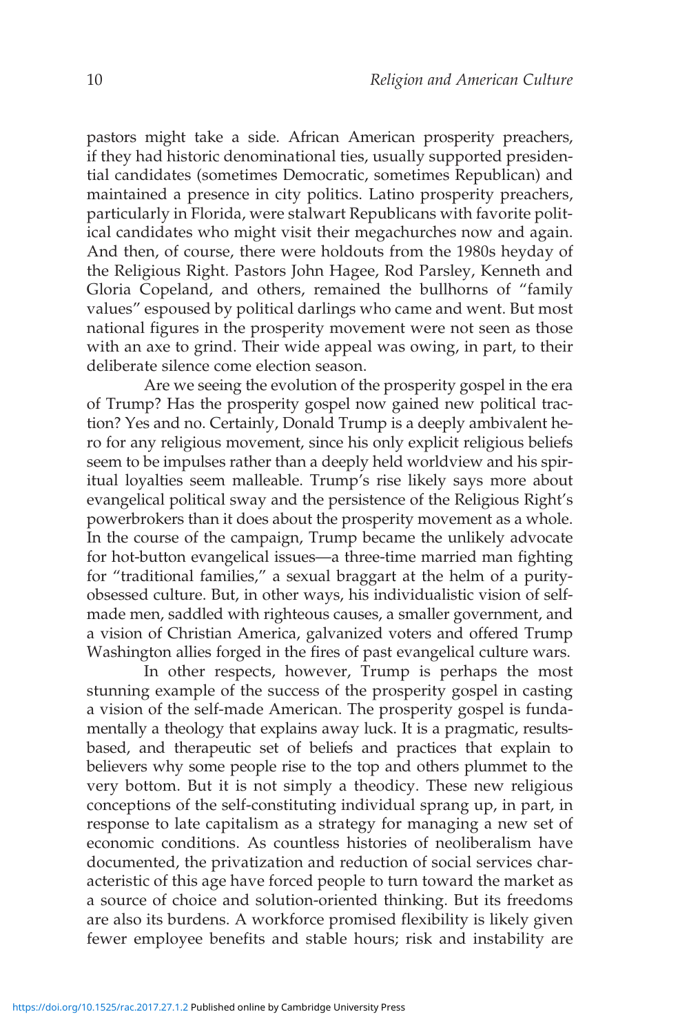pastors might take a side. African American prosperity preachers, if they had historic denominational ties, usually supported presidential candidates (sometimes Democratic, sometimes Republican) and maintained a presence in city politics. Latino prosperity preachers, particularly in Florida, were stalwart Republicans with favorite political candidates who might visit their megachurches now and again. And then, of course, there were holdouts from the 1980s heyday of the Religious Right. Pastors John Hagee, Rod Parsley, Kenneth and Gloria Copeland, and others, remained the bullhorns of "family values" espoused by political darlings who came and went. But most national figures in the prosperity movement were not seen as those with an axe to grind. Their wide appeal was owing, in part, to their deliberate silence come election season.

Are we seeing the evolution of the prosperity gospel in the era of Trump? Has the prosperity gospel now gained new political traction? Yes and no. Certainly, Donald Trump is a deeply ambivalent hero for any religious movement, since his only explicit religious beliefs seem to be impulses rather than a deeply held worldview and his spiritual loyalties seem malleable. Trump's rise likely says more about evangelical political sway and the persistence of the Religious Right's powerbrokers than it does about the prosperity movement as a whole. In the course of the campaign, Trump became the unlikely advocate for hot-button evangelical issues—a three-time married man fighting for "traditional families," a sexual braggart at the helm of a purity-obsessed culture. But, in other ways, his individualistic vision of self-made men, saddled with righteous causes, a smaller government, and a vision of Christian America, galvanized voters and offered Trump Washington allies forged in the fires of past evangelical culture wars.

In other respects, however, Trump is perhaps the most stunning example of the success of the prosperity gospel in casting a vision of the self-made American. The prosperity gospel is fundamentally a theology that explains away luck. It is a pragmatic, results-based, and therapeutic set of beliefs and practices that explain to believers why some people rise to the top and others plummet to the very bottom. But it is not simply a theodicy. These new religious conceptions of the self-constituting individual sprang up, in part, in response to late capitalism as a strategy for managing a new set of economic conditions. As countless histories of neoliberalism have documented, the privatization and reduction of social services characteristic of this age have forced people to turn toward the market as a source of choice and solution-oriented thinking. But its freedoms are also its burdens. A workforce promised flexibility is likely given fewer employee benefits and stable hours; risk and instability are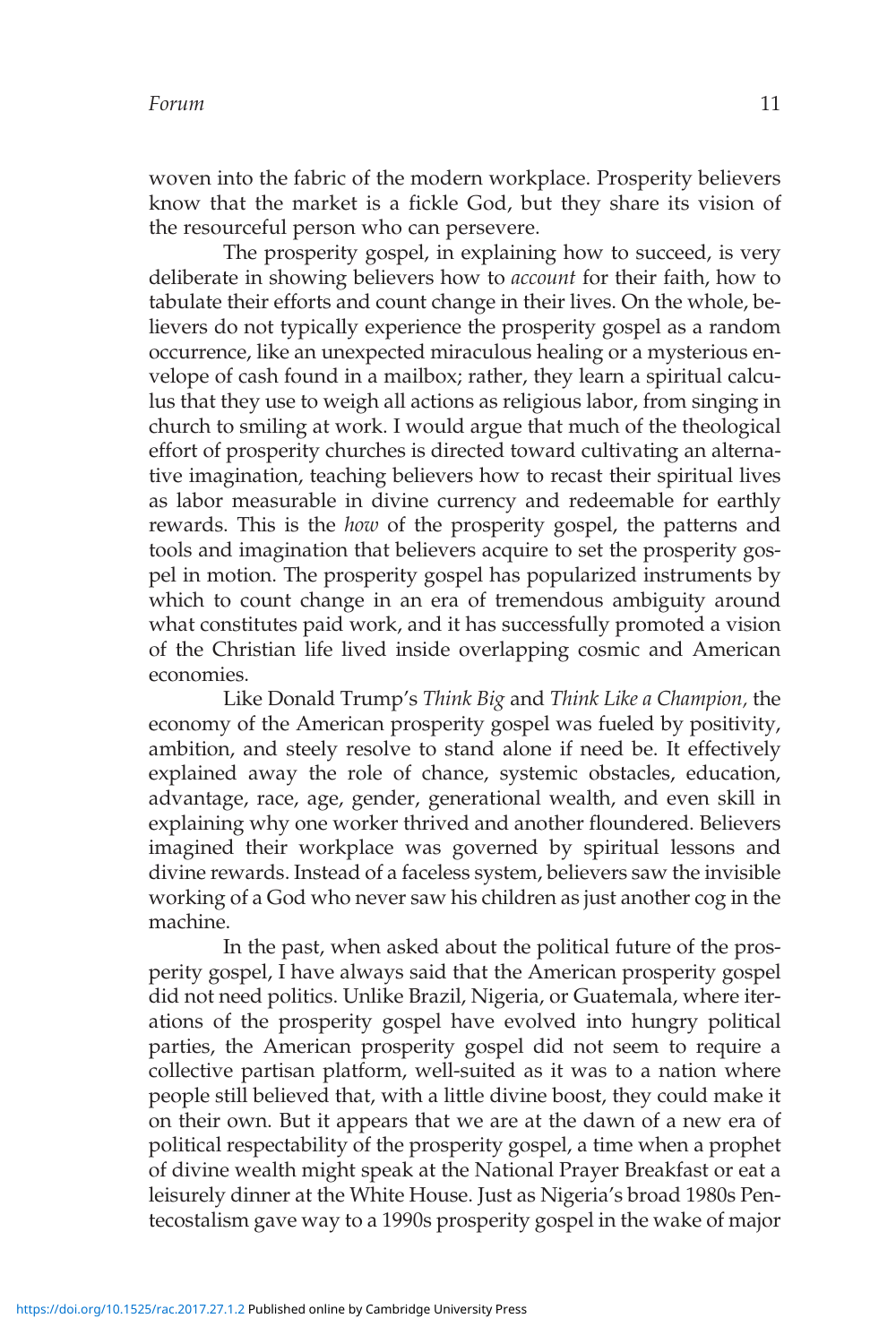woven into the fabric of the modern workplace. Prosperity believers know that the market is a fickle God, but they share its vision of the resourceful person who can persevere.

The prosperity gospel, in explaining how to succeed, is very deliberate in showing believers how to *account* for their faith, how to tabulate their efforts and count change in their lives. On the whole, believers do not typically experience the prosperity gospel as a random occurrence, like an unexpected miraculous healing or a mysterious envelope of cash found in a mailbox; rather, they learn a spiritual calculus that they use to weigh all actions as religious labor, from singing in church to smiling at work. I would argue that much of the theological effort of prosperity churches is directed toward cultivating an alternative imagination, teaching believers how to recast their spiritual lives as labor measurable in divine currency and redeemable for earthly rewards. This is the *how* of the prosperity gospel, the patterns and tools and imagination that believers acquire to set the prosperity gospel in motion. The prosperity gospel has popularized instruments by which to count change in an era of tremendous ambiguity around what constitutes paid work, and it has successfully promoted a vision of the Christian life lived inside overlapping cosmic and American economies.

Like Donald Trump's *Think Big* and *Think Like a Champion*, the economy of the American prosperity gospel was fueled by positivity, ambition, and steely resolve to stand alone if need be. It effectively explained away the role of chance, systemic obstacles, education, advantage, race, age, gender, generational wealth, and even skill in explaining why one worker thrived and another floundered. Believers imagined their workplace was governed by spiritual lessons and divine rewards. Instead of a faceless system, believers saw the invisible working of a God who never saw his children as just another cog in the machine.

In the past, when asked about the political future of the prosperity gospel, I have always said that the American prosperity gospel did not need politics. Unlike Brazil, Nigeria, or Guatemala, where iterations of the prosperity gospel have evolved into hungry political parties, the American prosperity gospel did not seem to require a collective partisan platform, well-suited as it was to a nation where people still believed that, with a little divine boost, they could make it on their own. But it appears that we are at the dawn of a new era of political respectability of the prosperity gospel, a time when a prophet of divine wealth might speak at the National Prayer Breakfast or eat a leisurely dinner at the White House. Just as Nigeria's broad 1980s Pentecostalism gave way to a 1990s prosperity gospel in the wake of major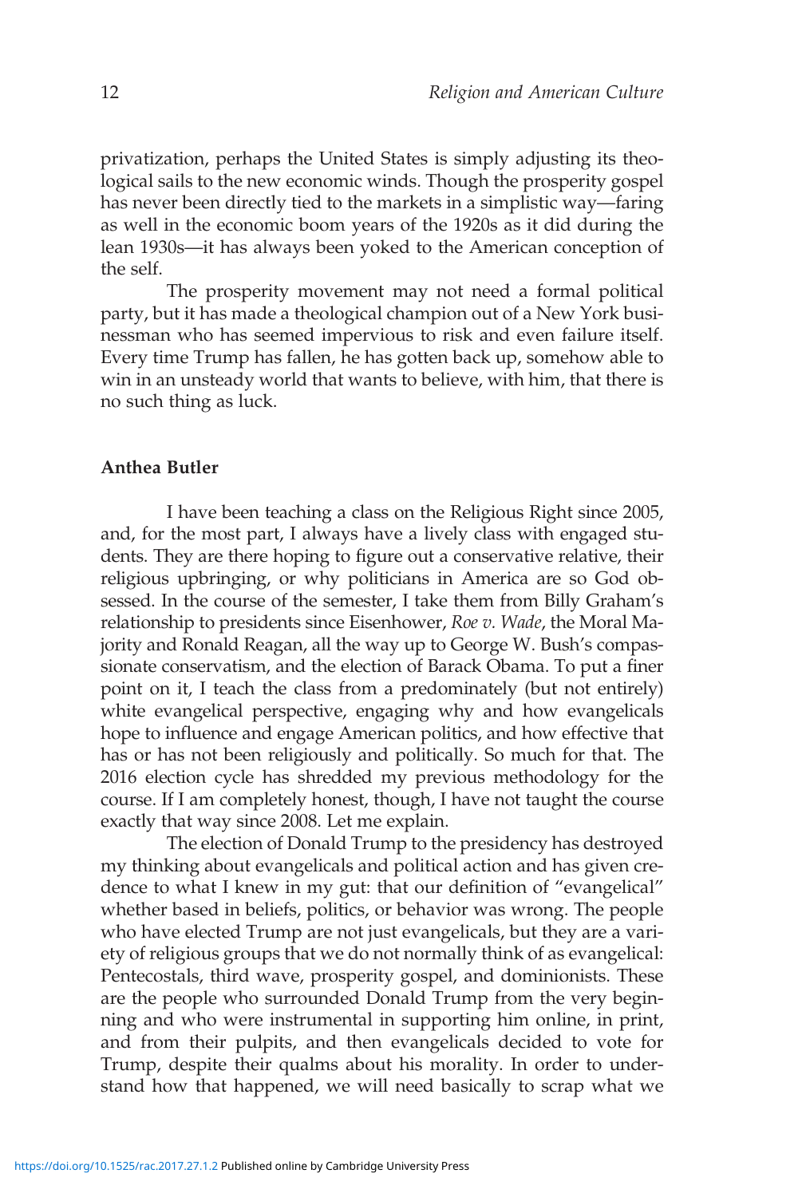privatization, perhaps the United States is simply adjusting its theological sails to the new economic winds. Though the prosperity gospel has never been directly tied to the markets in a simplistic way—faring as well in the economic boom years of the 1920s as it did during the lean 1930s—it has always been yoked to the American conception of the self.

The prosperity movement may not need a formal political party, but it has made a theological champion out of a New York businessman who has seemed impervious to risk and even failure itself. Every time Trump has fallen, he has gotten back up, somehow able to win in an unsteady world that wants to believe, with him, that there is no such thing as luck.

**Anthea Butler**

I have been teaching a class on the Religious Right since 2005, and, for the most part, I always have a lively class with engaged students. They are there hoping to figure out a conservative relative, their religious upbringing, or why politicians in America are so God obsessed. In the course of the semester, I take them from Billy Graham's relationship to presidents since Eisenhower, *Roe v. Wade*, the Moral Majority and Ronald Reagan, all the way up to George W. Bush's compassionate conservatism, and the election of Barack Obama. To put a finer point on it, I teach the class from a predominately (but not entirely) white evangelical perspective, engaging why and how evangelicals hope to influence and engage American politics, and how effective that has or has not been religiously and politically. So much for that. The 2016 election cycle has shredded my previous methodology for the course. If I am completely honest, though, I have not taught the course exactly that way since 2008. Let me explain.

The election of Donald Trump to the presidency has destroyed my thinking about evangelicals and political action and has given credence to what I knew in my gut: that our definition of "evangelical" whether based in beliefs, politics, or behavior was wrong. The people who have elected Trump are not just evangelicals, but they are a variety of religious groups that we do not normally think of as evangelical: Pentecostals, third wave, prosperity gospel, and dominionists. These are the people who surrounded Donald Trump from the very beginning and who were instrumental in supporting him online, in print, and from their pulpits, and then evangelicals decided to vote for Trump, despite their qualms about his morality. In order to understand how that happened, we will need basically to scrap what we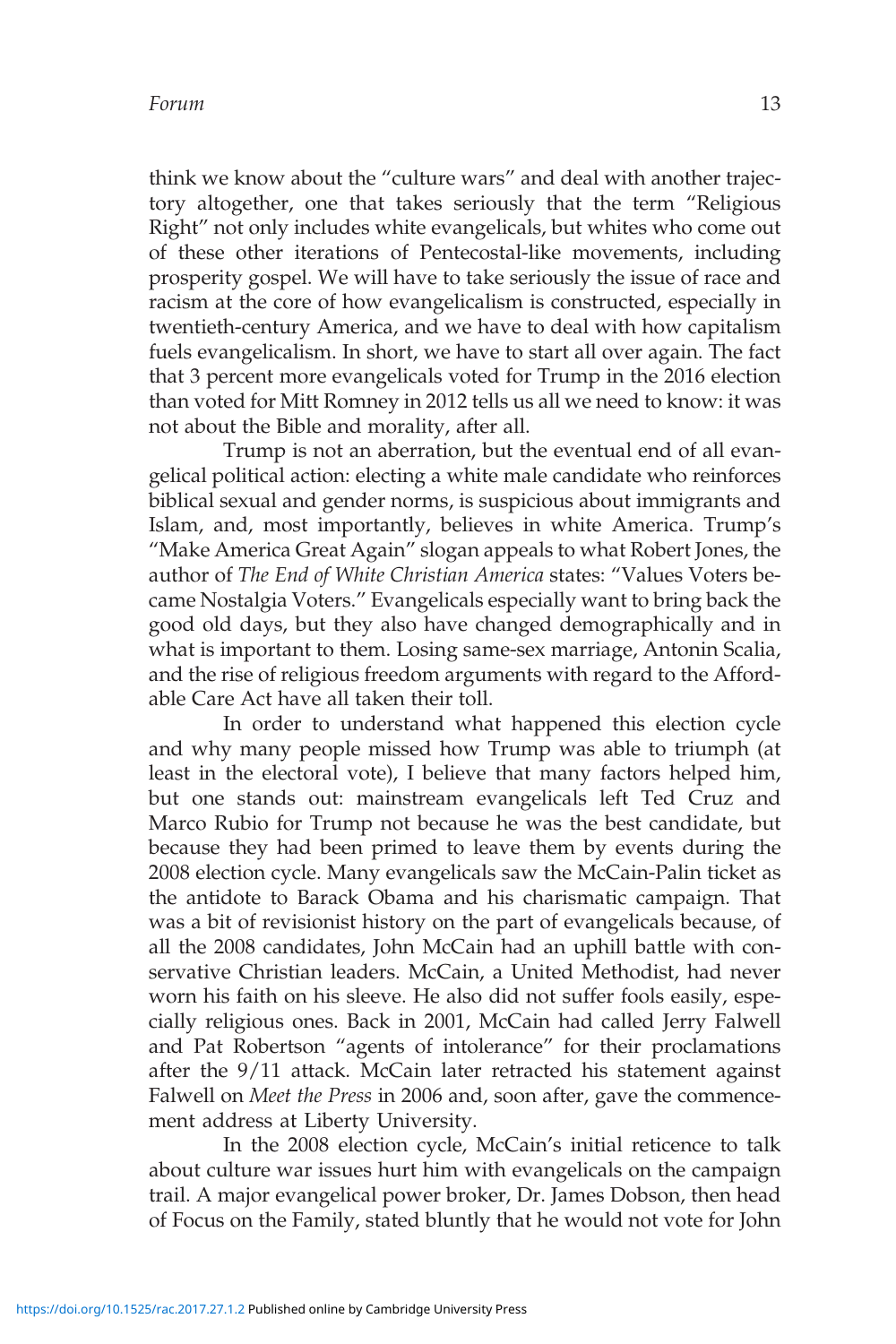think we know about the "culture wars" and deal with another trajectory altogether, one that takes seriously that the term "Religious Right" not only includes white evangelicals, but whites who come out of these other iterations of Pentecostal-like movements, including prosperity gospel. We will have to take seriously the issue of race and racism at the core of how evangelicalism is constructed, especially in twentieth-century America, and we have to deal with how capitalism fuels evangelicalism. In short, we have to start all over again. The fact that 3 percent more evangelicals voted for Trump in the 2016 election than voted for Mitt Romney in 2012 tells us all we need to know: it was not about the Bible and morality, after all.

Trump is not an aberration, but the eventual end of all evangelical political action: electing a white male candidate who reinforces biblical sexual and gender norms, is suspicious about immigrants and Islam, and, most importantly, believes in white America. Trump's "Make America Great Again" slogan appeals to what Robert Jones, the author of *The End of White Christian America* states: "Values Voters became Nostalgia Voters." Evangelicals especially want to bring back the good old days, but they also have changed demographically and in what is important to them. Losing same-sex marriage, Antonin Scalia, and the rise of religious freedom arguments with regard to the Affordable Care Act have all taken their toll.

In order to understand what happened this election cycle and why many people missed how Trump was able to triumph (at least in the electoral vote), I believe that many factors helped him, but one stands out: mainstream evangelicals left Ted Cruz and Marco Rubio for Trump not because he was the best candidate, but because they had been primed to leave them by events during the 2008 election cycle. Many evangelicals saw the McCain-Palin ticket as the antidote to Barack Obama and his charismatic campaign. That was a bit of revisionist history on the part of evangelicals because, of all the 2008 candidates, John McCain had an uphill battle with conservative Christian leaders. McCain, a United Methodist, had never worn his faith on his sleeve. He also did not suffer fools easily, especially religious ones. Back in 2001, McCain had called Jerry Falwell and Pat Robertson "agents of intolerance" for their proclamations after the 9/11 attack. McCain later retracted his statement against Falwell on *Meet the Press* in 2006 and, soon after, gave the commencement address at Liberty University.

In the 2008 election cycle, McCain's initial reticence to talk about culture war issues hurt him with evangelicals on the campaign trail. A major evangelical power broker, Dr. James Dobson, then head of Focus on the Family, stated bluntly that he would not vote for John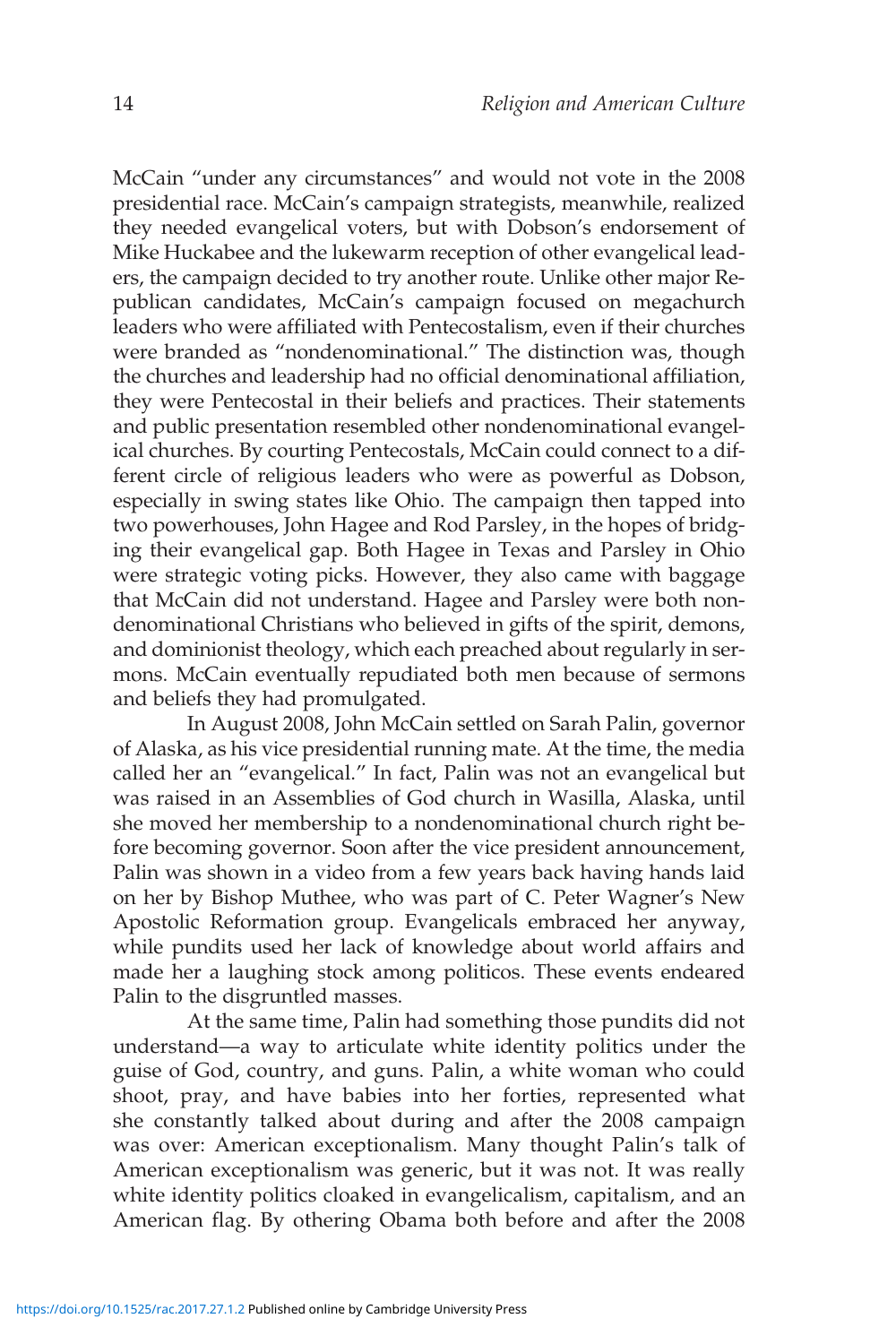McCain "under any circumstances" and would not vote in the 2008 presidential race. McCain's campaign strategists, meanwhile, realized they needed evangelical voters, but with Dobson's endorsement of Mike Huckabee and the lukewarm reception of other evangelical leaders, the campaign decided to try another route. Unlike other major Republican candidates, McCain's campaign focused on megachurch leaders who were affiliated with Pentecostalism, even if their churches were branded as "nondenominational." The distinction was, though the churches and leadership had no official denominational affiliation, they were Pentecostal in their beliefs and practices. Their statements and public presentation resembled other nondenominational evangelical churches. By courting Pentecostals, McCain could connect to a different circle of religious leaders who were as powerful as Dobson, especially in swing states like Ohio. The campaign then tapped into two powerhouses, John Hagee and Rod Parsley, in the hopes of bridging their evangelical gap. Both Hagee in Texas and Parsley in Ohio were strategic voting picks. However, they also came with baggage that McCain did not understand. Hagee and Parsley were both nondenominational Christians who believed in gifts of the spirit, demons, and dominionist theology, which each preached about regularly in sermons. McCain eventually repudiated both men because of sermons and beliefs they had promulgated.

In August 2008, John McCain settled on Sarah Palin, governor of Alaska, as his vice presidential running mate. At the time, the media called her an "evangelical." In fact, Palin was not an evangelical but was raised in an Assemblies of God church in Wasilla, Alaska, until she moved her membership to a nondenominational church right before becoming governor. Soon after the vice president announcement, Palin was shown in a video from a few years back having hands laid on her by Bishop Muthee, who was part of C. Peter Wagner's New Apostolic Reformation group. Evangelicals embraced her anyway, while pundits used her lack of knowledge about world affairs and made her a laughing stock among politicos. These events endeared Palin to the disgruntled masses.

At the same time, Palin had something those pundits did not understand—a way to articulate white identity politics under the guise of God, country, and guns. Palin, a white woman who could shoot, pray, and have babies into her forties, represented what she constantly talked about during and after the 2008 campaign was over: American exceptionalism. Many thought Palin's talk of American exceptionalism was generic, but it was not. It was really white identity politics cloaked in evangelicalism, capitalism, and an American flag. By othering Obama both before and after the 2008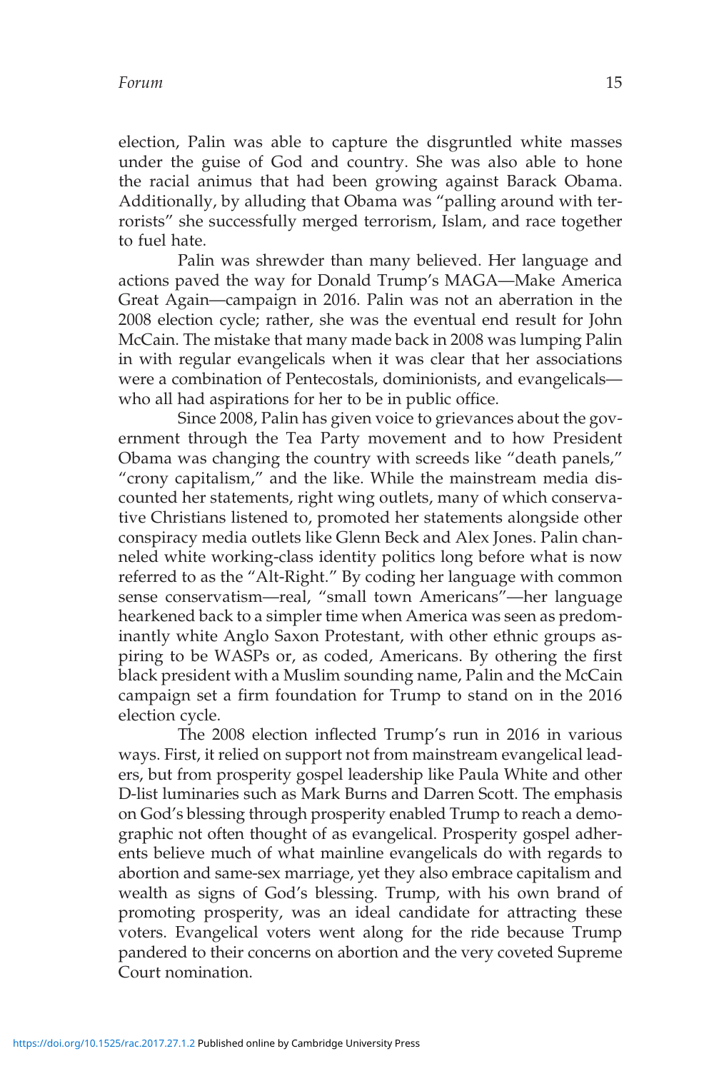election, Palin was able to capture the disgruntled white masses under the guise of God and country. She was also able to hone the racial animus that had been growing against Barack Obama. Additionally, by alluding that Obama was "palling around with terrorists" she successfully merged terrorism, Islam, and race together to fuel hate.

Palin was shrewder than many believed. Her language and actions paved the way for Donald Trump's MAGA—Make America Great Again—campaign in 2016. Palin was not an aberration in the 2008 election cycle; rather, she was the eventual end result for John McCain. The mistake that many made back in 2008 was lumping Palin in with regular evangelicals when it was clear that her associations were a combination of Pentecostals, dominionists, and evangelicals—who all had aspirations for her to be in public office.

Since 2008, Palin has given voice to grievances about the government through the Tea Party movement and to how President Obama was changing the country with screeds like "death panels," "crony capitalism," and the like. While the mainstream media discounted her statements, right wing outlets, many of which conservative Christians listened to, promoted her statements alongside other conspiracy media outlets like Glenn Beck and Alex Jones. Palin channeled white working-class identity politics long before what is now referred to as the "Alt-Right." By coding her language with common sense conservatism—real, "small town Americans"—her language hearkened back to a simpler time when America was seen as predominantly white Anglo Saxon Protestant, with other ethnic groups aspiring to be WASPs or, as coded, Americans. By othering the first black president with a Muslim sounding name, Palin and the McCain campaign set a firm foundation for Trump to stand on in the 2016 election cycle.

The 2008 election inflected Trump's run in 2016 in various ways. First, it relied on support not from mainstream evangelical leaders, but from prosperity gospel leadership like Paula White and other D-list luminaries such as Mark Burns and Darren Scott. The emphasis on God's blessing through prosperity enabled Trump to reach a demographic not often thought of as evangelical. Prosperity gospel adherents believe much of what mainline evangelicals do with regards to abortion and same-sex marriage, yet they also embrace capitalism and wealth as signs of God's blessing. Trump, with his own brand of promoting prosperity, was an ideal candidate for attracting these voters. Evangelical voters went along for the ride because Trump pandered to their concerns on abortion and the very coveted Supreme Court nomination.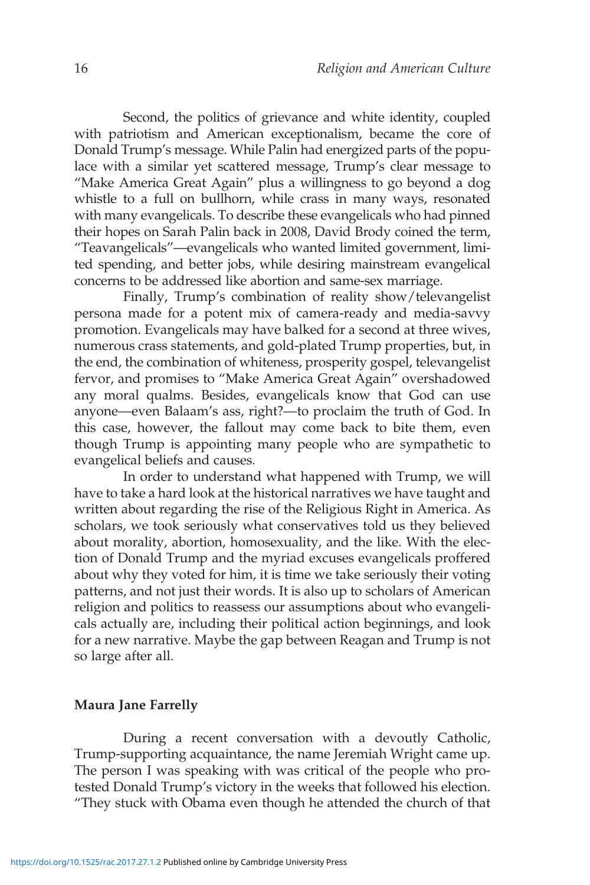Second, the politics of grievance and white identity, coupled with patriotism and American exceptionalism, became the core of Donald Trump's message. While Palin had energized parts of the populace with a similar yet scattered message, Trump's clear message to "Make America Great Again" plus a willingness to go beyond a dog whistle to a full on bullhorn, while crass in many ways, resonated with many evangelicals. To describe these evangelicals who had pinned their hopes on Sarah Palin back in 2008, David Brody coined the term, "Teavangelicals"—evangelicals who wanted limited government, limited spending, and better jobs, while desiring mainstream evangelical concerns to be addressed like abortion and same-sex marriage.

Finally, Trump's combination of reality show/televangelist persona made for a potent mix of camera-ready and media-savvy promotion. Evangelicals may have balked for a second at three wives, numerous crass statements, and gold-plated Trump properties, but, in the end, the combination of whiteness, prosperity gospel, televangelist fervor, and promises to "Make America Great Again" overshadowed any moral qualms. Besides, evangelicals know that God can use anyone—even Balaam's ass, right?—to proclaim the truth of God. In this case, however, the fallout may come back to bite them, even though Trump is appointing many people who are sympathetic to evangelical beliefs and causes.

In order to understand what happened with Trump, we will have to take a hard look at the historical narratives we have taught and written about regarding the rise of the Religious Right in America. As scholars, we took seriously what conservatives told us they believed about morality, abortion, homosexuality, and the like. With the election of Donald Trump and the myriad excuses evangelicals proffered about why they voted for him, it is time we take seriously their voting patterns, and not just their words. It is also up to scholars of American religion and politics to reassess our assumptions about who evangelicals actually are, including their political action beginnings, and look for a new narrative. Maybe the gap between Reagan and Trump is not so large after all.

**Maura Jane Farrelly**

During a recent conversation with a devoutly Catholic, Trump-supporting acquaintance, the name Jeremiah Wright came up. The person I was speaking with was critical of the people who protested Donald Trump's victory in the weeks that followed his election. "They stuck with Obama even though he attended the church of that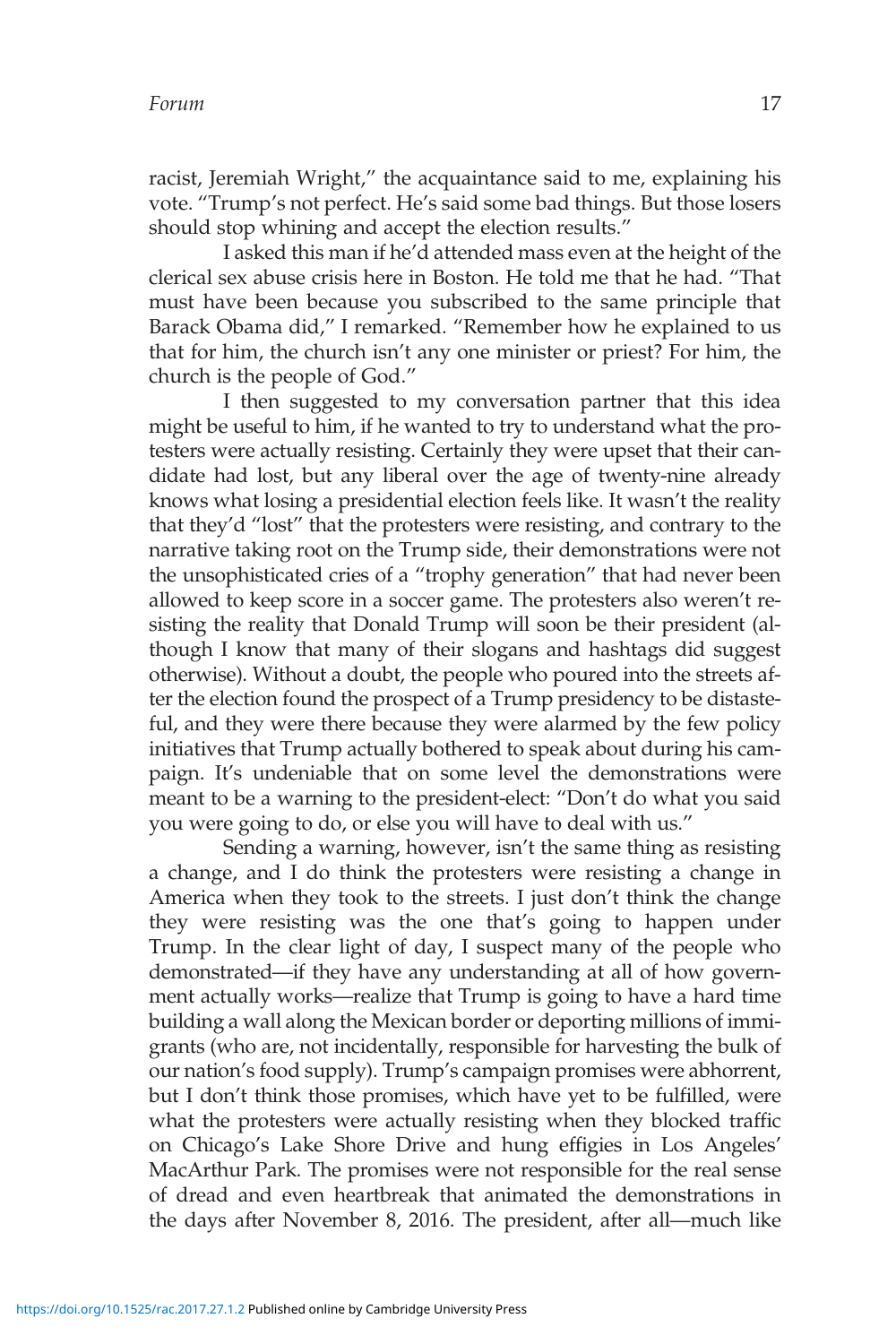racist, Jeremiah Wright," the acquaintance said to me, explaining his vote. "Trump's not perfect. He's said some bad things. But those losers should stop whining and accept the election results."

I asked this man if he'd attended mass even at the height of the clerical sex abuse crisis here in Boston. He told me that he had. "That must have been because you subscribed to the same principle that Barack Obama did," I remarked. "Remember how he explained to us that for him, the church isn't any one minister or priest? For him, the church is the people of God."

I then suggested to my conversation partner that this idea might be useful to him, if he wanted to try to understand what the protesters were actually resisting. Certainly they were upset that their candidate had lost, but any liberal over the age of twenty-nine already knows what losing a presidential election feels like. It wasn't the reality that they'd "lost" that the protesters were resisting, and contrary to the narrative taking root on the Trump side, their demonstrations were not the unsophisticated cries of a "trophy generation" that had never been allowed to keep score in a soccer game. The protesters also weren't resisting the reality that Donald Trump will soon be their president (although I know that many of their slogans and hashtags did suggest otherwise). Without a doubt, the people who poured into the streets after the election found the prospect of a Trump presidency to be distasteful, and they were there because they were alarmed by the few policy initiatives that Trump actually bothered to speak about during his campaign. It's undeniable that on some level the demonstrations were meant to be a warning to the president-elect: "Don't do what you said you were going to do, or else you will have to deal with us."

Sending a warning, however, isn't the same thing as resisting a change, and I do think the protesters were resisting a change in America when they took to the streets. I just don't think the change they were resisting was the one that's going to happen under Trump. In the clear light of day, I suspect many of the people who demonstrated—if they have any understanding at all of how government actually works—realize that Trump is going to have a hard time building a wall along the Mexican border or deporting millions of immigrants (who are, not incidentally, responsible for harvesting the bulk of our nation's food supply). Trump's campaign promises were abhorrent, but I don't think those promises, which have yet to be fulfilled, were what the protesters were actually resisting when they blocked traffic on Chicago's Lake Shore Drive and hung effigies in Los Angeles' MacArthur Park. The promises were not responsible for the real sense of dread and even heartbreak that animated the demonstrations in the days after November 8, 2016. The president, after all—much like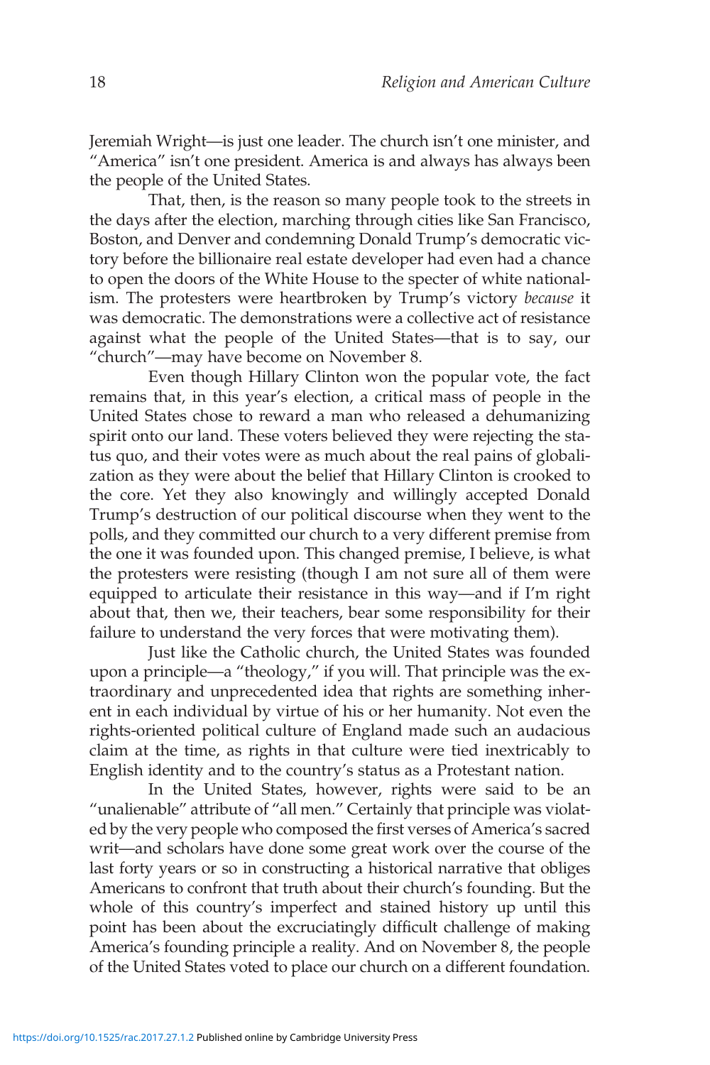Jeremiah Wright—is just one leader. The church isn't one minister, and "America" isn't one president. America is and always has always been the people of the United States.

That, then, is the reason so many people took to the streets in the days after the election, marching through cities like San Francisco, Boston, and Denver and condemning Donald Trump's democratic victory before the billionaire real estate developer had even had a chance to open the doors of the White House to the specter of white nationalism. The protesters were heartbroken by Trump's victory *because* it was democratic. The demonstrations were a collective act of resistance against what the people of the United States—that is to say, our "church"—may have become on November 8.

Even though Hillary Clinton won the popular vote, the fact remains that, in this year's election, a critical mass of people in the United States chose to reward a man who released a dehumanizing spirit onto our land. These voters believed they were rejecting the status quo, and their votes were as much about the real pains of globalization as they were about the belief that Hillary Clinton is crooked to the core. Yet they also knowingly and willingly accepted Donald Trump's destruction of our political discourse when they went to the polls, and they committed our church to a very different premise from the one it was founded upon. This changed premise, I believe, is what the protesters were resisting (though I am not sure all of them were equipped to articulate their resistance in this way—and if I'm right about that, then we, their teachers, bear some responsibility for their failure to understand the very forces that were motivating them).

Just like the Catholic church, the United States was founded upon a principle—a "theology," if you will. That principle was the extraordinary and unprecedented idea that rights are something inherent in each individual by virtue of his or her humanity. Not even the rights-oriented political culture of England made such an audacious claim at the time, as rights in that culture were tied inextricably to English identity and to the country's status as a Protestant nation.

In the United States, however, rights were said to be an "unalienable" attribute of "all men." Certainly that principle was violated by the very people who composed the first verses of America's sacred writ—and scholars have done some great work over the course of the last forty years or so in constructing a historical narrative that obliges Americans to confront that truth about their church's founding. But the whole of this country's imperfect and stained history up until this point has been about the excruciatingly difficult challenge of making America's founding principle a reality. And on November 8, the people of the United States voted to place our church on a different foundation.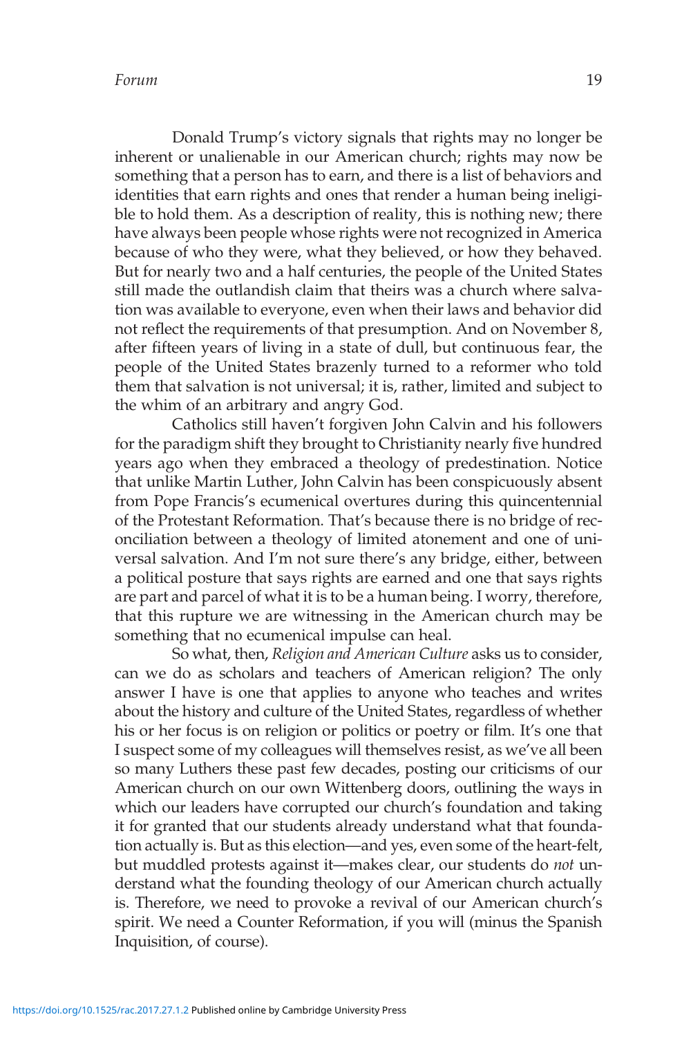Donald Trump's victory signals that rights may no longer be inherent or unalienable in our American church; rights may now be something that a person has to earn, and there is a list of behaviors and identities that earn rights and ones that render a human being ineligible to hold them. As a description of reality, this is nothing new; there have always been people whose rights were not recognized in America because of who they were, what they believed, or how they behaved. But for nearly two and a half centuries, the people of the United States still made the outlandish claim that theirs was a church where salvation was available to everyone, even when their laws and behavior did not reflect the requirements of that presumption. And on November 8, after fifteen years of living in a state of dull, but continuous fear, the people of the United States brazenly turned to a reformer who told them that salvation is not universal; it is, rather, limited and subject to the whim of an arbitrary and angry God.

Catholics still haven't forgiven John Calvin and his followers for the paradigm shift they brought to Christianity nearly five hundred years ago when they embraced a theology of predestination. Notice that unlike Martin Luther, John Calvin has been conspicuously absent from Pope Francis's ecumenical overtures during this quincentennial of the Protestant Reformation. That's because there is no bridge of reconciliation between a theology of limited atonement and one of universal salvation. And I'm not sure there's any bridge, either, between a political posture that says rights are earned and one that says rights are part and parcel of what it is to be a human being. I worry, therefore, that this rupture we are witnessing in the American church may be something that no ecumenical impulse can heal.

So what, then, *Religion and American Culture* asks us to consider, can we do as scholars and teachers of American religion? The only answer I have is one that applies to anyone who teaches and writes about the history and culture of the United States, regardless of whether his or her focus is on religion or politics or poetry or film. It's one that I suspect some of my colleagues will themselves resist, as we've all been so many Luthers these past few decades, posting our criticisms of our American church on our own Wittenberg doors, outlining the ways in which our leaders have corrupted our church's foundation and taking it for granted that our students already understand what that foundation actually is. But as this election—and yes, even some of the heart-felt, but muddled protests against it—makes clear, our students do *not* understand what the founding theology of our American church actually is. Therefore, we need to provoke a revival of our American church's spirit. We need a Counter Reformation, if you will (minus the Spanish Inquisition, of course).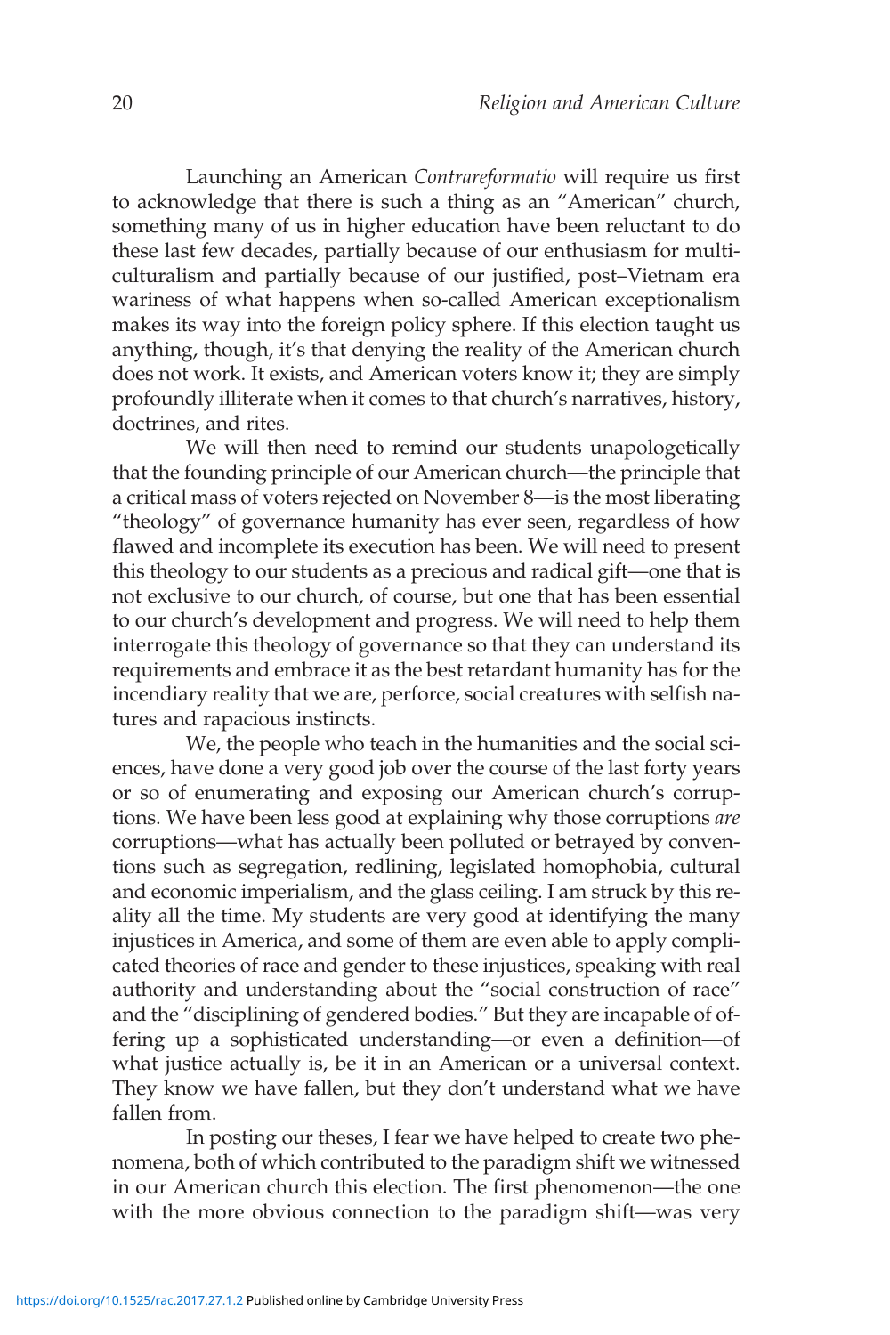Launching an American *Contrareformatio* will require us first to acknowledge that there is such a thing as an "American" church, something many of us in higher education have been reluctant to do these last few decades, partially because of our enthusiasm for multiculturalism and partially because of our justified, post–Vietnam era wariness of what happens when so-called American exceptionalism makes its way into the foreign policy sphere. If this election taught us anything, though, it's that denying the reality of the American church does not work. It exists, and American voters know it; they are simply profoundly illiterate when it comes to that church's narratives, history, doctrines, and rites.

We will then need to remind our students unapologetically that the founding principle of our American church—the principle that a critical mass of voters rejected on November 8—is the most liberating "theology" of governance humanity has ever seen, regardless of how flawed and incomplete its execution has been. We will need to present this theology to our students as a precious and radical gift—one that is not exclusive to our church, of course, but one that has been essential to our church's development and progress. We will need to help them interrogate this theology of governance so that they can understand its requirements and embrace it as the best retardant humanity has for the incendiary reality that we are, perforce, social creatures with selfish natures and rapacious instincts.

We, the people who teach in the humanities and the social sciences, have done a very good job over the course of the last forty years or so of enumerating and exposing our American church's corruptions. We have been less good at explaining why those corruptions *are* corruptions—what has actually been polluted or betrayed by conventions such as segregation, redlining, legislated homophobia, cultural and economic imperialism, and the glass ceiling. I am struck by this reality all the time. My students are very good at identifying the many injustices in America, and some of them are even able to apply complicated theories of race and gender to these injustices, speaking with real authority and understanding about the "social construction of race" and the "disciplining of gendered bodies." But they are incapable of offering up a sophisticated understanding—or even a definition—of what justice actually is, be it in an American or a universal context. They know we have fallen, but they don't understand what we have fallen from.

In posting our theses, I fear we have helped to create two phenomena, both of which contributed to the paradigm shift we witnessed in our American church this election. The first phenomenon—the one with the more obvious connection to the paradigm shift—was very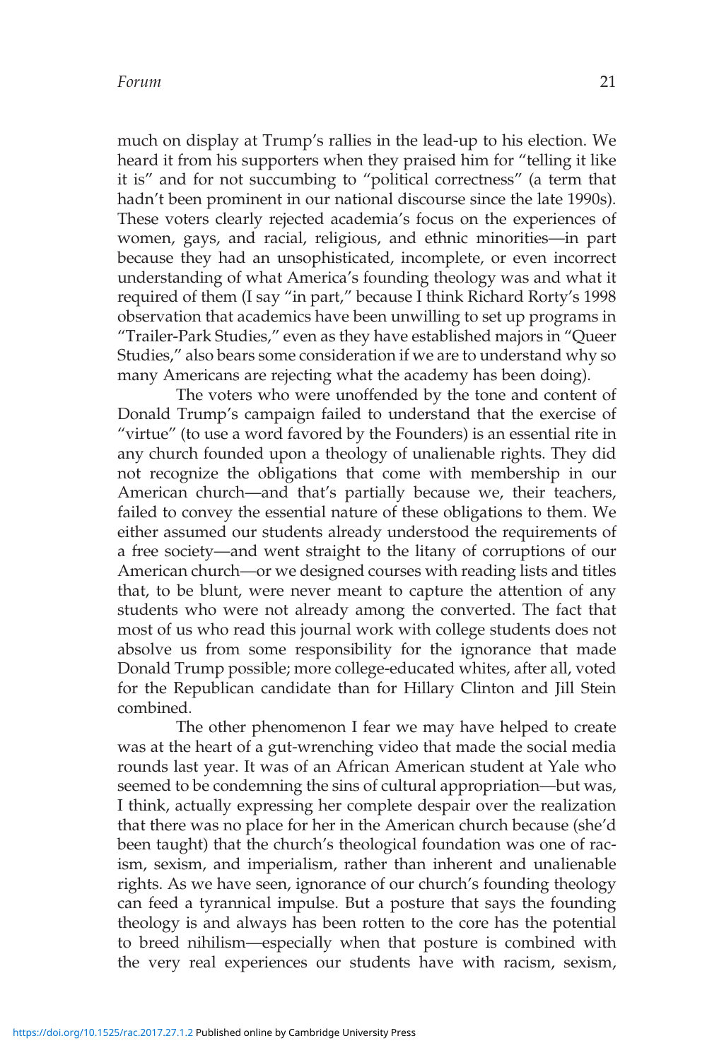much on display at Trump's rallies in the lead-up to his election. We heard it from his supporters when they praised him for "telling it like it is" and for not succumbing to "political correctness" (a term that hadn't been prominent in our national discourse since the late 1990s). These voters clearly rejected academia's focus on the experiences of women, gays, and racial, religious, and ethnic minorities—in part because they had an unsophisticated, incomplete, or even incorrect understanding of what America's founding theology was and what it required of them (I say "in part," because I think Richard Rorty's 1998 observation that academics have been unwilling to set up programs in "Trailer-Park Studies," even as they have established majors in "Queer Studies," also bears some consideration if we are to understand why so many Americans are rejecting what the academy has been doing).

The voters who were unoffended by the tone and content of Donald Trump's campaign failed to understand that the exercise of "virtue" (to use a word favored by the Founders) is an essential rite in any church founded upon a theology of unalienable rights. They did not recognize the obligations that come with membership in our American church—and that's partially because we, their teachers, failed to convey the essential nature of these obligations to them. We either assumed our students already understood the requirements of a free society—and went straight to the litany of corruptions of our American church—or we designed courses with reading lists and titles that, to be blunt, were never meant to capture the attention of any students who were not already among the converted. The fact that most of us who read this journal work with college students does not absolve us from some responsibility for the ignorance that made Donald Trump possible; more college-educated whites, after all, voted for the Republican candidate than for Hillary Clinton and Jill Stein combined.

The other phenomenon I fear we may have helped to create was at the heart of a gut-wrenching video that made the social media rounds last year. It was of an African American student at Yale who seemed to be condemning the sins of cultural appropriation—but was, I think, actually expressing her complete despair over the realization that there was no place for her in the American church because (she'd been taught) that the church's theological foundation was one of racism, sexism, and imperialism, rather than inherent and unalienable rights. As we have seen, ignorance of our church's founding theology can feed a tyrannical impulse. But a posture that says the founding theology is and always has been rotten to the core has the potential to breed nihilism—especially when that posture is combined with the very real experiences our students have with racism, sexism,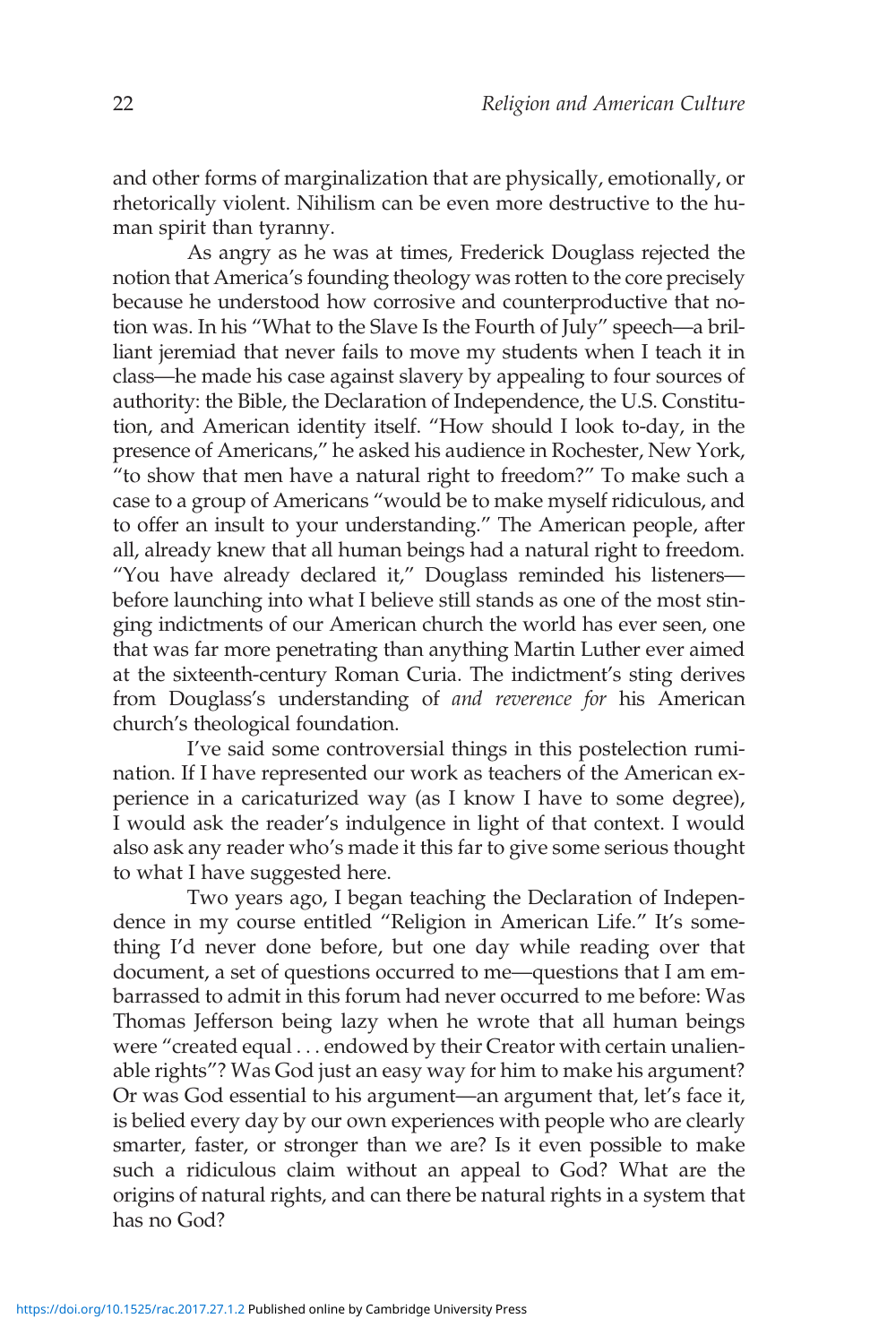and other forms of marginalization that are physically, emotionally, or rhetorically violent. Nihilism can be even more destructive to the human spirit than tyranny.

As angry as he was at times, Frederick Douglass rejected the notion that America's founding theology was rotten to the core precisely because he understood how corrosive and counterproductive that notion was. In his "What to the Slave Is the Fourth of July" speech—a brilliant jeremiad that never fails to move my students when I teach it in class—he made his case against slavery by appealing to four sources of authority: the Bible, the Declaration of Independence, the U.S. Constitution, and American identity itself. "How should I look to-day, in the presence of Americans," he asked his audience in Rochester, New York, "to show that men have a natural right to freedom?" To make such a case to a group of Americans "would be to make myself ridiculous, and to offer an insult to your understanding." The American people, after all, already knew that all human beings had a natural right to freedom. "You have already declared it," Douglass reminded his listeners—before launching into what I believe still stands as one of the most stinging indictments of our American church the world has ever seen, one that was far more penetrating than anything Martin Luther ever aimed at the sixteenth-century Roman Curia. The indictment's sting derives from Douglass's understanding of *and reverence for* his American church's theological foundation.

I've said some controversial things in this postelection rumination. If I have represented our work as teachers of the American experience in a caricaturized way (as I know I have to some degree), I would ask the reader's indulgence in light of that context. I would also ask any reader who's made it this far to give some serious thought to what I have suggested here.

Two years ago, I began teaching the Declaration of Independence in my course entitled "Religion in American Life." It's something I'd never done before, but one day while reading over that document, a set of questions occurred to me—questions that I am embarrassed to admit in this forum had never occurred to me before: Was Thomas Jefferson being lazy when he wrote that all human beings were "created equal . . . endowed by their Creator with certain unalienable rights"? Was God just an easy way for him to make his argument? Or was God essential to his argument—an argument that, let's face it, is belied every day by our own experiences with people who are clearly smarter, faster, or stronger than we are? Is it even possible to make such a ridiculous claim without an appeal to God? What are the origins of natural rights, and can there be natural rights in a system that has no God?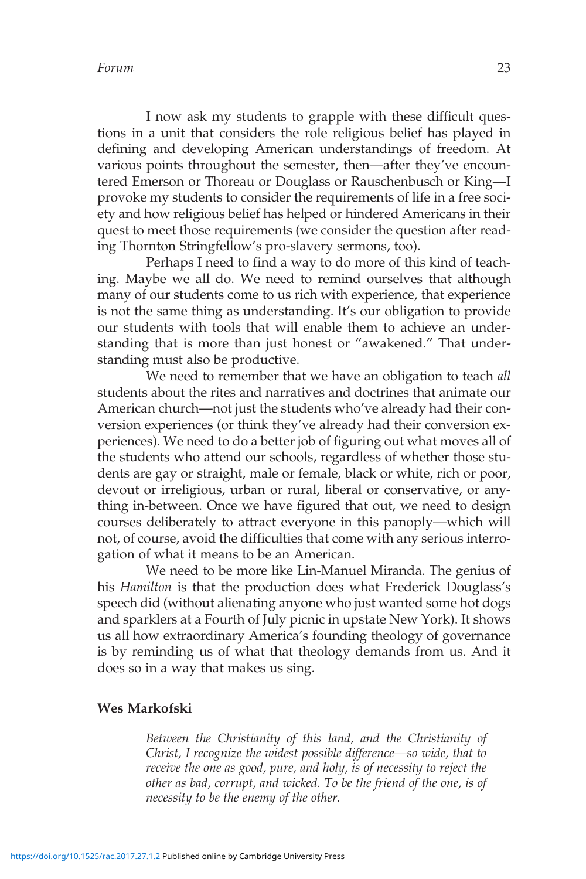I now ask my students to grapple with these difficult questions in a unit that considers the role religious belief has played in defining and developing American understandings of freedom. At various points throughout the semester, then—after they've encountered Emerson or Thoreau or Douglass or Rauschenbusch or King—I provoke my students to consider the requirements of life in a free society and how religious belief has helped or hindered Americans in their quest to meet those requirements (we consider the question after reading Thornton Stringfellow's pro-slavery sermons, too).

Perhaps I need to find a way to do more of this kind of teaching. Maybe we all do. We need to remind ourselves that although many of our students come to us rich with experience, that experience is not the same thing as understanding. It's our obligation to provide our students with tools that will enable them to achieve an understanding that is more than just honest or "awakened." That understanding must also be productive.

We need to remember that we have an obligation to teach *all* students about the rites and narratives and doctrines that animate our American church—not just the students who've already had their conversion experiences (or think they've already had their conversion experiences). We need to do a better job of figuring out what moves all of the students who attend our schools, regardless of whether those students are gay or straight, male or female, black or white, rich or poor, devout or irreligious, urban or rural, liberal or conservative, or anything in-between. Once we have figured that out, we need to design courses deliberately to attract everyone in this panoply—which will not, of course, avoid the difficulties that come with any serious interrogation of what it means to be an American.

We need to be more like Lin-Manuel Miranda. The genius of his *Hamilton* is that the production does what Frederick Douglass's speech did (without alienating anyone who just wanted some hot dogs and sparklers at a Fourth of July picnic in upstate New York). It shows us all how extraordinary America's founding theology of governance is by reminding us of what that theology demands from us. And it does so in a way that makes us sing.

**Wes Markofski**

> *Between the Christianity of this land, and the Christianity of Christ, I recognize the widest possible difference—so wide, that to receive the one as good, pure, and holy, is of necessity to reject the other as bad, corrupt, and wicked. To be the friend of the one, is of necessity to be the enemy of the other.*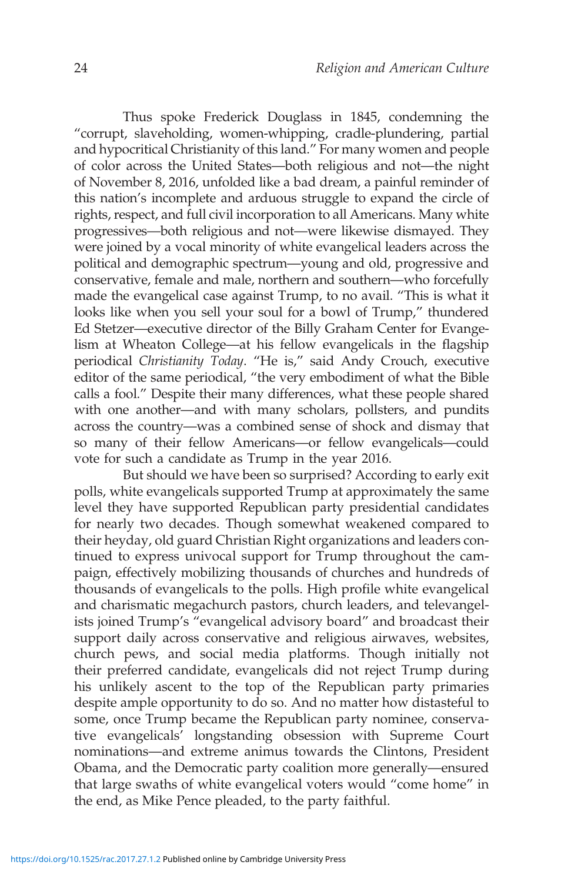Thus spoke Frederick Douglass in 1845, condemning the "corrupt, slaveholding, women-whipping, cradle-plundering, partial and hypocritical Christianity of this land." For many women and people of color across the United States—both religious and not—the night of November 8, 2016, unfolded like a bad dream, a painful reminder of this nation's incomplete and arduous struggle to expand the circle of rights, respect, and full civil incorporation to all Americans. Many white progressives—both religious and not—were likewise dismayed. They were joined by a vocal minority of white evangelical leaders across the political and demographic spectrum—young and old, progressive and conservative, female and male, northern and southern—who forcefully made the evangelical case against Trump, to no avail. "This is what it looks like when you sell your soul for a bowl of Trump," thundered Ed Stetzer—executive director of the Billy Graham Center for Evangelism at Wheaton College—at his fellow evangelicals in the flagship periodical *Christianity Today*. "He is," said Andy Crouch, executive editor of the same periodical, "the very embodiment of what the Bible calls a fool." Despite their many differences, what these people shared with one another—and with many scholars, pollsters, and pundits across the country—was a combined sense of shock and dismay that so many of their fellow Americans—or fellow evangelicals—could vote for such a candidate as Trump in the year 2016.

But should we have been so surprised? According to early exit polls, white evangelicals supported Trump at approximately the same level they have supported Republican party presidential candidates for nearly two decades. Though somewhat weakened compared to their heyday, old guard Christian Right organizations and leaders continued to express univocal support for Trump throughout the campaign, effectively mobilizing thousands of churches and hundreds of thousands of evangelicals to the polls. High profile white evangelical and charismatic megachurch pastors, church leaders, and televangelists joined Trump's "evangelical advisory board" and broadcast their support daily across conservative and religious airwaves, websites, church pews, and social media platforms. Though initially not their preferred candidate, evangelicals did not reject Trump during his unlikely ascent to the top of the Republican party primaries despite ample opportunity to do so. And no matter how distasteful to some, once Trump became the Republican party nominee, conservative evangelicals' longstanding obsession with Supreme Court nominations—and extreme animus towards the Clintons, President Obama, and the Democratic party coalition more generally—ensured that large swaths of white evangelical voters would "come home" in the end, as Mike Pence pleaded, to the party faithful.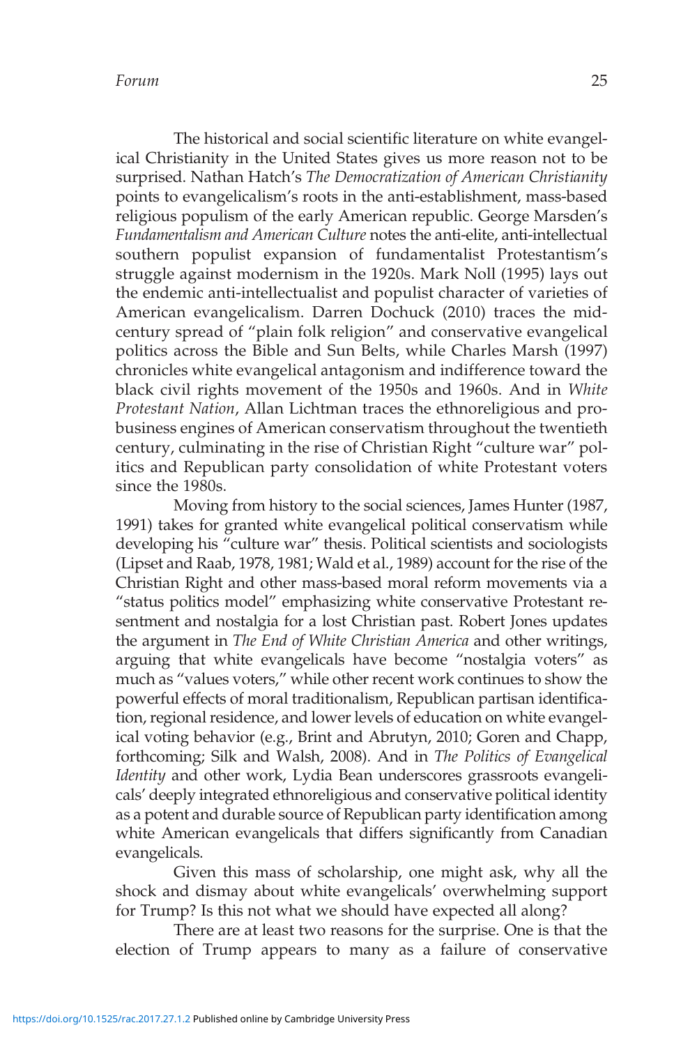The historical and social scientific literature on white evangelical Christianity in the United States gives us more reason not to be surprised. Nathan Hatch's *The Democratization of American Christianity* points to evangelicalism's roots in the anti-establishment, mass-based religious populism of the early American republic. George Marsden's *Fundamentalism and American Culture* notes the anti-elite, anti-intellectual southern populist expansion of fundamentalist Protestantism's struggle against modernism in the 1920s. Mark Noll (1995) lays out the endemic anti-intellectualist and populist character of varieties of American evangelicalism. Darren Dochuck (2010) traces the mid-century spread of "plain folk religion" and conservative evangelical politics across the Bible and Sun Belts, while Charles Marsh (1997) chronicles white evangelical antagonism and indifference toward the black civil rights movement of the 1950s and 1960s. And in *White Protestant Nation*, Allan Lichtman traces the ethnoreligious and pro-business engines of American conservatism throughout the twentieth century, culminating in the rise of Christian Right "culture war" politics and Republican party consolidation of white Protestant voters since the 1980s.

Moving from history to the social sciences, James Hunter (1987, 1991) takes for granted white evangelical political conservatism while developing his "culture war" thesis. Political scientists and sociologists (Lipset and Raab, 1978, 1981; Wald et al., 1989) account for the rise of the Christian Right and other mass-based moral reform movements via a "status politics model" emphasizing white conservative Protestant resentment and nostalgia for a lost Christian past. Robert Jones updates the argument in *The End of White Christian America* and other writings, arguing that white evangelicals have become "nostalgia voters" as much as "values voters," while other recent work continues to show the powerful effects of moral traditionalism, Republican partisan identification, regional residence, and lower levels of education on white evangelical voting behavior (e.g., Brint and Abrutyn, 2010; Goren and Chapp, forthcoming; Silk and Walsh, 2008). And in *The Politics of Evangelical Identity* and other work, Lydia Bean underscores grassroots evangelicals' deeply integrated ethnoreligious and conservative political identity as a potent and durable source of Republican party identification among white American evangelicals that differs significantly from Canadian evangelicals.

Given this mass of scholarship, one might ask, why all the shock and dismay about white evangelicals' overwhelming support for Trump? Is this not what we should have expected all along?

There are at least two reasons for the surprise. One is that the election of Trump appears to many as a failure of conservative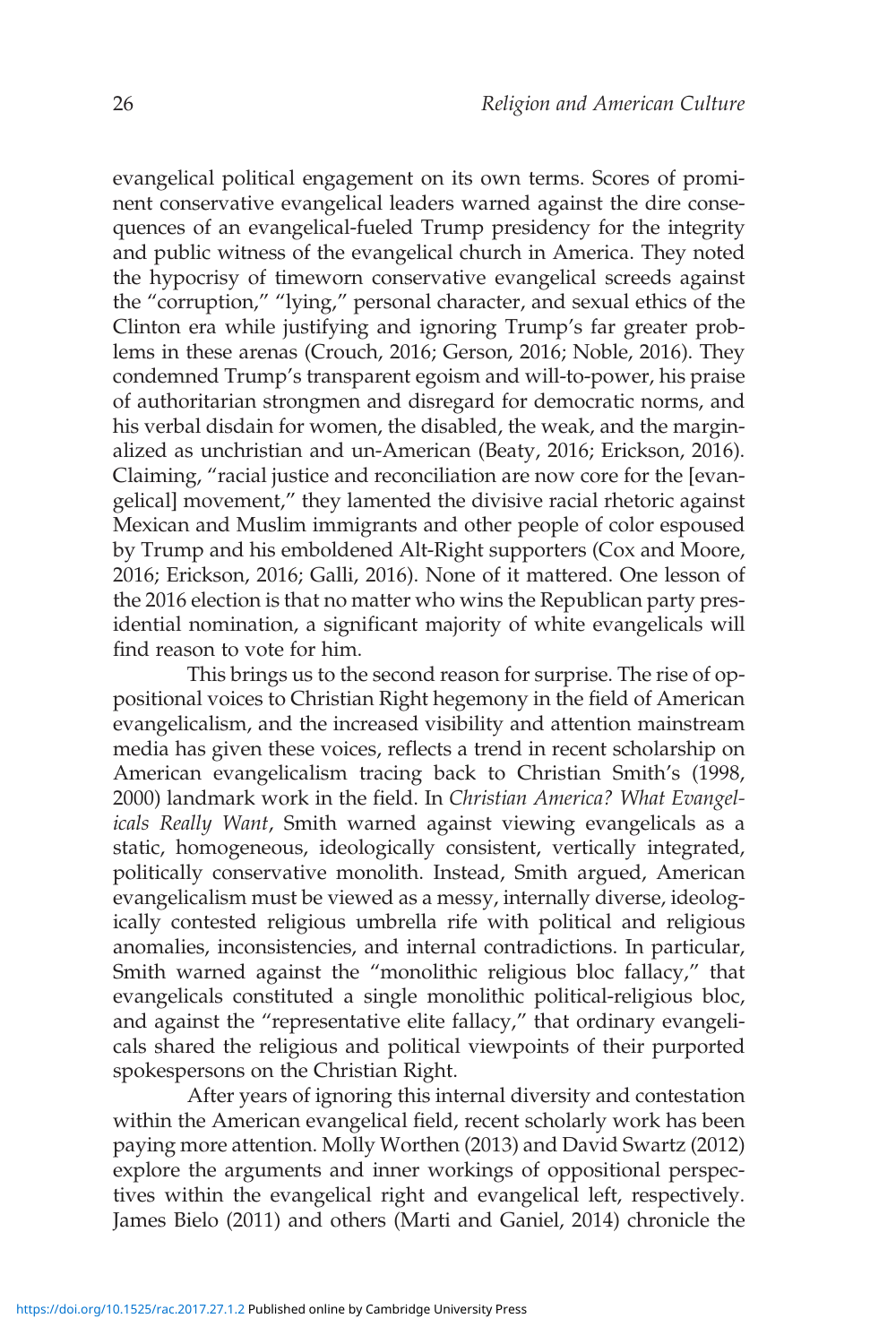evangelical political engagement on its own terms. Scores of prominent conservative evangelical leaders warned against the dire consequences of an evangelical-fueled Trump presidency for the integrity and public witness of the evangelical church in America. They noted the hypocrisy of timeworn conservative evangelical screeds against the "corruption," "lying," personal character, and sexual ethics of the Clinton era while justifying and ignoring Trump's far greater problems in these arenas (Crouch, 2016; Gerson, 2016; Noble, 2016). They condemned Trump's transparent egoism and will-to-power, his praise of authoritarian strongmen and disregard for democratic norms, and his verbal disdain for women, the disabled, the weak, and the marginalized as unchristian and un-American (Beaty, 2016; Erickson, 2016). Claiming, "racial justice and reconciliation are now core for the [evangelical] movement," they lamented the divisive racial rhetoric against Mexican and Muslim immigrants and other people of color espoused by Trump and his emboldened Alt-Right supporters (Cox and Moore, 2016; Erickson, 2016; Galli, 2016). None of it mattered. One lesson of the 2016 election is that no matter who wins the Republican party presidential nomination, a significant majority of white evangelicals will find reason to vote for him.

This brings us to the second reason for surprise. The rise of oppositional voices to Christian Right hegemony in the field of American evangelicalism, and the increased visibility and attention mainstream media has given these voices, reflects a trend in recent scholarship on American evangelicalism tracing back to Christian Smith's (1998, 2000) landmark work in the field. In *Christian America? What Evangelicals Really Want*, Smith warned against viewing evangelicals as a static, homogeneous, ideologically consistent, vertically integrated, politically conservative monolith. Instead, Smith argued, American evangelicalism must be viewed as a messy, internally diverse, ideologically contested religious umbrella rife with political and religious anomalies, inconsistencies, and internal contradictions. In particular, Smith warned against the "monolithic religious bloc fallacy," that evangelicals constituted a single monolithic political-religious bloc, and against the "representative elite fallacy," that ordinary evangelicals shared the religious and political viewpoints of their purported spokespersons on the Christian Right.

After years of ignoring this internal diversity and contestation within the American evangelical field, recent scholarly work has been paying more attention. Molly Worthen (2013) and David Swartz (2012) explore the arguments and inner workings of oppositional perspectives within the evangelical right and evangelical left, respectively. James Bielo (2011) and others (Marti and Ganiel, 2014) chronicle the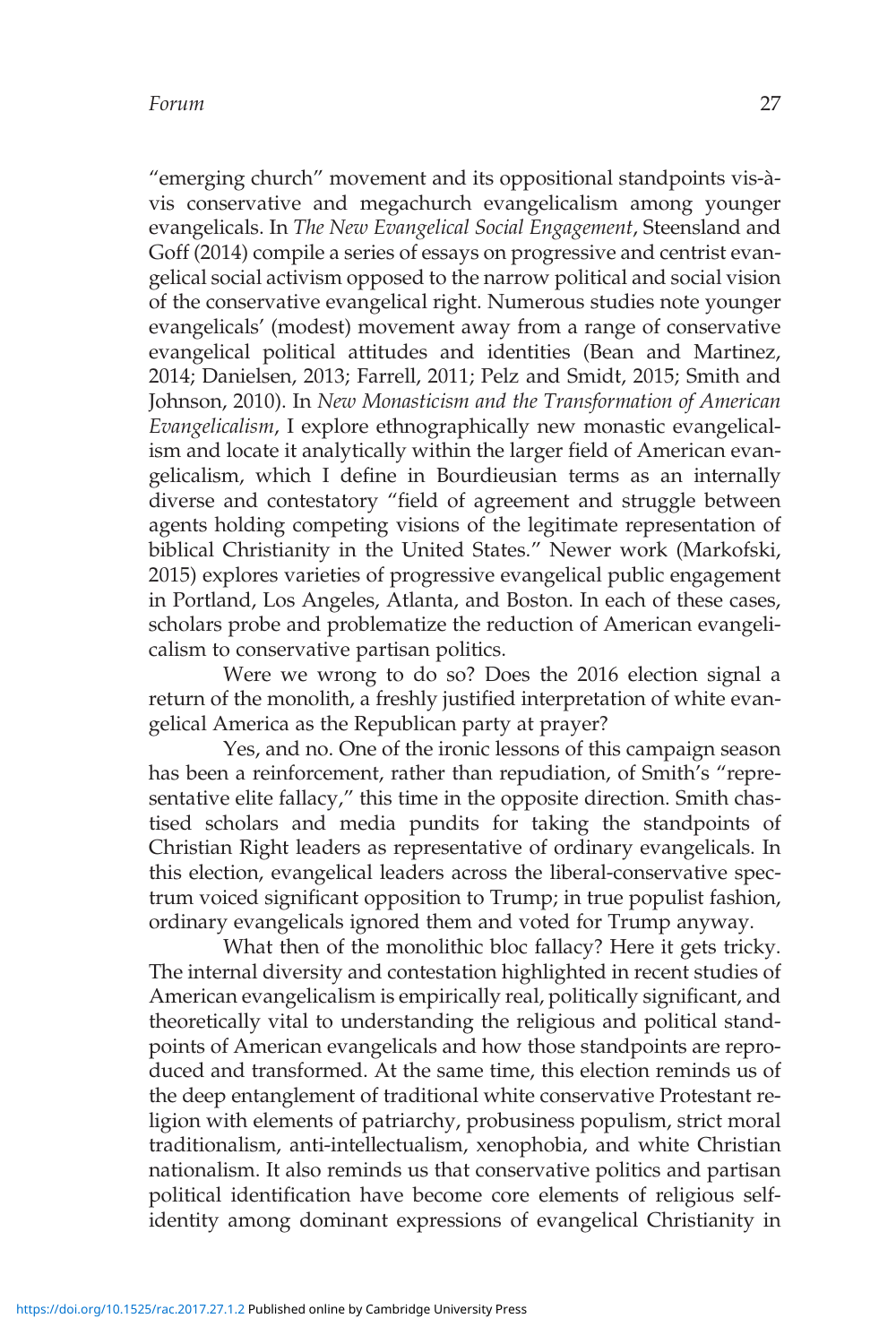"emerging church" movement and its oppositional standpoints vis-à-vis conservative and megachurch evangelicalism among younger evangelicals. In *The New Evangelical Social Engagement*, Steensland and Goff (2014) compile a series of essays on progressive and centrist evangelical social activism opposed to the narrow political and social vision of the conservative evangelical right. Numerous studies note younger evangelicals' (modest) movement away from a range of conservative evangelical political attitudes and identities (Bean and Martinez, 2014; Danielsen, 2013; Farrell, 2011; Pelz and Smidt, 2015; Smith and Johnson, 2010). In *New Monasticism and the Transformation of American Evangelicalism*, I explore ethnographically new monastic evangelicalism and locate it analytically within the larger field of American evangelicalism, which I define in Bourdieusian terms as an internally diverse and contestatory "field of agreement and struggle between agents holding competing visions of the legitimate representation of biblical Christianity in the United States." Newer work (Markofski, 2015) explores varieties of progressive evangelical public engagement in Portland, Los Angeles, Atlanta, and Boston. In each of these cases, scholars probe and problematize the reduction of American evangelicalism to conservative partisan politics.

Were we wrong to do so? Does the 2016 election signal a return of the monolith, a freshly justified interpretation of white evangelical America as the Republican party at prayer?

Yes, and no. One of the ironic lessons of this campaign season has been a reinforcement, rather than repudiation, of Smith's "representative elite fallacy," this time in the opposite direction. Smith chastised scholars and media pundits for taking the standpoints of Christian Right leaders as representative of ordinary evangelicals. In this election, evangelical leaders across the liberal-conservative spectrum voiced significant opposition to Trump; in true populist fashion, ordinary evangelicals ignored them and voted for Trump anyway.

What then of the monolithic bloc fallacy? Here it gets tricky. The internal diversity and contestation highlighted in recent studies of American evangelicalism is empirically real, politically significant, and theoretically vital to understanding the religious and political standpoints of American evangelicals and how those standpoints are reproduced and transformed. At the same time, this election reminds us of the deep entanglement of traditional white conservative Protestant religion with elements of patriarchy, probusiness populism, strict moral traditionalism, anti-intellectualism, xenophobia, and white Christian nationalism. It also reminds us that conservative politics and partisan political identification have become core elements of religious self-identity among dominant expressions of evangelical Christianity in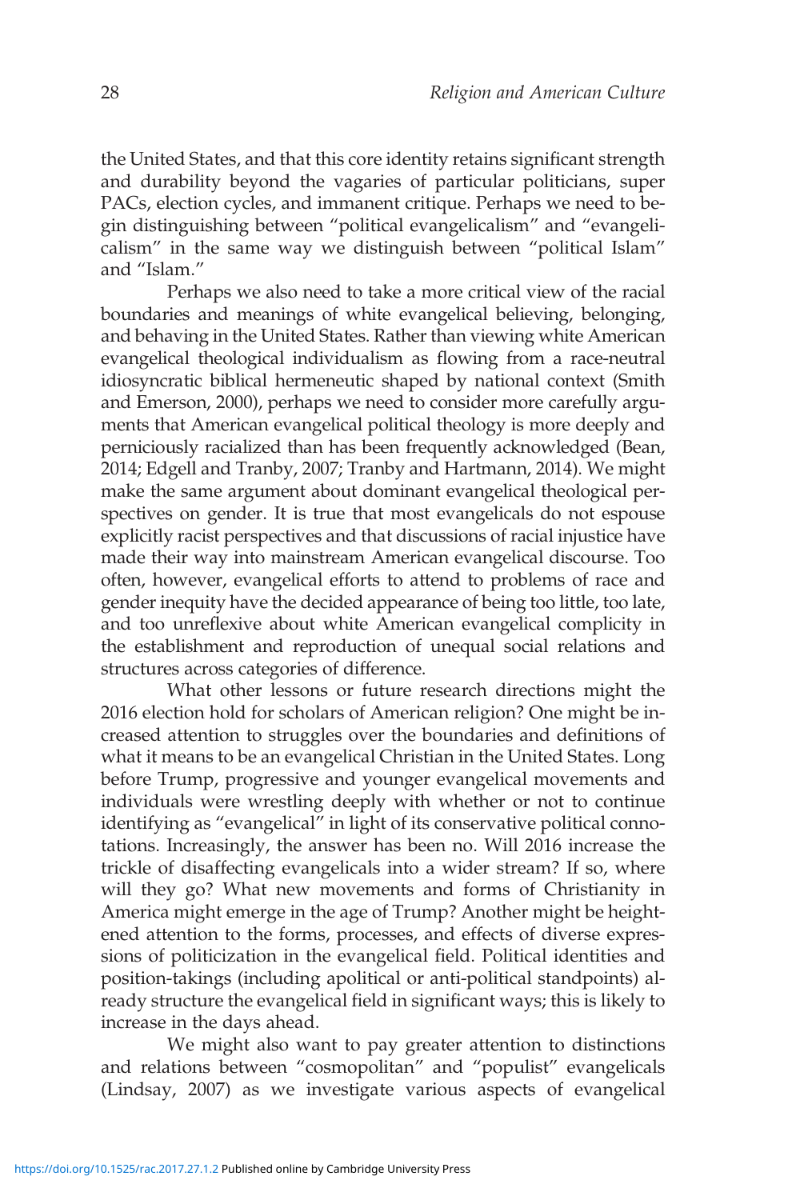the United States, and that this core identity retains significant strength and durability beyond the vagaries of particular politicians, super PACs, election cycles, and immanent critique. Perhaps we need to begin distinguishing between "political evangelicalism" and "evangelicalism" in the same way we distinguish between "political Islam" and "Islam."

Perhaps we also need to take a more critical view of the racial boundaries and meanings of white evangelical believing, belonging, and behaving in the United States. Rather than viewing white American evangelical theological individualism as flowing from a race-neutral idiosyncratic biblical hermeneutic shaped by national context (Smith and Emerson, 2000), perhaps we need to consider more carefully arguments that American evangelical political theology is more deeply and perniciously racialized than has been frequently acknowledged (Bean, 2014; Edgell and Tranby, 2007; Tranby and Hartmann, 2014). We might make the same argument about dominant evangelical theological perspectives on gender. It is true that most evangelicals do not espouse explicitly racist perspectives and that discussions of racial injustice have made their way into mainstream American evangelical discourse. Too often, however, evangelical efforts to attend to problems of race and gender inequity have the decided appearance of being too little, too late, and too unreflexive about white American evangelical complicity in the establishment and reproduction of unequal social relations and structures across categories of difference.

What other lessons or future research directions might the 2016 election hold for scholars of American religion? One might be increased attention to struggles over the boundaries and definitions of what it means to be an evangelical Christian in the United States. Long before Trump, progressive and younger evangelical movements and individuals were wrestling deeply with whether or not to continue identifying as "evangelical" in light of its conservative political connotations. Increasingly, the answer has been no. Will 2016 increase the trickle of disaffecting evangelicals into a wider stream? If so, where will they go? What new movements and forms of Christianity in America might emerge in the age of Trump? Another might be heightened attention to the forms, processes, and effects of diverse expressions of politicization in the evangelical field. Political identities and position-takings (including apolitical or anti-political standpoints) already structure the evangelical field in significant ways; this is likely to increase in the days ahead.

We might also want to pay greater attention to distinctions and relations between "cosmopolitan" and "populist" evangelicals (Lindsay, 2007) as we investigate various aspects of evangelical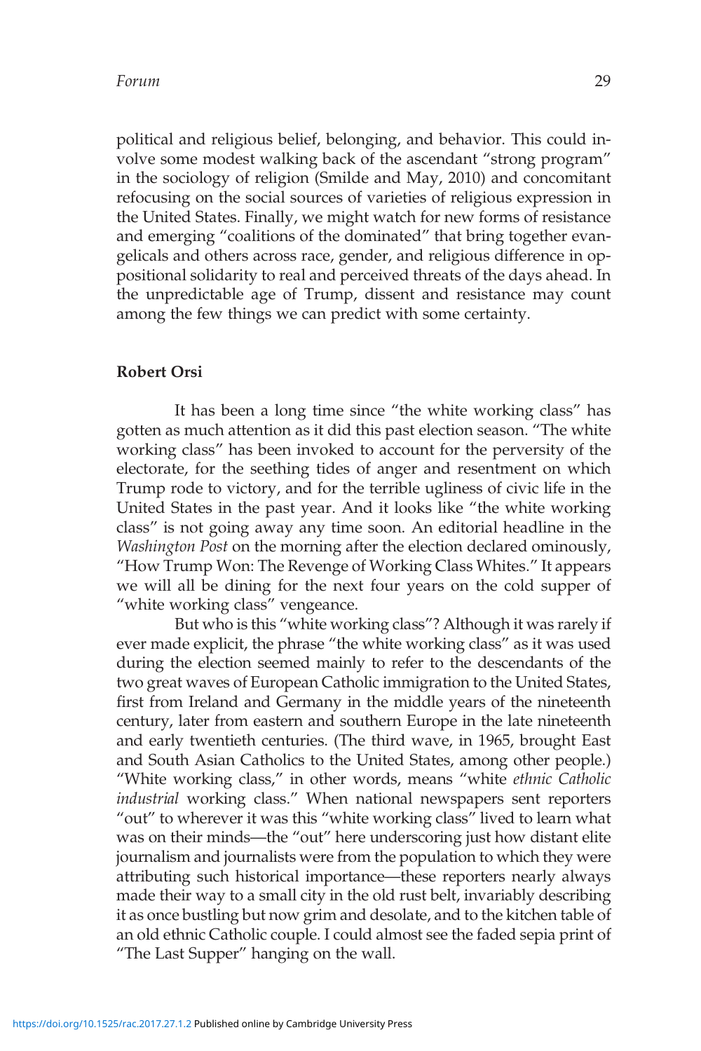political and religious belief, belonging, and behavior. This could involve some modest walking back of the ascendant "strong program" in the sociology of religion (Smilde and May, 2010) and concomitant refocusing on the social sources of varieties of religious expression in the United States. Finally, we might watch for new forms of resistance and emerging "coalitions of the dominated" that bring together evangelicals and others across race, gender, and religious difference in oppositional solidarity to real and perceived threats of the days ahead. In the unpredictable age of Trump, dissent and resistance may count among the few things we can predict with some certainty.

**Robert Orsi**

It has been a long time since "the white working class" has gotten as much attention as it did this past election season. "The white working class" has been invoked to account for the perversity of the electorate, for the seething tides of anger and resentment on which Trump rode to victory, and for the terrible ugliness of civic life in the United States in the past year. And it looks like "the white working class" is not going away any time soon. An editorial headline in the *Washington Post* on the morning after the election declared ominously, "How Trump Won: The Revenge of Working Class Whites." It appears we will all be dining for the next four years on the cold supper of "white working class" vengeance.

But who is this "white working class"? Although it was rarely if ever made explicit, the phrase "the white working class" as it was used during the election seemed mainly to refer to the descendants of the two great waves of European Catholic immigration to the United States, first from Ireland and Germany in the middle years of the nineteenth century, later from eastern and southern Europe in the late nineteenth and early twentieth centuries. (The third wave, in 1965, brought East and South Asian Catholics to the United States, among other people.) "White working class," in other words, means "white *ethnic Catholic industrial* working class." When national newspapers sent reporters "out" to wherever it was this "white working class" lived to learn what was on their minds—the "out" here underscoring just how distant elite journalism and journalists were from the population to which they were attributing such historical importance—these reporters nearly always made their way to a small city in the old rust belt, invariably describing it as once bustling but now grim and desolate, and to the kitchen table of an old ethnic Catholic couple. I could almost see the faded sepia print of "The Last Supper" hanging on the wall.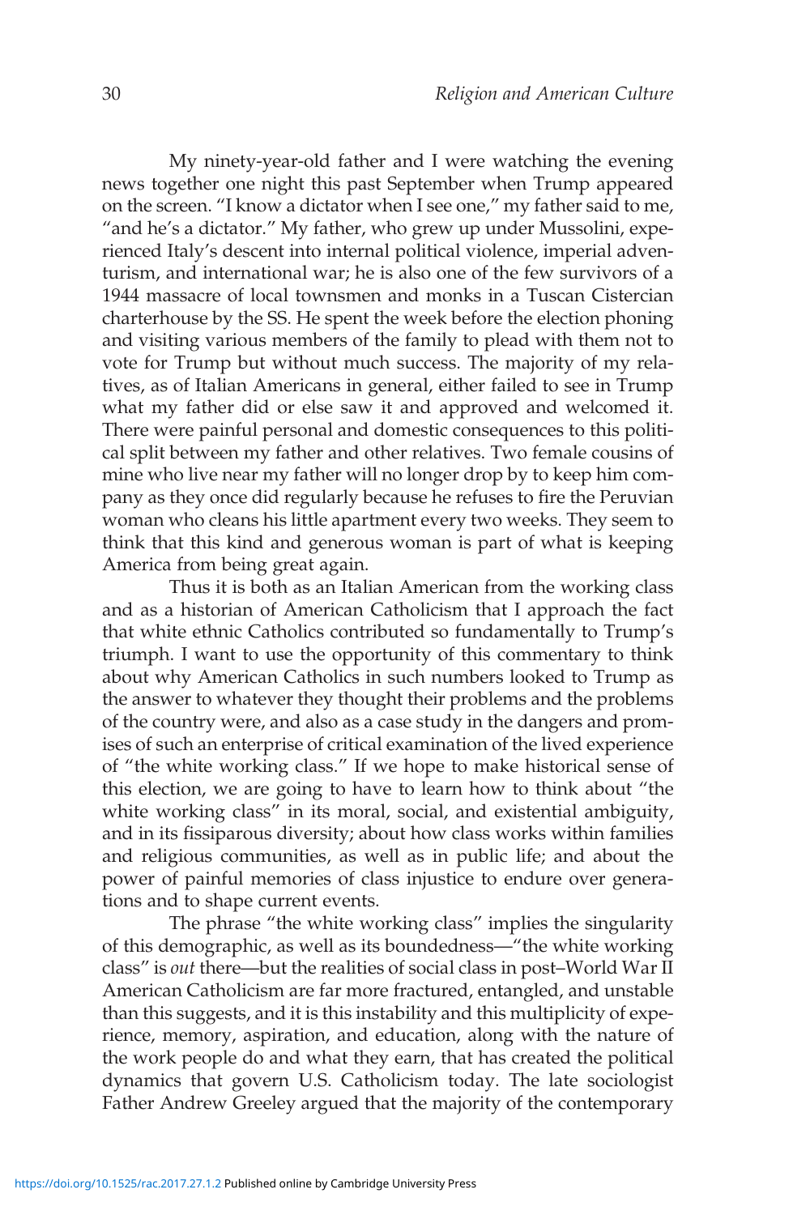My ninety-year-old father and I were watching the evening news together one night this past September when Trump appeared on the screen. "I know a dictator when I see one," my father said to me, "and he's a dictator." My father, who grew up under Mussolini, experienced Italy's descent into internal political violence, imperial adventurism, and international war; he is also one of the few survivors of a 1944 massacre of local townsmen and monks in a Tuscan Cistercian charterhouse by the SS. He spent the week before the election phoning and visiting various members of the family to plead with them not to vote for Trump but without much success. The majority of my relatives, as of Italian Americans in general, either failed to see in Trump what my father did or else saw it and approved and welcomed it. There were painful personal and domestic consequences to this political split between my father and other relatives. Two female cousins of mine who live near my father will no longer drop by to keep him company as they once did regularly because he refuses to fire the Peruvian woman who cleans his little apartment every two weeks. They seem to think that this kind and generous woman is part of what is keeping America from being great again.

Thus it is both as an Italian American from the working class and as a historian of American Catholicism that I approach the fact that white ethnic Catholics contributed so fundamentally to Trump's triumph. I want to use the opportunity of this commentary to think about why American Catholics in such numbers looked to Trump as the answer to whatever they thought their problems and the problems of the country were, and also as a case study in the dangers and promises of such an enterprise of critical examination of the lived experience of "the white working class." If we hope to make historical sense of this election, we are going to have to learn how to think about "the white working class" in its moral, social, and existential ambiguity, and in its fissiparous diversity; about how class works within families and religious communities, as well as in public life; and about the power of painful memories of class injustice to endure over generations and to shape current events.

The phrase "the white working class" implies the singularity of this demographic, as well as its boundedness—"the white working class" is *out* there—but the realities of social class in post–World War II American Catholicism are far more fractured, entangled, and unstable than this suggests, and it is this instability and this multiplicity of experience, memory, aspiration, and education, along with the nature of the work people do and what they earn, that has created the political dynamics that govern U.S. Catholicism today. The late sociologist Father Andrew Greeley argued that the majority of the contemporary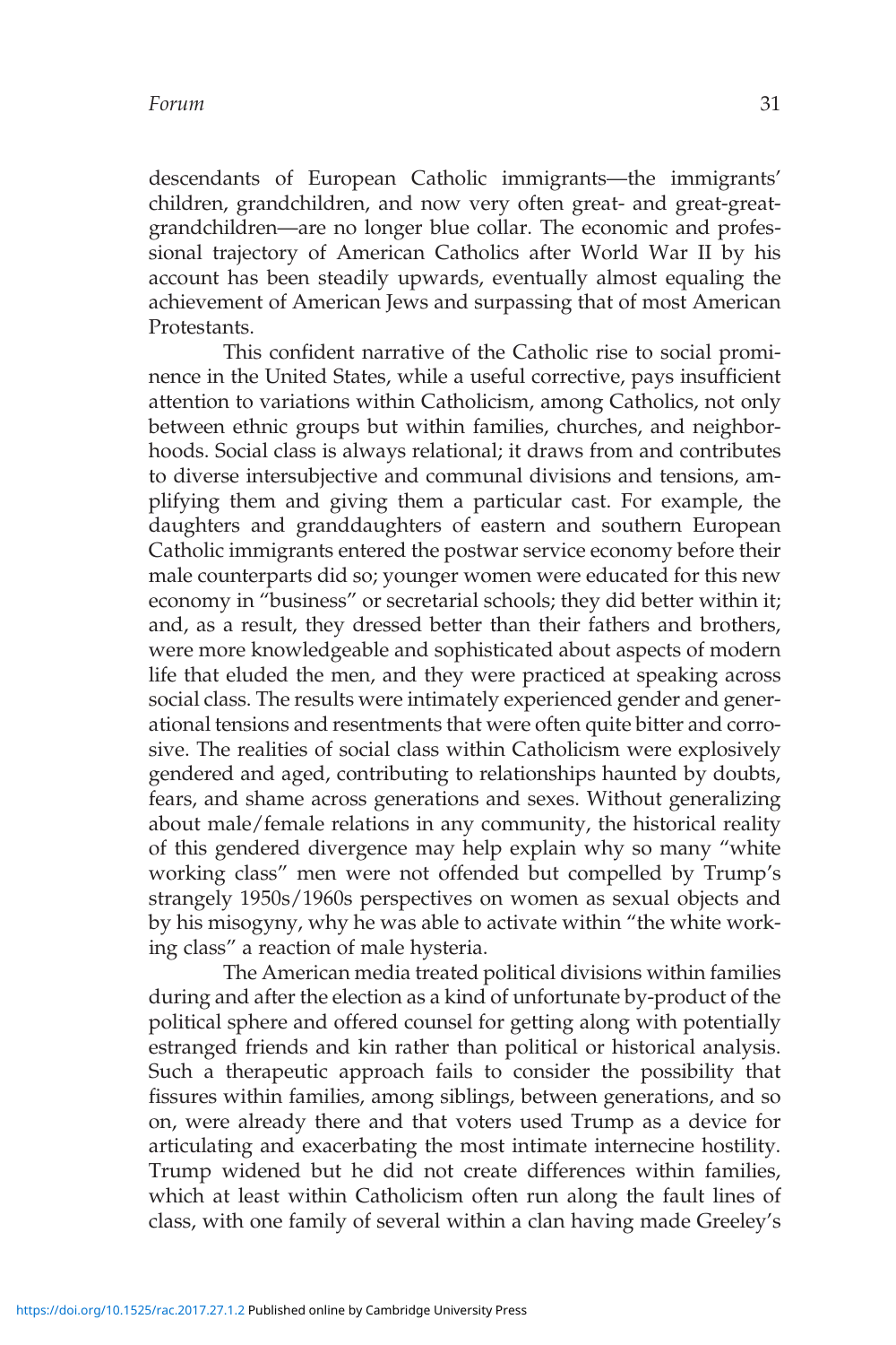descendants of European Catholic immigrants—the immigrants' children, grandchildren, and now very often great- and great-great-grandchildren—are no longer blue collar. The economic and professional trajectory of American Catholics after World War II by his account has been steadily upwards, eventually almost equaling the achievement of American Jews and surpassing that of most American Protestants.

This confident narrative of the Catholic rise to social prominence in the United States, while a useful corrective, pays insufficient attention to variations within Catholicism, among Catholics, not only between ethnic groups but within families, churches, and neighborhoods. Social class is always relational; it draws from and contributes to diverse intersubjective and communal divisions and tensions, amplifying them and giving them a particular cast. For example, the daughters and granddaughters of eastern and southern European Catholic immigrants entered the postwar service economy before their male counterparts did so; younger women were educated for this new economy in "business" or secretarial schools; they did better within it; and, as a result, they dressed better than their fathers and brothers, were more knowledgeable and sophisticated about aspects of modern life that eluded the men, and they were practiced at speaking across social class. The results were intimately experienced gender and generational tensions and resentments that were often quite bitter and corrosive. The realities of social class within Catholicism were explosively gendered and aged, contributing to relationships haunted by doubts, fears, and shame across generations and sexes. Without generalizing about male/female relations in any community, the historical reality of this gendered divergence may help explain why so many "white working class" men were not offended but compelled by Trump's strangely 1950s/1960s perspectives on women as sexual objects and by his misogyny, why he was able to activate within "the white working class" a reaction of male hysteria.

The American media treated political divisions within families during and after the election as a kind of unfortunate by-product of the political sphere and offered counsel for getting along with potentially estranged friends and kin rather than political or historical analysis. Such a therapeutic approach fails to consider the possibility that fissures within families, among siblings, between generations, and so on, were already there and that voters used Trump as a device for articulating and exacerbating the most intimate internecine hostility. Trump widened but he did not create differences within families, which at least within Catholicism often run along the fault lines of class, with one family of several within a clan having made Greeley's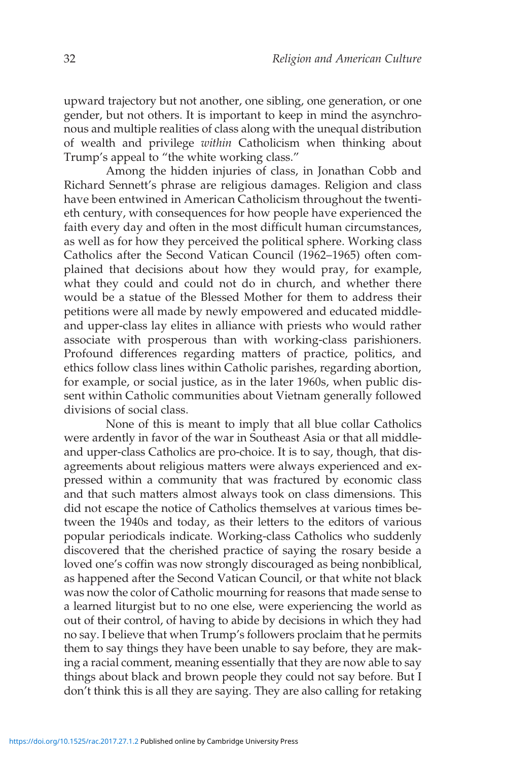upward trajectory but not another, one sibling, one generation, or one gender, but not others. It is important to keep in mind the asynchronous and multiple realities of class along with the unequal distribution of wealth and privilege *within* Catholicism when thinking about Trump's appeal to "the white working class."

Among the hidden injuries of class, in Jonathan Cobb and Richard Sennett's phrase are religious damages. Religion and class have been entwined in American Catholicism throughout the twentieth century, with consequences for how people have experienced the faith every day and often in the most difficult human circumstances, as well as for how they perceived the political sphere. Working class Catholics after the Second Vatican Council (1962–1965) often complained that decisions about how they would pray, for example, what they could and could not do in church, and whether there would be a statue of the Blessed Mother for them to address their petitions were all made by newly empowered and educated middle- and upper-class lay elites in alliance with priests who would rather associate with prosperous than with working-class parishioners. Profound differences regarding matters of practice, politics, and ethics follow class lines within Catholic parishes, regarding abortion, for example, or social justice, as in the later 1960s, when public dissent within Catholic communities about Vietnam generally followed divisions of social class.

None of this is meant to imply that all blue collar Catholics were ardently in favor of the war in Southeast Asia or that all middle- and upper-class Catholics are pro-choice. It is to say, though, that disagreements about religious matters were always experienced and expressed within a community that was fractured by economic class and that such matters almost always took on class dimensions. This did not escape the notice of Catholics themselves at various times between the 1940s and today, as their letters to the editors of various popular periodicals indicate. Working-class Catholics who suddenly discovered that the cherished practice of saying the rosary beside a loved one's coffin was now strongly discouraged as being nonbiblical, as happened after the Second Vatican Council, or that white not black was now the color of Catholic mourning for reasons that made sense to a learned liturgist but to no one else, were experiencing the world as out of their control, of having to abide by decisions in which they had no say. I believe that when Trump's followers proclaim that he permits them to say things they have been unable to say before, they are making a racial comment, meaning essentially that they are now able to say things about black and brown people they could not say before. But I don't think this is all they are saying. They are also calling for retaking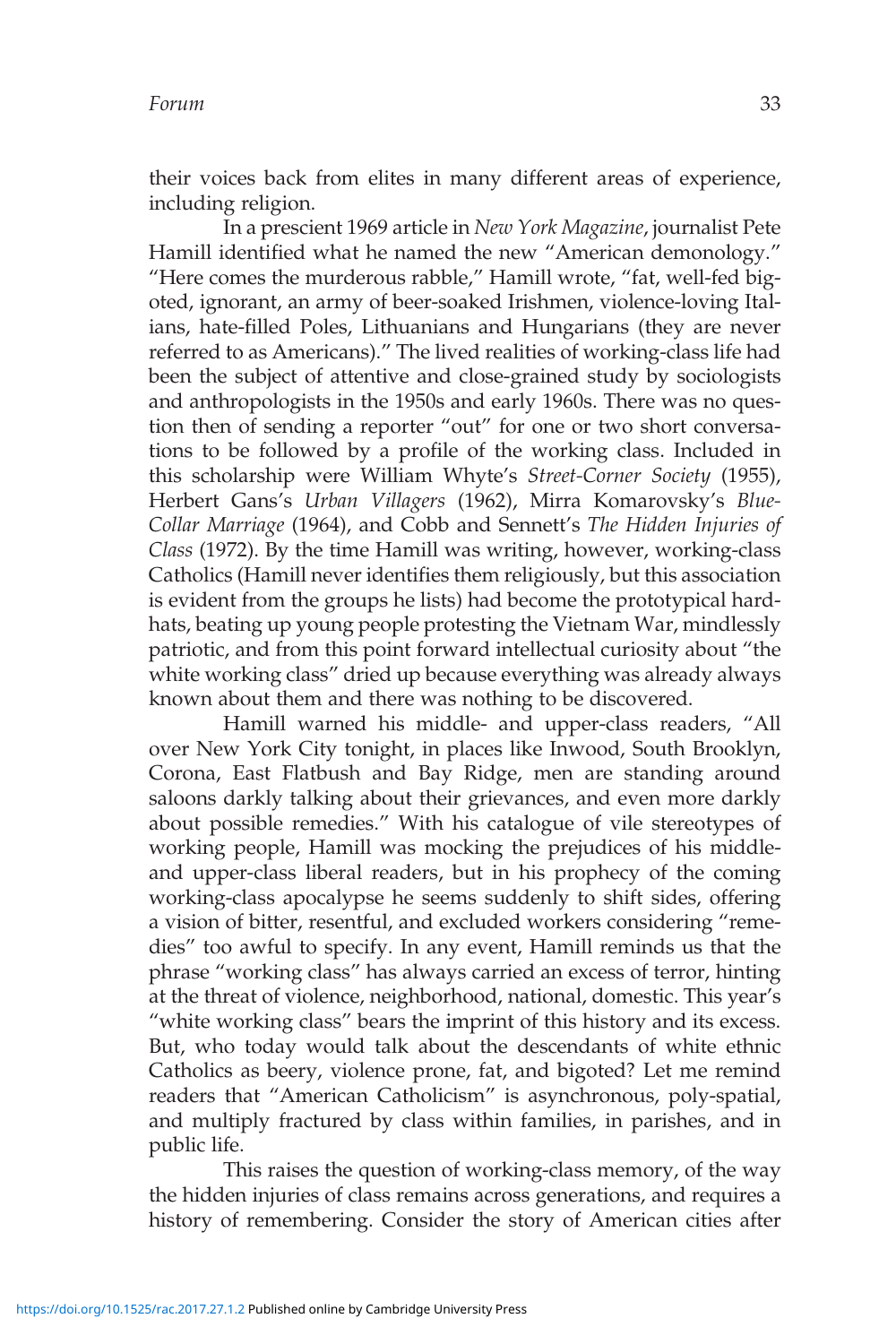their voices back from elites in many different areas of experience, including religion.

In a prescient 1969 article in *New York Magazine*, journalist Pete Hamill identified what he named the new "American demonology." "Here comes the murderous rabble," Hamill wrote, "fat, well-fed bigoted, ignorant, an army of beer-soaked Irishmen, violence-loving Italians, hate-filled Poles, Lithuanians and Hungarians (they are never referred to as Americans)." The lived realities of working-class life had been the subject of attentive and close-grained study by sociologists and anthropologists in the 1950s and early 1960s. There was no question then of sending a reporter "out" for one or two short conversations to be followed by a profile of the working class. Included in this scholarship were William Whyte's *Street-Corner Society* (1955), Herbert Gans's *Urban Villagers* (1962), Mirra Komarovsky's *Blue-Collar Marriage* (1964), and Cobb and Sennett's *The Hidden Injuries of Class* (1972). By the time Hamill was writing, however, working-class Catholics (Hamill never identifies them religiously, but this association is evident from the groups he lists) had become the prototypical hardhats, beating up young people protesting the Vietnam War, mindlessly patriotic, and from this point forward intellectual curiosity about "the white working class" dried up because everything was already always known about them and there was nothing to be discovered.

Hamill warned his middle- and upper-class readers, "All over New York City tonight, in places like Inwood, South Brooklyn, Corona, East Flatbush and Bay Ridge, men are standing around saloons darkly talking about their grievances, and even more darkly about possible remedies." With his catalogue of vile stereotypes of working people, Hamill was mocking the prejudices of his middle- and upper-class liberal readers, but in his prophecy of the coming working-class apocalypse he seems suddenly to shift sides, offering a vision of bitter, resentful, and excluded workers considering "remedies" too awful to specify. In any event, Hamill reminds us that the phrase "working class" has always carried an excess of terror, hinting at the threat of violence, neighborhood, national, domestic. This year's "white working class" bears the imprint of this history and its excess. But, who today would talk about the descendants of white ethnic Catholics as beery, violence prone, fat, and bigoted? Let me remind readers that "American Catholicism" is asynchronous, poly-spatial, and multiply fractured by class within families, in parishes, and in public life.

This raises the question of working-class memory, of the way the hidden injuries of class remains across generations, and requires a history of remembering. Consider the story of American cities after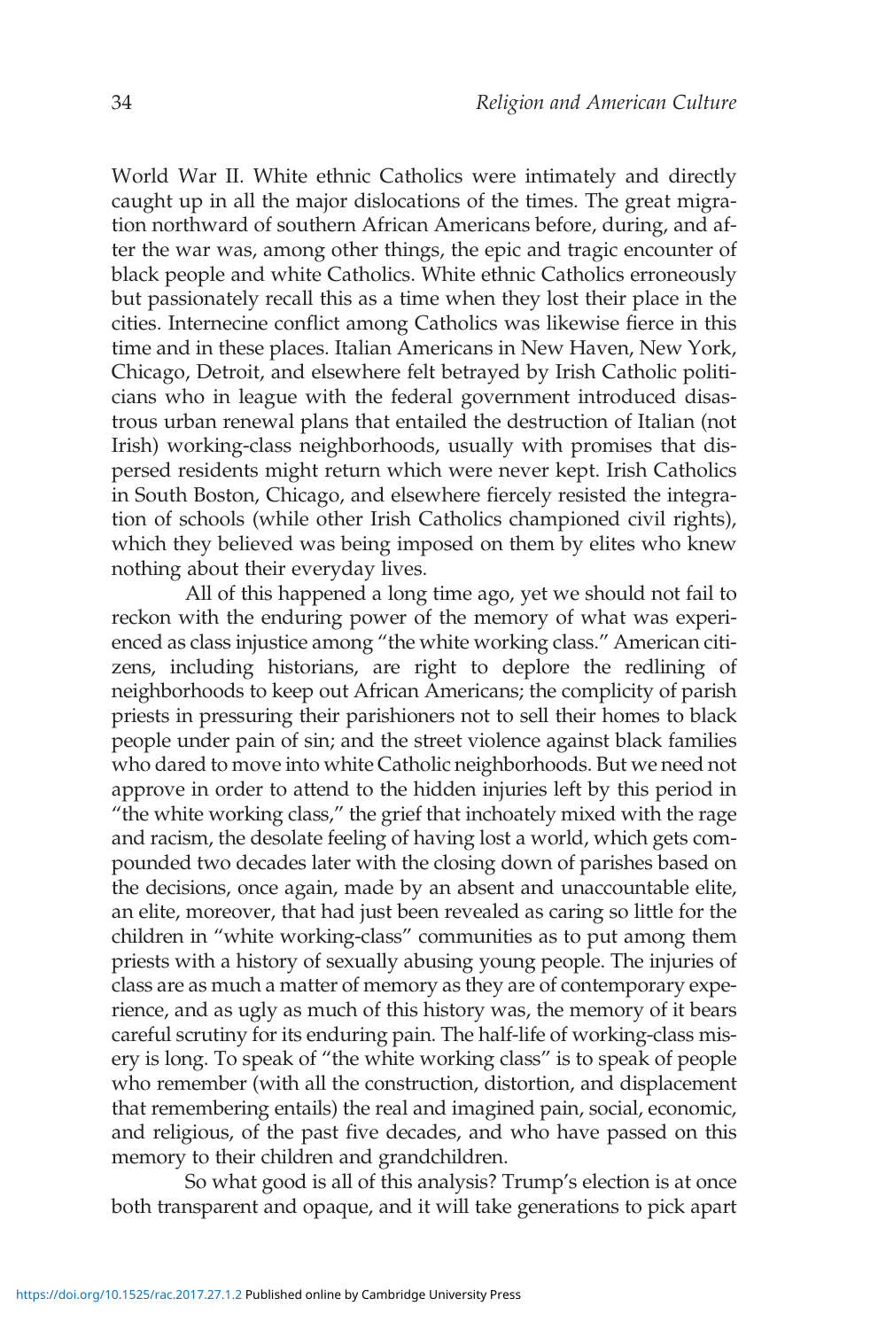World War II. White ethnic Catholics were intimately and directly caught up in all the major dislocations of the times. The great migration northward of southern African Americans before, during, and after the war was, among other things, the epic and tragic encounter of black people and white Catholics. White ethnic Catholics erroneously but passionately recall this as a time when they lost their place in the cities. Internecine conflict among Catholics was likewise fierce in this time and in these places. Italian Americans in New Haven, New York, Chicago, Detroit, and elsewhere felt betrayed by Irish Catholic politicians who in league with the federal government introduced disastrous urban renewal plans that entailed the destruction of Italian (not Irish) working-class neighborhoods, usually with promises that dispersed residents might return which were never kept. Irish Catholics in South Boston, Chicago, and elsewhere fiercely resisted the integration of schools (while other Irish Catholics championed civil rights), which they believed was being imposed on them by elites who knew nothing about their everyday lives.

All of this happened a long time ago, yet we should not fail to reckon with the enduring power of the memory of what was experienced as class injustice among "the white working class." American citizens, including historians, are right to deplore the redlining of neighborhoods to keep out African Americans; the complicity of parish priests in pressuring their parishioners not to sell their homes to black people under pain of sin; and the street violence against black families who dared to move into white Catholic neighborhoods. But we need not approve in order to attend to the hidden injuries left by this period in "the white working class," the grief that inchoately mixed with the rage and racism, the desolate feeling of having lost a world, which gets compounded two decades later with the closing down of parishes based on the decisions, once again, made by an absent and unaccountable elite, an elite, moreover, that had just been revealed as caring so little for the children in "white working-class" communities as to put among them priests with a history of sexually abusing young people. The injuries of class are as much a matter of memory as they are of contemporary experience, and as ugly as much of this history was, the memory of it bears careful scrutiny for its enduring pain. The half-life of working-class misery is long. To speak of "the white working class" is to speak of people who remember (with all the construction, distortion, and displacement that remembering entails) the real and imagined pain, social, economic, and religious, of the past five decades, and who have passed on this memory to their children and grandchildren.

So what good is all of this analysis? Trump's election is at once both transparent and opaque, and it will take generations to pick apart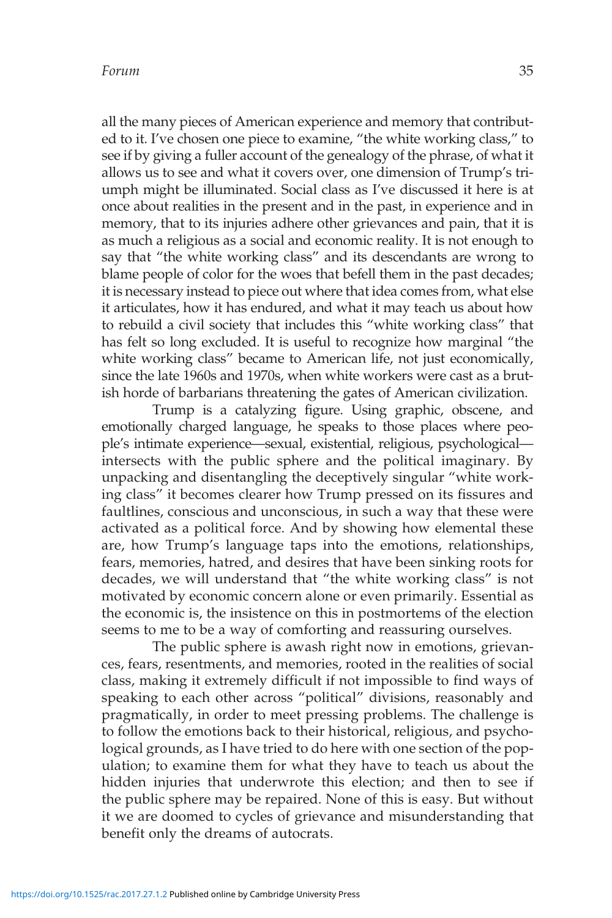all the many pieces of American experience and memory that contributed to it. I've chosen one piece to examine, "the white working class," to see if by giving a fuller account of the genealogy of the phrase, of what it allows us to see and what it covers over, one dimension of Trump's triumph might be illuminated. Social class as I've discussed it here is at once about realities in the present and in the past, in experience and in memory, that to its injuries adhere other grievances and pain, that it is as much a religious as a social and economic reality. It is not enough to say that "the white working class" and its descendants are wrong to blame people of color for the woes that befell them in the past decades; it is necessary instead to piece out where that idea comes from, what else it articulates, how it has endured, and what it may teach us about how to rebuild a civil society that includes this "white working class" that has felt so long excluded. It is useful to recognize how marginal "the white working class" became to American life, not just economically, since the late 1960s and 1970s, when white workers were cast as a brutish horde of barbarians threatening the gates of American civilization.

Trump is a catalyzing figure. Using graphic, obscene, and emotionally charged language, he speaks to those places where people's intimate experience—sexual, existential, religious, psychological—intersects with the public sphere and the political imaginary. By unpacking and disentangling the deceptively singular "white working class" it becomes clearer how Trump pressed on its fissures and faultlines, conscious and unconscious, in such a way that these were activated as a political force. And by showing how elemental these are, how Trump's language taps into the emotions, relationships, fears, memories, hatred, and desires that have been sinking roots for decades, we will understand that "the white working class" is not motivated by economic concern alone or even primarily. Essential as the economic is, the insistence on this in postmortems of the election seems to me to be a way of comforting and reassuring ourselves.

The public sphere is awash right now in emotions, grievances, fears, resentments, and memories, rooted in the realities of social class, making it extremely difficult if not impossible to find ways of speaking to each other across "political" divisions, reasonably and pragmatically, in order to meet pressing problems. The challenge is to follow the emotions back to their historical, religious, and psychological grounds, as I have tried to do here with one section of the population; to examine them for what they have to teach us about the hidden injuries that underwrote this election; and then to see if the public sphere may be repaired. None of this is easy. But without it we are doomed to cycles of grievance and misunderstanding that benefit only the dreams of autocrats.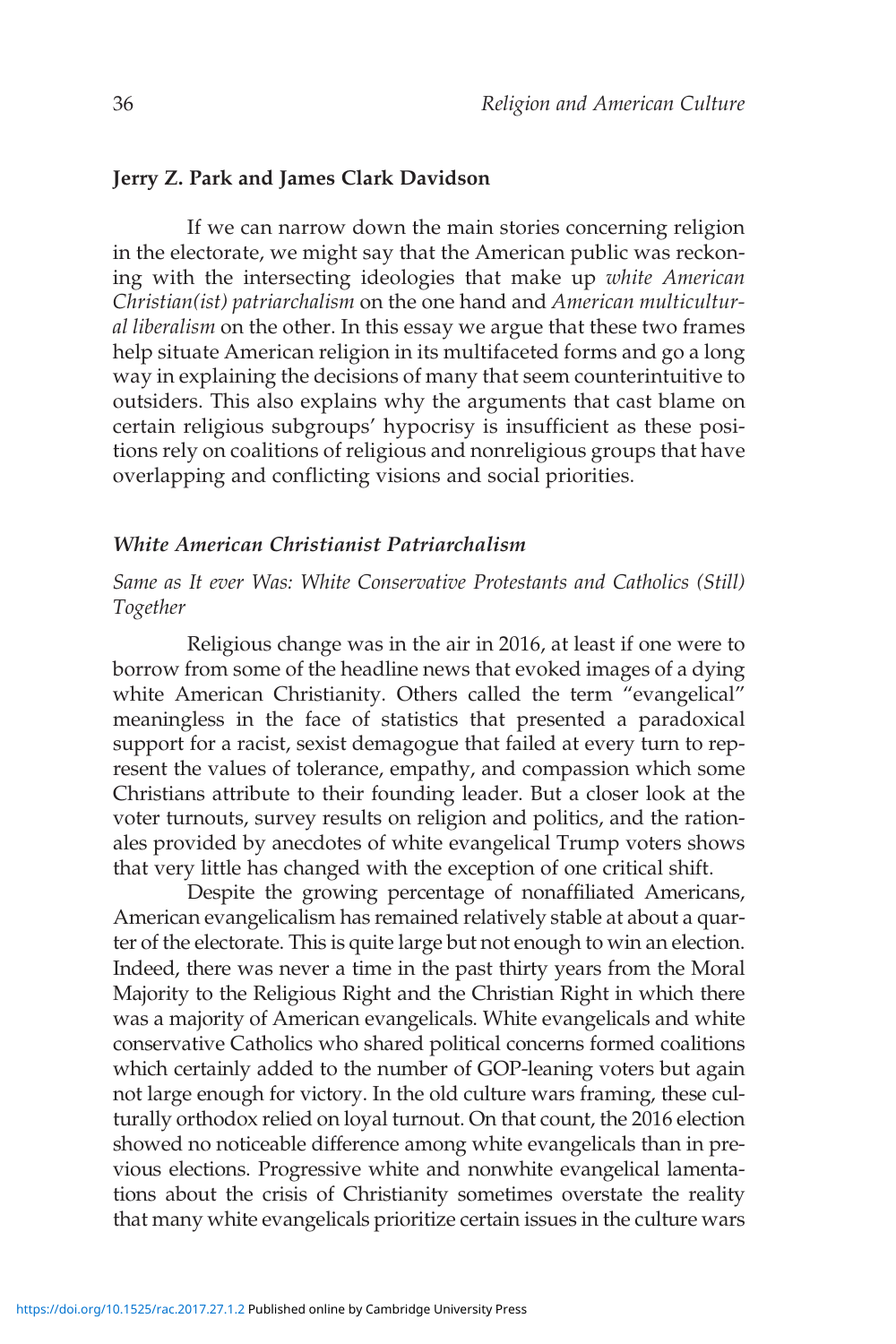**Jerry Z. Park and James Clark Davidson**

If we can narrow down the main stories concerning religion in the electorate, we might say that the American public was reckoning with the intersecting ideologies that make up *white American Christian(ist) patriarchalism* on the one hand and *American multicultural liberalism* on the other. In this essay we argue that these two frames help situate American religion in its multifaceted forms and go a long way in explaining the decisions of many that seem counterintuitive to outsiders. This also explains why the arguments that cast blame on certain religious subgroups' hypocrisy is insufficient as these positions rely on coalitions of religious and nonreligious groups that have overlapping and conflicting visions and social priorities.

### *White American Christianist Patriarchalism*

*Same as It ever Was: White Conservative Protestants and Catholics (Still) Together*

Religious change was in the air in 2016, at least if one were to borrow from some of the headline news that evoked images of a dying white American Christianity. Others called the term "evangelical" meaningless in the face of statistics that presented a paradoxical support for a racist, sexist demagogue that failed at every turn to represent the values of tolerance, empathy, and compassion which some Christians attribute to their founding leader. But a closer look at the voter turnouts, survey results on religion and politics, and the rationales provided by anecdotes of white evangelical Trump voters shows that very little has changed with the exception of one critical shift.

Despite the growing percentage of nonaffiliated Americans, American evangelicalism has remained relatively stable at about a quarter of the electorate. This is quite large but not enough to win an election. Indeed, there was never a time in the past thirty years from the Moral Majority to the Religious Right and the Christian Right in which there was a majority of American evangelicals. White evangelicals and white conservative Catholics who shared political concerns formed coalitions which certainly added to the number of GOP-leaning voters but again not large enough for victory. In the old culture wars framing, these culturally orthodox relied on loyal turnout. On that count, the 2016 election showed no noticeable difference among white evangelicals than in previous elections. Progressive white and nonwhite evangelical lamentations about the crisis of Christianity sometimes overstate the reality that many white evangelicals prioritize certain issues in the culture wars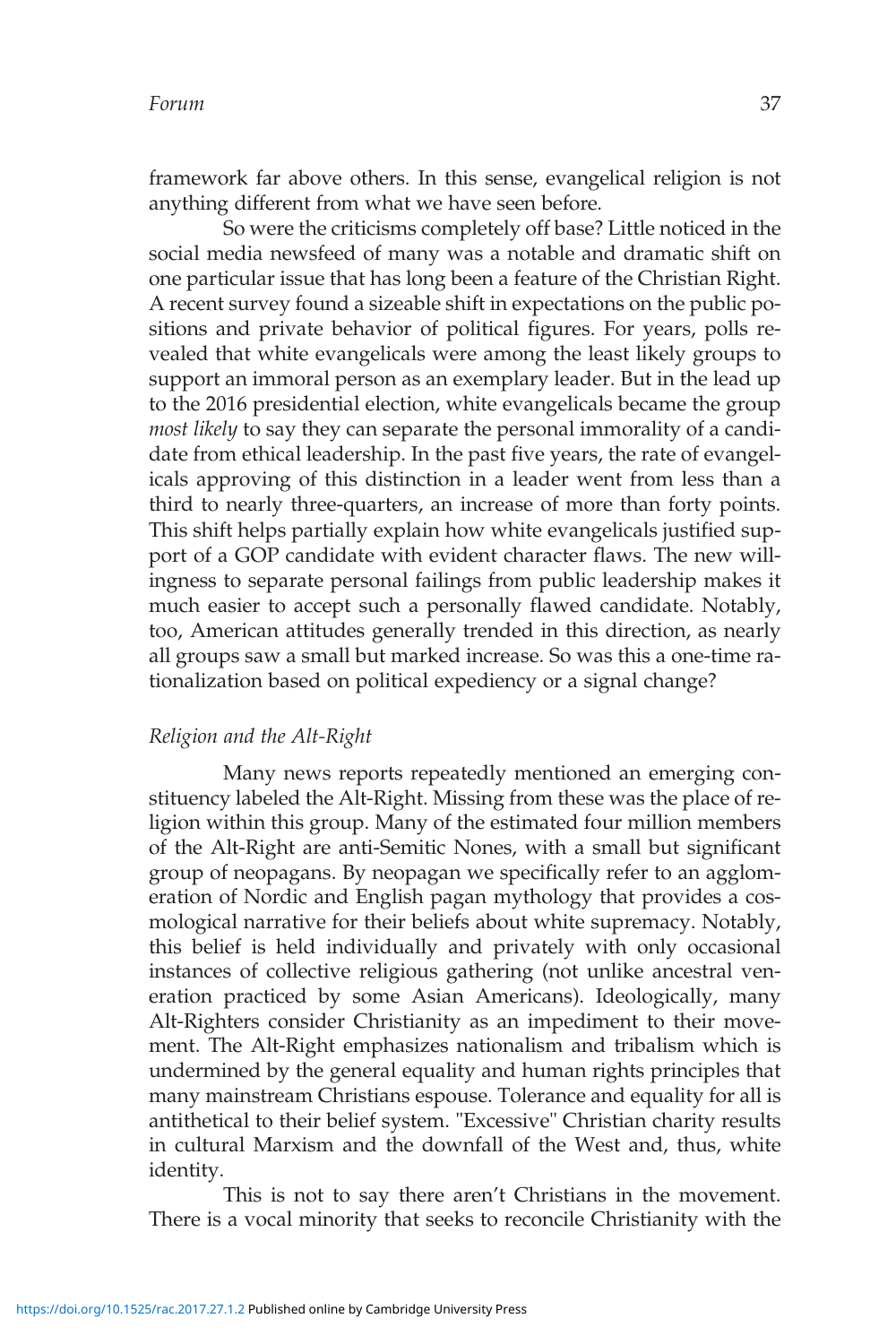framework far above others. In this sense, evangelical religion is not anything different from what we have seen before.

So were the criticisms completely off base? Little noticed in the social media newsfeed of many was a notable and dramatic shift on one particular issue that has long been a feature of the Christian Right. A recent survey found a sizeable shift in expectations on the public positions and private behavior of political figures. For years, polls revealed that white evangelicals were among the least likely groups to support an immoral person as an exemplary leader. But in the lead up to the 2016 presidential election, white evangelicals became the group *most likely* to say they can separate the personal immorality of a candidate from ethical leadership. In the past five years, the rate of evangelicals approving of this distinction in a leader went from less than a third to nearly three-quarters, an increase of more than forty points. This shift helps partially explain how white evangelicals justified support of a GOP candidate with evident character flaws. The new willingness to separate personal failings from public leadership makes it much easier to accept such a personally flawed candidate. Notably, too, American attitudes generally trended in this direction, as nearly all groups saw a small but marked increase. So was this a one-time rationalization based on political expediency or a signal change?

### *Religion and the Alt-Right*

Many news reports repeatedly mentioned an emerging constituency labeled the Alt-Right. Missing from these was the place of religion within this group. Many of the estimated four million members of the Alt-Right are anti-Semitic Nones, with a small but significant group of neopagans. By neopagan we specifically refer to an agglomeration of Nordic and English pagan mythology that provides a cosmological narrative for their beliefs about white supremacy. Notably, this belief is held individually and privately with only occasional instances of collective religious gathering (not unlike ancestral veneration practiced by some Asian Americans). Ideologically, many Alt-Righters consider Christianity as an impediment to their movement. The Alt-Right emphasizes nationalism and tribalism which is undermined by the general equality and human rights principles that many mainstream Christians espouse. Tolerance and equality for all is antithetical to their belief system. "Excessive" Christian charity results in cultural Marxism and the downfall of the West and, thus, white identity.

This is not to say there aren't Christians in the movement. There is a vocal minority that seeks to reconcile Christianity with the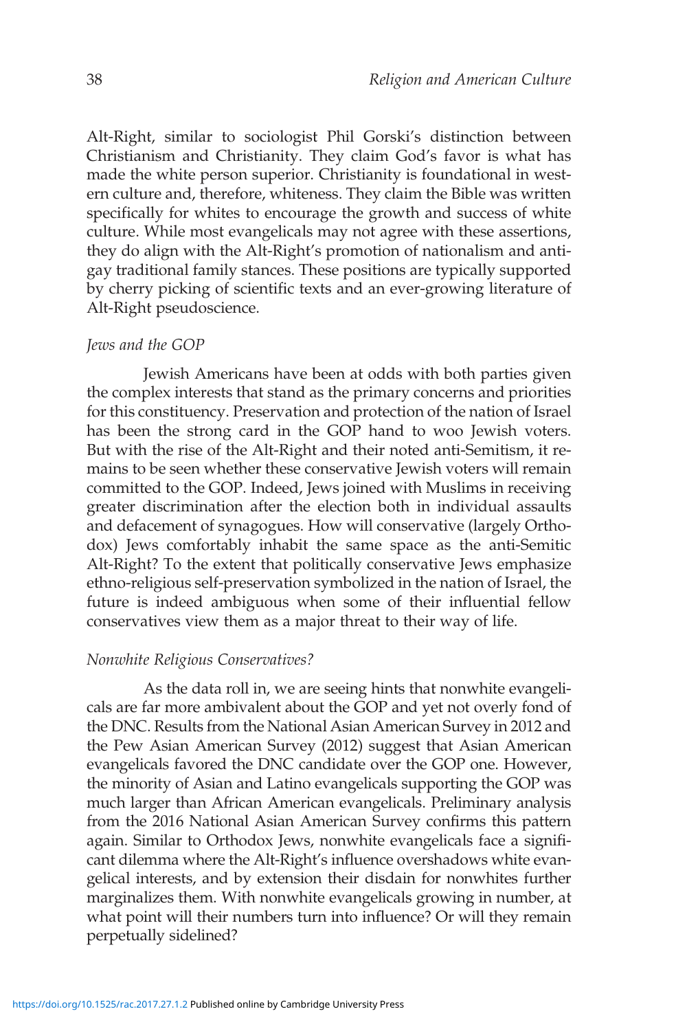Alt-Right, similar to sociologist Phil Gorski's distinction between Christianism and Christianity. They claim God's favor is what has made the white person superior. Christianity is foundational in western culture and, therefore, whiteness. They claim the Bible was written specifically for whites to encourage the growth and success of white culture. While most evangelicals may not agree with these assertions, they do align with the Alt-Right's promotion of nationalism and anti-gay traditional family stances. These positions are typically supported by cherry picking of scientific texts and an ever-growing literature of Alt-Right pseudoscience.

*Jews and the GOP*

Jewish Americans have been at odds with both parties given the complex interests that stand as the primary concerns and priorities for this constituency. Preservation and protection of the nation of Israel has been the strong card in the GOP hand to woo Jewish voters. But with the rise of the Alt-Right and their noted anti-Semitism, it remains to be seen whether these conservative Jewish voters will remain committed to the GOP. Indeed, Jews joined with Muslims in receiving greater discrimination after the election both in individual assaults and defacement of synagogues. How will conservative (largely Orthodox) Jews comfortably inhabit the same space as the anti-Semitic Alt-Right? To the extent that politically conservative Jews emphasize ethno-religious self-preservation symbolized in the nation of Israel, the future is indeed ambiguous when some of their influential fellow conservatives view them as a major threat to their way of life.

*Nonwhite Religious Conservatives?*

As the data roll in, we are seeing hints that nonwhite evangelicals are far more ambivalent about the GOP and yet not overly fond of the DNC. Results from the National Asian American Survey in 2012 and the Pew Asian American Survey (2012) suggest that Asian American evangelicals favored the DNC candidate over the GOP one. However, the minority of Asian and Latino evangelicals supporting the GOP was much larger than African American evangelicals. Preliminary analysis from the 2016 National Asian American Survey confirms this pattern again. Similar to Orthodox Jews, nonwhite evangelicals face a significant dilemma where the Alt-Right's influence overshadows white evangelical interests, and by extension their disdain for nonwhites further marginalizes them. With nonwhite evangelicals growing in number, at what point will their numbers turn into influence? Or will they remain perpetually sidelined?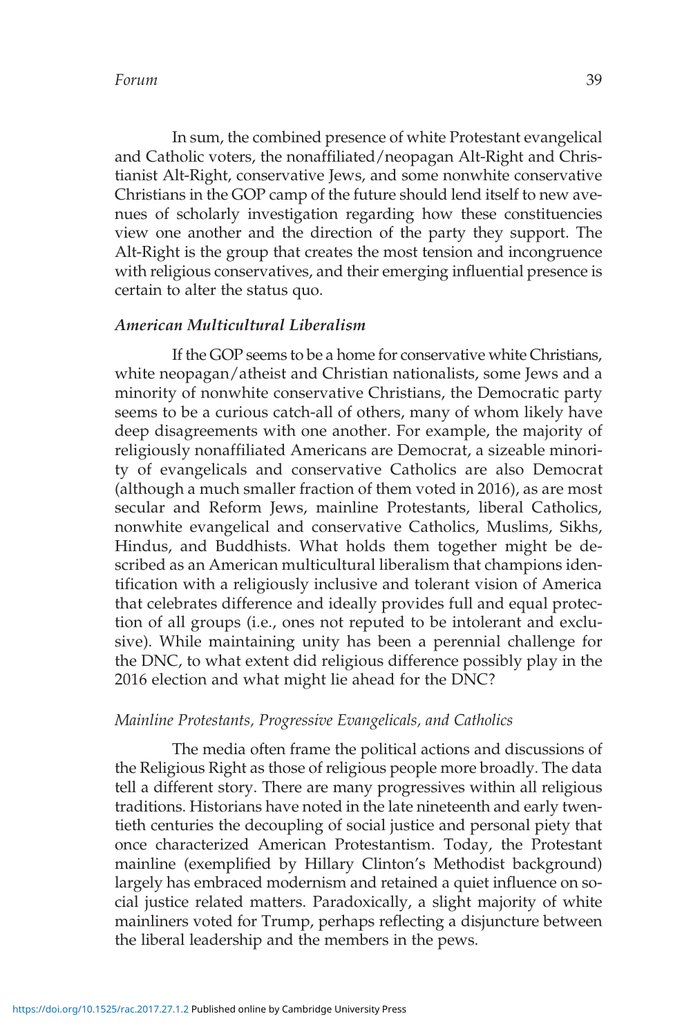In sum, the combined presence of white Protestant evangelical and Catholic voters, the nonaffiliated/neopagan Alt-Right and Christianist Alt-Right, conservative Jews, and some nonwhite conservative Christians in the GOP camp of the future should lend itself to new avenues of scholarly investigation regarding how these constituencies view one another and the direction of the party they support. The Alt-Right is the group that creates the most tension and incongruence with religious conservatives, and their emerging influential presence is certain to alter the status quo.

### *American Multicultural Liberalism*

If the GOP seems to be a home for conservative white Christians, white neopagan/atheist and Christian nationalists, some Jews and a minority of nonwhite conservative Christians, the Democratic party seems to be a curious catch-all of others, many of whom likely have deep disagreements with one another. For example, the majority of religiously nonaffiliated Americans are Democrat, a sizeable minority of evangelicals and conservative Catholics are also Democrat (although a much smaller fraction of them voted in 2016), as are most secular and Reform Jews, mainline Protestants, liberal Catholics, nonwhite evangelical and conservative Catholics, Muslims, Sikhs, Hindus, and Buddhists. What holds them together might be described as an American multicultural liberalism that champions identification with a religiously inclusive and tolerant vision of America that celebrates difference and ideally provides full and equal protection of all groups (i.e., ones not reputed to be intolerant and exclusive). While maintaining unity has been a perennial challenge for the DNC, to what extent did religious difference possibly play in the 2016 election and what might lie ahead for the DNC?

#### *Mainline Protestants, Progressive Evangelicals, and Catholics*

The media often frame the political actions and discussions of the Religious Right as those of religious people more broadly. The data tell a different story. There are many progressives within all religious traditions. Historians have noted in the late nineteenth and early twentieth centuries the decoupling of social justice and personal piety that once characterized American Protestantism. Today, the Protestant mainline (exemplified by Hillary Clinton's Methodist background) largely has embraced modernism and retained a quiet influence on social justice related matters. Paradoxically, a slight majority of white mainliners voted for Trump, perhaps reflecting a disjuncture between the liberal leadership and the members in the pews.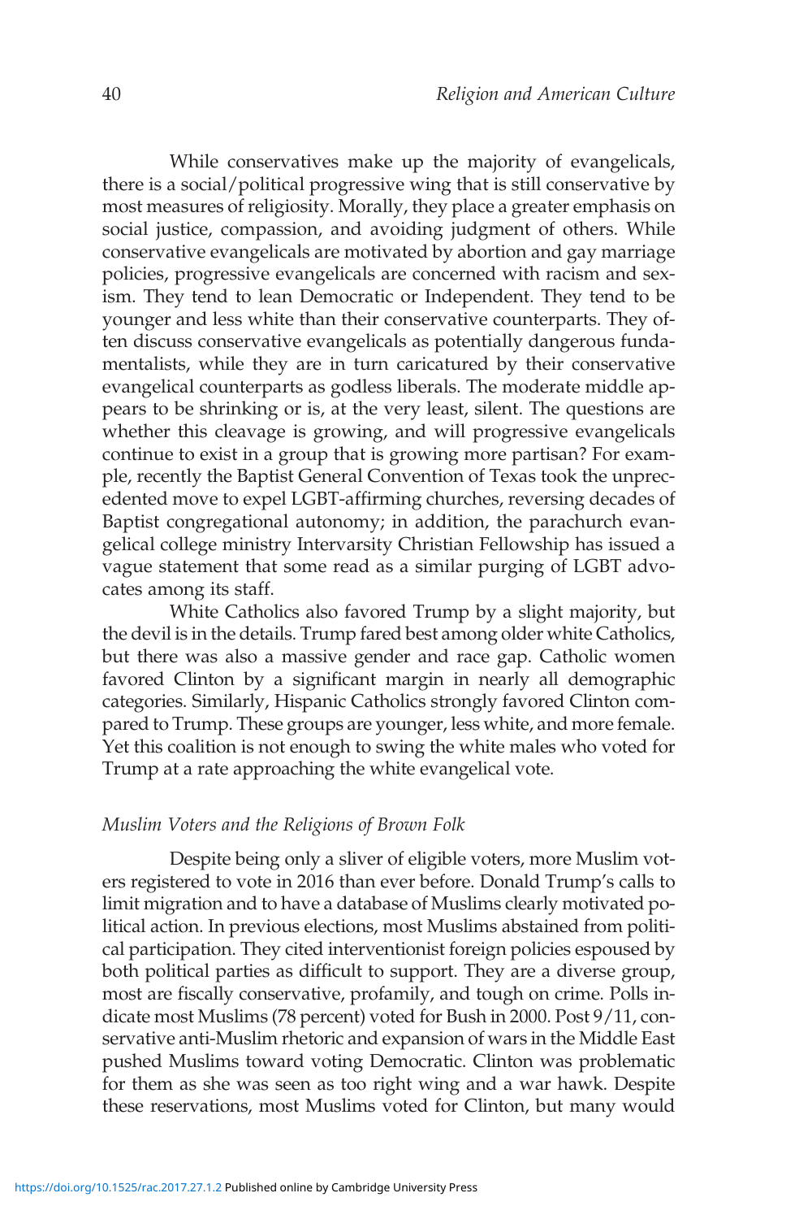While conservatives make up the majority of evangelicals, there is a social/political progressive wing that is still conservative by most measures of religiosity. Morally, they place a greater emphasis on social justice, compassion, and avoiding judgment of others. While conservative evangelicals are motivated by abortion and gay marriage policies, progressive evangelicals are concerned with racism and sexism. They tend to lean Democratic or Independent. They tend to be younger and less white than their conservative counterparts. They often discuss conservative evangelicals as potentially dangerous fundamentalists, while they are in turn caricatured by their conservative evangelical counterparts as godless liberals. The moderate middle appears to be shrinking or is, at the very least, silent. The questions are whether this cleavage is growing, and will progressive evangelicals continue to exist in a group that is growing more partisan? For example, recently the Baptist General Convention of Texas took the unprecedented move to expel LGBT-affirming churches, reversing decades of Baptist congregational autonomy; in addition, the parachurch evangelical college ministry Intervarsity Christian Fellowship has issued a vague statement that some read as a similar purging of LGBT advocates among its staff.

White Catholics also favored Trump by a slight majority, but the devil is in the details. Trump fared best among older white Catholics, but there was also a massive gender and race gap. Catholic women favored Clinton by a significant margin in nearly all demographic categories. Similarly, Hispanic Catholics strongly favored Clinton compared to Trump. These groups are younger, less white, and more female. Yet this coalition is not enough to swing the white males who voted for Trump at a rate approaching the white evangelical vote.

### *Muslim Voters and the Religions of Brown Folk*

Despite being only a sliver of eligible voters, more Muslim voters registered to vote in 2016 than ever before. Donald Trump's calls to limit migration and to have a database of Muslims clearly motivated political action. In previous elections, most Muslims abstained from political participation. They cited interventionist foreign policies espoused by both political parties as difficult to support. They are a diverse group, most are fiscally conservative, profamily, and tough on crime. Polls indicate most Muslims (78 percent) voted for Bush in 2000. Post 9/11, conservative anti-Muslim rhetoric and expansion of wars in the Middle East pushed Muslims toward voting Democratic. Clinton was problematic for them as she was seen as too right wing and a war hawk. Despite these reservations, most Muslims voted for Clinton, but many would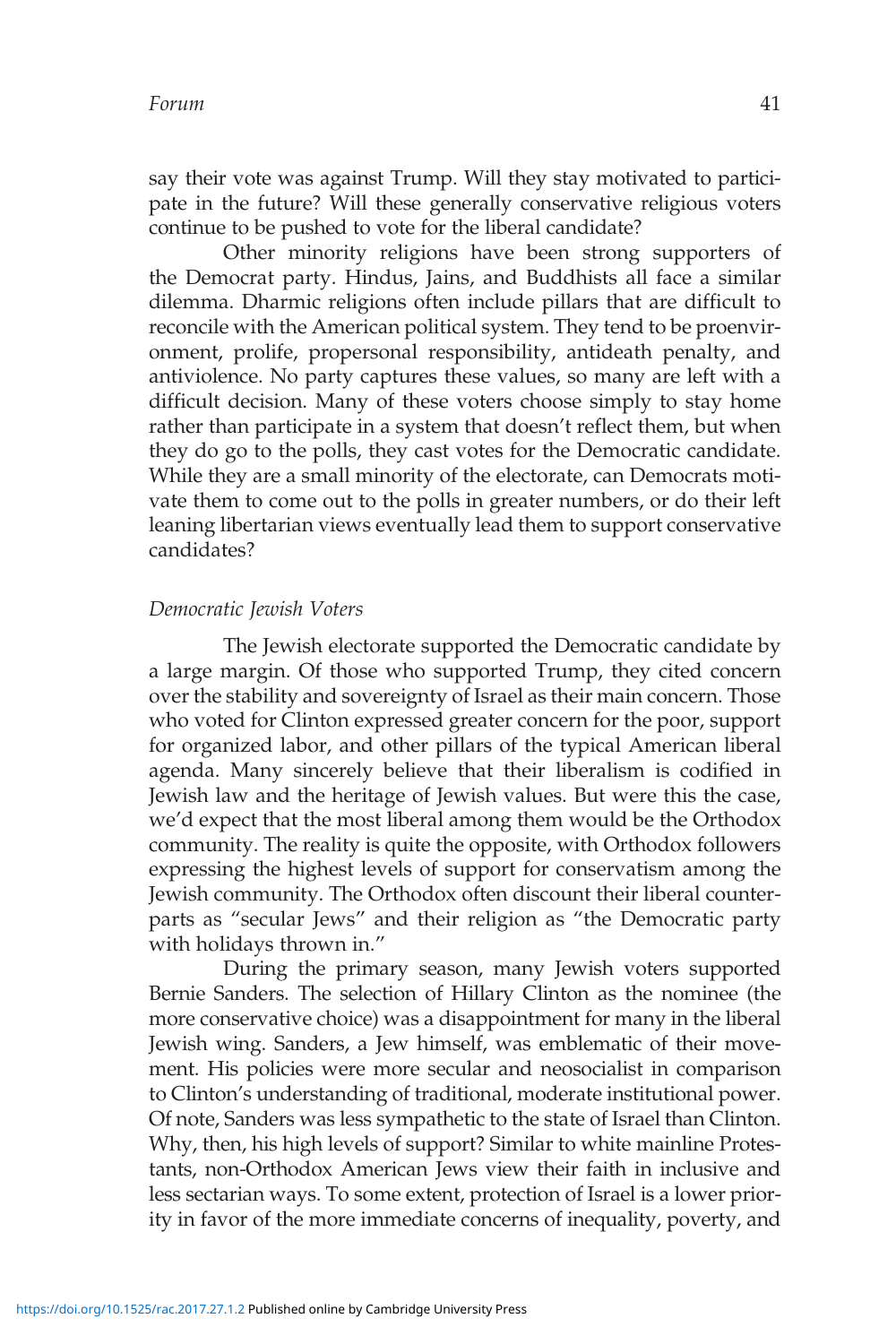say their vote was against Trump. Will they stay motivated to participate in the future? Will these generally conservative religious voters continue to be pushed to vote for the liberal candidate?

Other minority religions have been strong supporters of the Democrat party. Hindus, Jains, and Buddhists all face a similar dilemma. Dharmic religions often include pillars that are difficult to reconcile with the American political system. They tend to be proenvironment, prolife, propersonal responsibility, antideath penalty, and antiviolence. No party captures these values, so many are left with a difficult decision. Many of these voters choose simply to stay home rather than participate in a system that doesn't reflect them, but when they do go to the polls, they cast votes for the Democratic candidate. While they are a small minority of the electorate, can Democrats motivate them to come out to the polls in greater numbers, or do their left leaning libertarian views eventually lead them to support conservative candidates?

### *Democratic Jewish Voters*

The Jewish electorate supported the Democratic candidate by a large margin. Of those who supported Trump, they cited concern over the stability and sovereignty of Israel as their main concern. Those who voted for Clinton expressed greater concern for the poor, support for organized labor, and other pillars of the typical American liberal agenda. Many sincerely believe that their liberalism is codified in Jewish law and the heritage of Jewish values. But were this the case, we'd expect that the most liberal among them would be the Orthodox community. The reality is quite the opposite, with Orthodox followers expressing the highest levels of support for conservatism among the Jewish community. The Orthodox often discount their liberal counterparts as "secular Jews" and their religion as "the Democratic party with holidays thrown in."

During the primary season, many Jewish voters supported Bernie Sanders. The selection of Hillary Clinton as the nominee (the more conservative choice) was a disappointment for many in the liberal Jewish wing. Sanders, a Jew himself, was emblematic of their movement. His policies were more secular and neosocialist in comparison to Clinton's understanding of traditional, moderate institutional power. Of note, Sanders was less sympathetic to the state of Israel than Clinton. Why, then, his high levels of support? Similar to white mainline Protestants, non-Orthodox American Jews view their faith in inclusive and less sectarian ways. To some extent, protection of Israel is a lower priority in favor of the more immediate concerns of inequality, poverty, and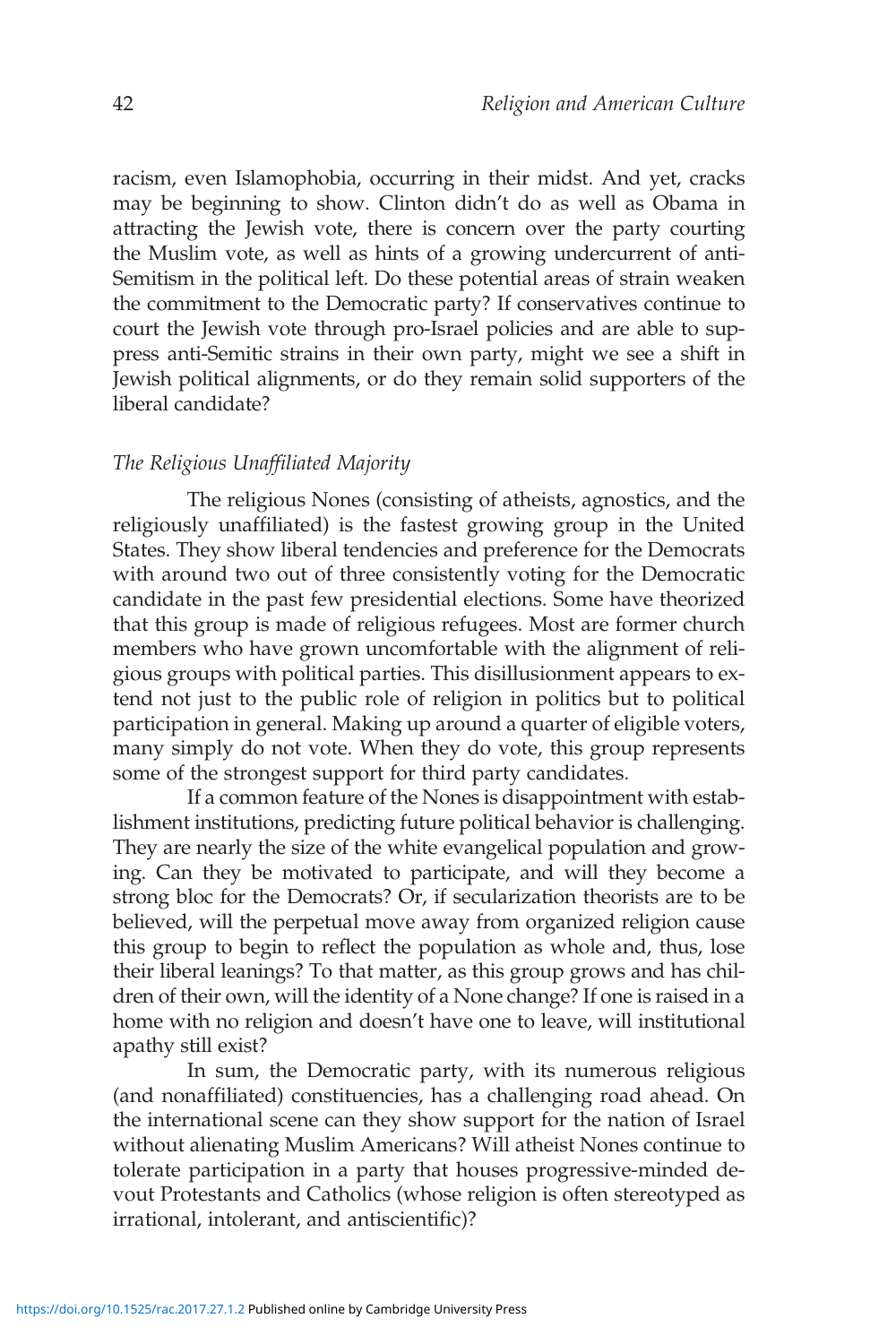racism, even Islamophobia, occurring in their midst. And yet, cracks may be beginning to show. Clinton didn't do as well as Obama in attracting the Jewish vote, there is concern over the party courting the Muslim vote, as well as hints of a growing undercurrent of anti-Semitism in the political left. Do these potential areas of strain weaken the commitment to the Democratic party? If conservatives continue to court the Jewish vote through pro-Israel policies and are able to suppress anti-Semitic strains in their own party, might we see a shift in Jewish political alignments, or do they remain solid supporters of the liberal candidate?

### *The Religious Unaffiliated Majority*

The religious Nones (consisting of atheists, agnostics, and the religiously unaffiliated) is the fastest growing group in the United States. They show liberal tendencies and preference for the Democrats with around two out of three consistently voting for the Democratic candidate in the past few presidential elections. Some have theorized that this group is made of religious refugees. Most are former church members who have grown uncomfortable with the alignment of religious groups with political parties. This disillusionment appears to extend not just to the public role of religion in politics but to political participation in general. Making up around a quarter of eligible voters, many simply do not vote. When they do vote, this group represents some of the strongest support for third party candidates.

If a common feature of the Nones is disappointment with establishment institutions, predicting future political behavior is challenging. They are nearly the size of the white evangelical population and growing. Can they be motivated to participate, and will they become a strong bloc for the Democrats? Or, if secularization theorists are to be believed, will the perpetual move away from organized religion cause this group to begin to reflect the population as whole and, thus, lose their liberal leanings? To that matter, as this group grows and has children of their own, will the identity of a None change? If one is raised in a home with no religion and doesn't have one to leave, will institutional apathy still exist?

In sum, the Democratic party, with its numerous religious (and nonaffiliated) constituencies, has a challenging road ahead. On the international scene can they show support for the nation of Israel without alienating Muslim Americans? Will atheist Nones continue to tolerate participation in a party that houses progressive-minded devout Protestants and Catholics (whose religion is often stereotyped as irrational, intolerant, and antiscientific)?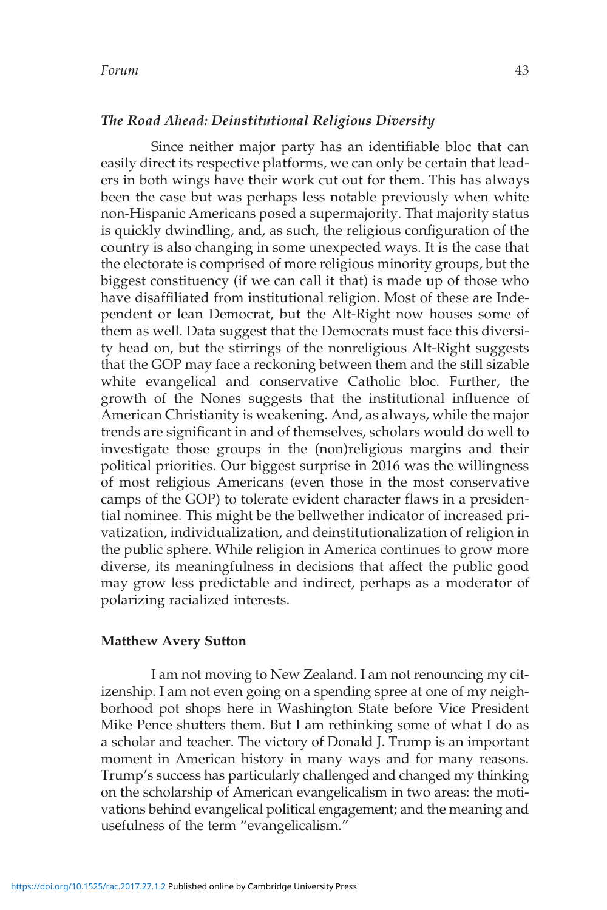### *The Road Ahead: Deinstitutional Religious Diversity*

Since neither major party has an identifiable bloc that can easily direct its respective platforms, we can only be certain that leaders in both wings have their work cut out for them. This has always been the case but was perhaps less notable previously when white non-Hispanic Americans posed a supermajority. That majority status is quickly dwindling, and, as such, the religious configuration of the country is also changing in some unexpected ways. It is the case that the electorate is comprised of more religious minority groups, but the biggest constituency (if we can call it that) is made up of those who have disaffiliated from institutional religion. Most of these are Independent or lean Democrat, but the Alt-Right now houses some of them as well. Data suggest that the Democrats must face this diversity head on, but the stirrings of the nonreligious Alt-Right suggests that the GOP may face a reckoning between them and the still sizable white evangelical and conservative Catholic bloc. Further, the growth of the Nones suggests that the institutional influence of American Christianity is weakening. And, as always, while the major trends are significant in and of themselves, scholars would do well to investigate those groups in the (non)religious margins and their political priorities. Our biggest surprise in 2016 was the willingness of most religious Americans (even those in the most conservative camps of the GOP) to tolerate evident character flaws in a presidential nominee. This might be the bellwether indicator of increased privatization, individualization, and deinstitutionalization of religion in the public sphere. While religion in America continues to grow more diverse, its meaningfulness in decisions that affect the public good may grow less predictable and indirect, perhaps as a moderator of polarizing racialized interests.

## Matthew Avery Sutton

I am not moving to New Zealand. I am not renouncing my citizenship. I am not even going on a spending spree at one of my neighborhood pot shops here in Washington State before Vice President Mike Pence shutters them. But I am rethinking some of what I do as a scholar and teacher. The victory of Donald J. Trump is an important moment in American history in many ways and for many reasons. Trump's success has particularly challenged and changed my thinking on the scholarship of American evangelicalism in two areas: the motivations behind evangelical political engagement; and the meaning and usefulness of the term "evangelicalism."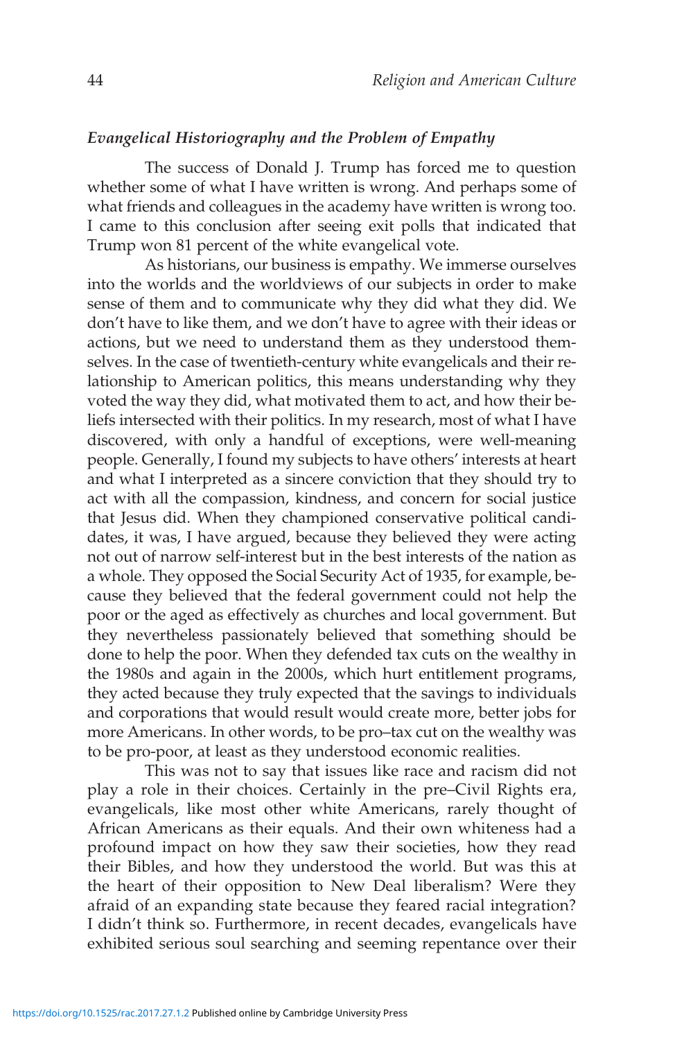### *Evangelical Historiography and the Problem of Empathy*

The success of Donald J. Trump has forced me to question whether some of what I have written is wrong. And perhaps some of what friends and colleagues in the academy have written is wrong too. I came to this conclusion after seeing exit polls that indicated that Trump won 81 percent of the white evangelical vote.

As historians, our business is empathy. We immerse ourselves into the worlds and the worldviews of our subjects in order to make sense of them and to communicate why they did what they did. We don't have to like them, and we don't have to agree with their ideas or actions, but we need to understand them as they understood themselves. In the case of twentieth-century white evangelicals and their relationship to American politics, this means understanding why they voted the way they did, what motivated them to act, and how their beliefs intersected with their politics. In my research, most of what I have discovered, with only a handful of exceptions, were well-meaning people. Generally, I found my subjects to have others' interests at heart and what I interpreted as a sincere conviction that they should try to act with all the compassion, kindness, and concern for social justice that Jesus did. When they championed conservative political candidates, it was, I have argued, because they believed they were acting not out of narrow self-interest but in the best interests of the nation as a whole. They opposed the Social Security Act of 1935, for example, because they believed that the federal government could not help the poor or the aged as effectively as churches and local government. But they nevertheless passionately believed that something should be done to help the poor. When they defended tax cuts on the wealthy in the 1980s and again in the 2000s, which hurt entitlement programs, they acted because they truly expected that the savings to individuals and corporations that would result would create more, better jobs for more Americans. In other words, to be pro–tax cut on the wealthy was to be pro-poor, at least as they understood economic realities.

This was not to say that issues like race and racism did not play a role in their choices. Certainly in the pre–Civil Rights era, evangelicals, like most other white Americans, rarely thought of African Americans as their equals. And their own whiteness had a profound impact on how they saw their societies, how they read their Bibles, and how they understood the world. But was this at the heart of their opposition to New Deal liberalism? Were they afraid of an expanding state because they feared racial integration? I didn't think so. Furthermore, in recent decades, evangelicals have exhibited serious soul searching and seeming repentance over their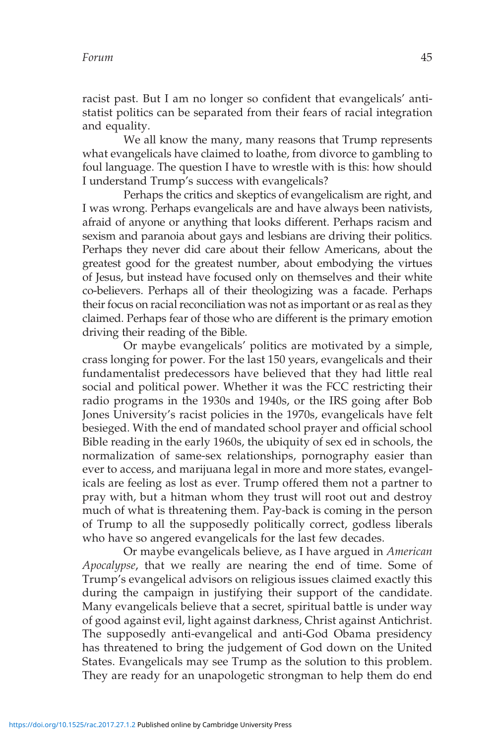racist past. But I am no longer so confident that evangelicals' anti-statist politics can be separated from their fears of racial integration and equality.

We all know the many, many reasons that Trump represents what evangelicals have claimed to loathe, from divorce to gambling to foul language. The question I have to wrestle with is this: how should I understand Trump's success with evangelicals?

Perhaps the critics and skeptics of evangelicalism are right, and I was wrong. Perhaps evangelicals are and have always been nativists, afraid of anyone or anything that looks different. Perhaps racism and sexism and paranoia about gays and lesbians are driving their politics. Perhaps they never did care about their fellow Americans, about the greatest good for the greatest number, about embodying the virtues of Jesus, but instead have focused only on themselves and their white co-believers. Perhaps all of their theologizing was a facade. Perhaps their focus on racial reconciliation was not as important or as real as they claimed. Perhaps fear of those who are different is the primary emotion driving their reading of the Bible.

Or maybe evangelicals' politics are motivated by a simple, crass longing for power. For the last 150 years, evangelicals and their fundamentalist predecessors have believed that they had little real social and political power. Whether it was the FCC restricting their radio programs in the 1930s and 1940s, or the IRS going after Bob Jones University's racist policies in the 1970s, evangelicals have felt besieged. With the end of mandated school prayer and official school Bible reading in the early 1960s, the ubiquity of sex ed in schools, the normalization of same-sex relationships, pornography easier than ever to access, and marijuana legal in more and more states, evangelicals are feeling as lost as ever. Trump offered them not a partner to pray with, but a hitman whom they trust will root out and destroy much of what is threatening them. Pay-back is coming in the person of Trump to all the supposedly politically correct, godless liberals who have so angered evangelicals for the last few decades.

Or maybe evangelicals believe, as I have argued in *American Apocalypse*, that we really are nearing the end of time. Some of Trump's evangelical advisors on religious issues claimed exactly this during the campaign in justifying their support of the candidate. Many evangelicals believe that a secret, spiritual battle is under way of good against evil, light against darkness, Christ against Antichrist. The supposedly anti-evangelical and anti-God Obama presidency has threatened to bring the judgement of God down on the United States. Evangelicals may see Trump as the solution to this problem. They are ready for an unapologetic strongman to help them do end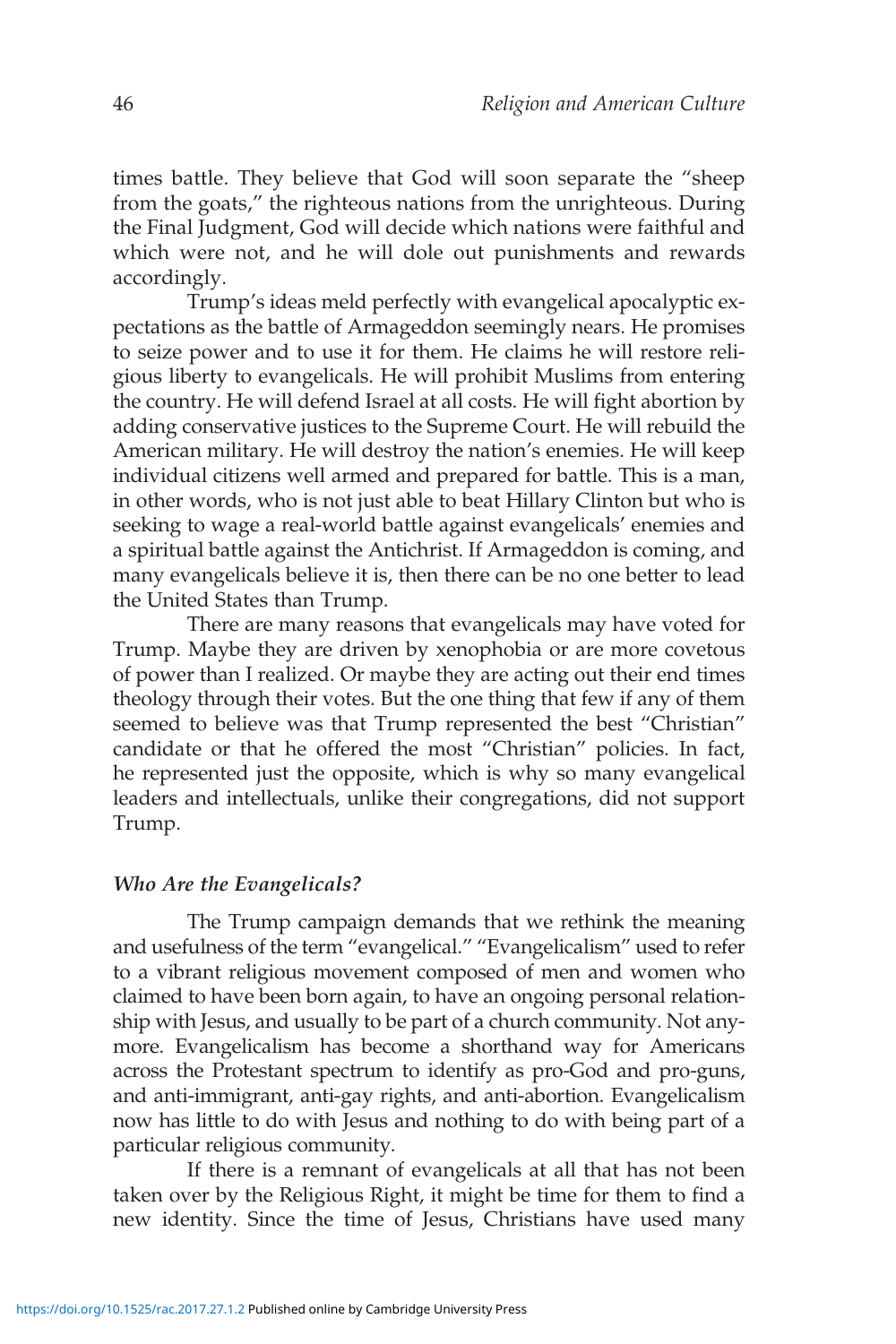times battle. They believe that God will soon separate the "sheep from the goats," the righteous nations from the unrighteous. During the Final Judgment, God will decide which nations were faithful and which were not, and he will dole out punishments and rewards accordingly.

Trump's ideas meld perfectly with evangelical apocalyptic expectations as the battle of Armageddon seemingly nears. He promises to seize power and to use it for them. He claims he will restore religious liberty to evangelicals. He will prohibit Muslims from entering the country. He will defend Israel at all costs. He will fight abortion by adding conservative justices to the Supreme Court. He will rebuild the American military. He will destroy the nation's enemies. He will keep individual citizens well armed and prepared for battle. This is a man, in other words, who is not just able to beat Hillary Clinton but who is seeking to wage a real-world battle against evangelicals' enemies and a spiritual battle against the Antichrist. If Armageddon is coming, and many evangelicals believe it is, then there can be no one better to lead the United States than Trump.

There are many reasons that evangelicals may have voted for Trump. Maybe they are driven by xenophobia or are more covetous of power than I realized. Or maybe they are acting out their end times theology through their votes. But the one thing that few if any of them seemed to believe was that Trump represented the best "Christian" candidate or that he offered the most "Christian" policies. In fact, he represented just the opposite, which is why so many evangelical leaders and intellectuals, unlike their congregations, did not support Trump.

### *Who Are the Evangelicals?*

The Trump campaign demands that we rethink the meaning and usefulness of the term "evangelical." "Evangelicalism" used to refer to a vibrant religious movement composed of men and women who claimed to have been born again, to have an ongoing personal relationship with Jesus, and usually to be part of a church community. Not anymore. Evangelicalism has become a shorthand way for Americans across the Protestant spectrum to identify as pro-God and pro-guns, and anti-immigrant, anti-gay rights, and anti-abortion. Evangelicalism now has little to do with Jesus and nothing to do with being part of a particular religious community.

If there is a remnant of evangelicals at all that has not been taken over by the Religious Right, it might be time for them to find a new identity. Since the time of Jesus, Christians have used many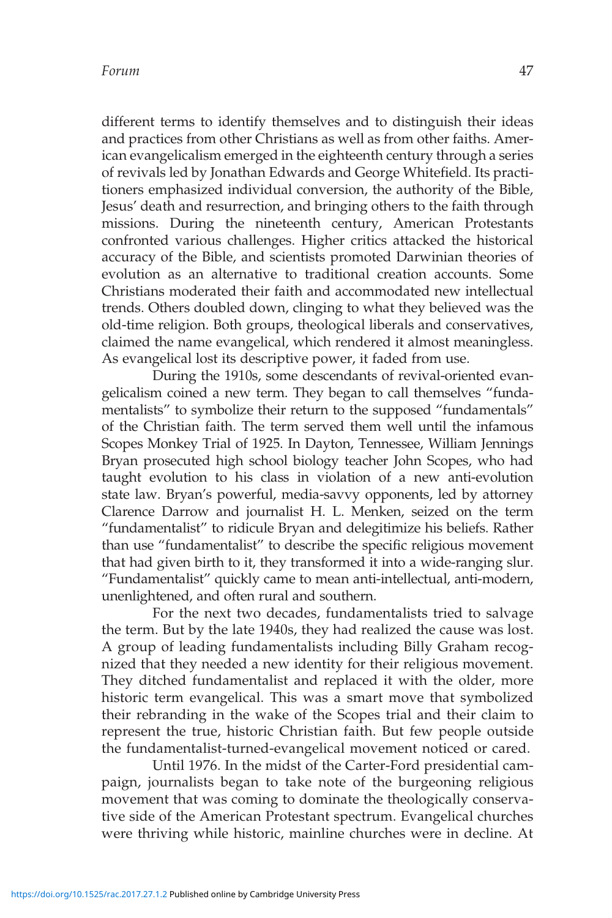different terms to identify themselves and to distinguish their ideas and practices from other Christians as well as from other faiths. American evangelicalism emerged in the eighteenth century through a series of revivals led by Jonathan Edwards and George Whitefield. Its practitioners emphasized individual conversion, the authority of the Bible, Jesus' death and resurrection, and bringing others to the faith through missions. During the nineteenth century, American Protestants confronted various challenges. Higher critics attacked the historical accuracy of the Bible, and scientists promoted Darwinian theories of evolution as an alternative to traditional creation accounts. Some Christians moderated their faith and accommodated new intellectual trends. Others doubled down, clinging to what they believed was the old-time religion. Both groups, theological liberals and conservatives, claimed the name evangelical, which rendered it almost meaningless. As evangelical lost its descriptive power, it faded from use.

During the 1910s, some descendants of revival-oriented evangelicalism coined a new term. They began to call themselves "fundamentalists" to symbolize their return to the supposed "fundamentals" of the Christian faith. The term served them well until the infamous Scopes Monkey Trial of 1925. In Dayton, Tennessee, William Jennings Bryan prosecuted high school biology teacher John Scopes, who had taught evolution to his class in violation of a new anti-evolution state law. Bryan's powerful, media-savvy opponents, led by attorney Clarence Darrow and journalist H. L. Menken, seized on the term "fundamentalist" to ridicule Bryan and delegitimize his beliefs. Rather than use "fundamentalist" to describe the specific religious movement that had given birth to it, they transformed it into a wide-ranging slur. "Fundamentalist" quickly came to mean anti-intellectual, anti-modern, unenlightened, and often rural and southern.

For the next two decades, fundamentalists tried to salvage the term. But by the late 1940s, they had realized the cause was lost. A group of leading fundamentalists including Billy Graham recognized that they needed a new identity for their religious movement. They ditched fundamentalist and replaced it with the older, more historic term evangelical. This was a smart move that symbolized their rebranding in the wake of the Scopes trial and their claim to represent the true, historic Christian faith. But few people outside the fundamentalist-turned-evangelical movement noticed or cared.

Until 1976. In the midst of the Carter-Ford presidential campaign, journalists began to take note of the burgeoning religious movement that was coming to dominate the theologically conservative side of the American Protestant spectrum. Evangelical churches were thriving while historic, mainline churches were in decline. At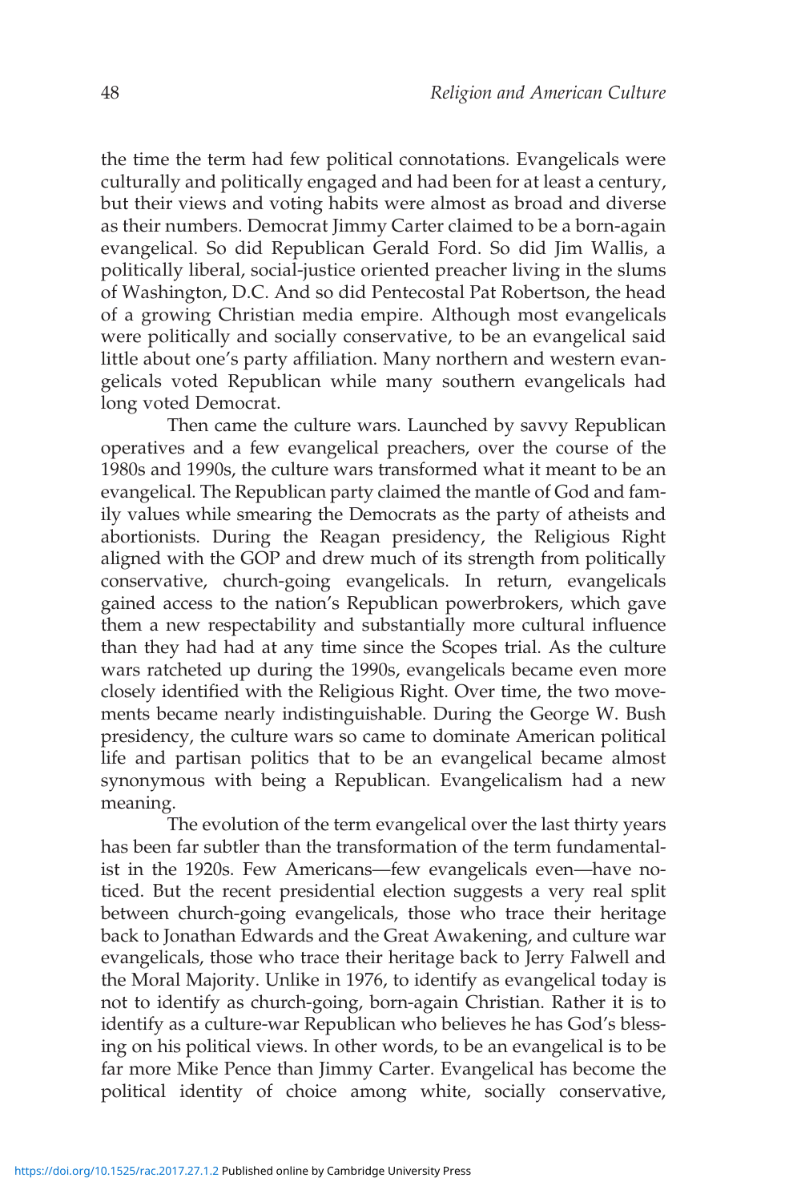the time the term had few political connotations. Evangelicals were culturally and politically engaged and had been for at least a century, but their views and voting habits were almost as broad and diverse as their numbers. Democrat Jimmy Carter claimed to be a born-again evangelical. So did Republican Gerald Ford. So did Jim Wallis, a politically liberal, social-justice oriented preacher living in the slums of Washington, D.C. And so did Pentecostal Pat Robertson, the head of a growing Christian media empire. Although most evangelicals were politically and socially conservative, to be an evangelical said little about one's party affiliation. Many northern and western evangelicals voted Republican while many southern evangelicals had long voted Democrat.

Then came the culture wars. Launched by savvy Republican operatives and a few evangelical preachers, over the course of the 1980s and 1990s, the culture wars transformed what it meant to be an evangelical. The Republican party claimed the mantle of God and family values while smearing the Democrats as the party of atheists and abortionists. During the Reagan presidency, the Religious Right aligned with the GOP and drew much of its strength from politically conservative, church-going evangelicals. In return, evangelicals gained access to the nation's Republican powerbrokers, which gave them a new respectability and substantially more cultural influence than they had had at any time since the Scopes trial. As the culture wars ratcheted up during the 1990s, evangelicals became even more closely identified with the Religious Right. Over time, the two movements became nearly indistinguishable. During the George W. Bush presidency, the culture wars so came to dominate American political life and partisan politics that to be an evangelical became almost synonymous with being a Republican. Evangelicalism had a new meaning.

The evolution of the term evangelical over the last thirty years has been far subtler than the transformation of the term fundamentalist in the 1920s. Few Americans—few evangelicals even—have noticed. But the recent presidential election suggests a very real split between church-going evangelicals, those who trace their heritage back to Jonathan Edwards and the Great Awakening, and culture war evangelicals, those who trace their heritage back to Jerry Falwell and the Moral Majority. Unlike in 1976, to identify as evangelical today is not to identify as church-going, born-again Christian. Rather it is to identify as a culture-war Republican who believes he has God's blessing on his political views. In other words, to be an evangelical is to be far more Mike Pence than Jimmy Carter. Evangelical has become the political identity of choice among white, socially conservative,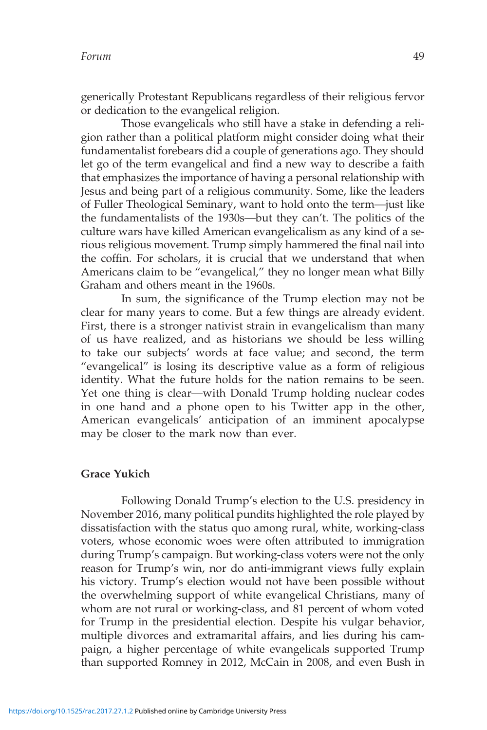generically Protestant Republicans regardless of their religious fervor or dedication to the evangelical religion.

Those evangelicals who still have a stake in defending a religion rather than a political platform might consider doing what their fundamentalist forebears did a couple of generations ago. They should let go of the term evangelical and find a new way to describe a faith that emphasizes the importance of having a personal relationship with Jesus and being part of a religious community. Some, like the leaders of Fuller Theological Seminary, want to hold onto the term—just like the fundamentalists of the 1930s—but they can't. The politics of the culture wars have killed American evangelicalism as any kind of a serious religious movement. Trump simply hammered the final nail into the coffin. For scholars, it is crucial that we understand that when Americans claim to be "evangelical," they no longer mean what Billy Graham and others meant in the 1960s.

In sum, the significance of the Trump election may not be clear for many years to come. But a few things are already evident. First, there is a stronger nativist strain in evangelicalism than many of us have realized, and as historians we should be less willing to take our subjects' words at face value; and second, the term "evangelical" is losing its descriptive value as a form of religious identity. What the future holds for the nation remains to be seen. Yet one thing is clear—with Donald Trump holding nuclear codes in one hand and a phone open to his Twitter app in the other, American evangelicals' anticipation of an imminent apocalypse may be closer to the mark now than ever.

**Grace Yukich**

Following Donald Trump's election to the U.S. presidency in November 2016, many political pundits highlighted the role played by dissatisfaction with the status quo among rural, white, working-class voters, whose economic woes were often attributed to immigration during Trump's campaign. But working-class voters were not the only reason for Trump's win, nor do anti-immigrant views fully explain his victory. Trump's election would not have been possible without the overwhelming support of white evangelical Christians, many of whom are not rural or working-class, and 81 percent of whom voted for Trump in the presidential election. Despite his vulgar behavior, multiple divorces and extramarital affairs, and lies during his campaign, a higher percentage of white evangelicals supported Trump than supported Romney in 2012, McCain in 2008, and even Bush in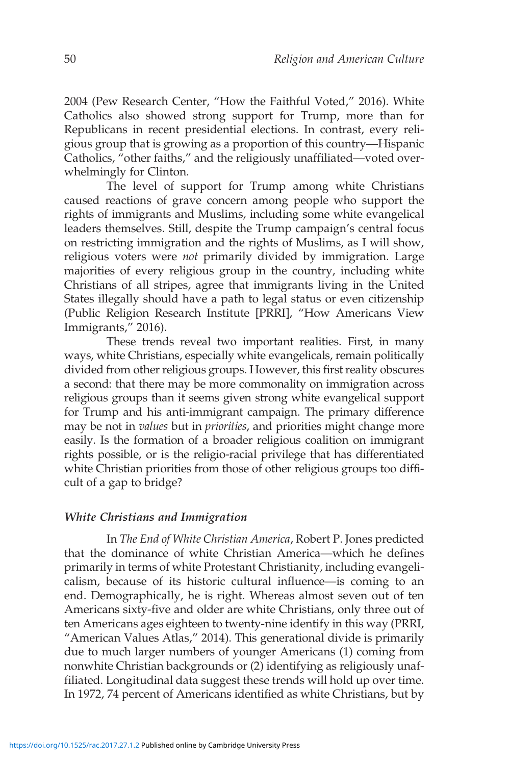2004 (Pew Research Center, "How the Faithful Voted," 2016). White Catholics also showed strong support for Trump, more than for Republicans in recent presidential elections. In contrast, every religious group that is growing as a proportion of this country—Hispanic Catholics, "other faiths," and the religiously unaffiliated—voted overwhelmingly for Clinton.

The level of support for Trump among white Christians caused reactions of grave concern among people who support the rights of immigrants and Muslims, including some white evangelical leaders themselves. Still, despite the Trump campaign's central focus on restricting immigration and the rights of Muslims, as I will show, religious voters were *not* primarily divided by immigration. Large majorities of every religious group in the country, including white Christians of all stripes, agree that immigrants living in the United States illegally should have a path to legal status or even citizenship (Public Religion Research Institute [PRRI], "How Americans View Immigrants," 2016).

These trends reveal two important realities. First, in many ways, white Christians, especially white evangelicals, remain politically divided from other religious groups. However, this first reality obscures a second: that there may be more commonality on immigration across religious groups than it seems given strong white evangelical support for Trump and his anti-immigrant campaign. The primary difference may be not in *values* but in *priorities*, and priorities might change more easily. Is the formation of a broader religious coalition on immigrant rights possible, or is the religio-racial privilege that has differentiated white Christian priorities from those of other religious groups too difficult of a gap to bridge?

### *White Christians and Immigration*

In *The End of White Christian America*, Robert P. Jones predicted that the dominance of white Christian America—which he defines primarily in terms of white Protestant Christianity, including evangelicalism, because of its historic cultural influence—is coming to an end. Demographically, he is right. Whereas almost seven out of ten Americans sixty-five and older are white Christians, only three out of ten Americans ages eighteen to twenty-nine identify in this way (PRRI, "American Values Atlas," 2014). This generational divide is primarily due to much larger numbers of younger Americans (1) coming from nonwhite Christian backgrounds or (2) identifying as religiously unaffiliated. Longitudinal data suggest these trends will hold up over time. In 1972, 74 percent of Americans identified as white Christians, but by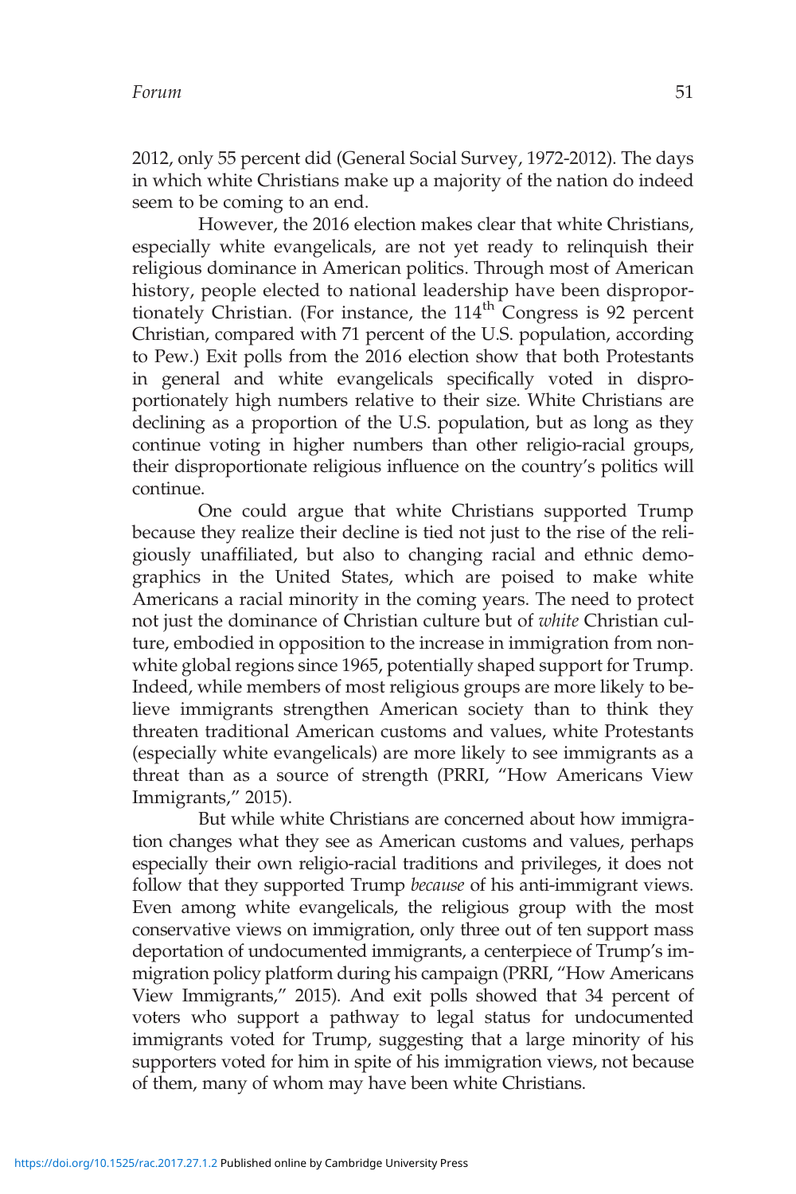2012, only 55 percent did (General Social Survey, 1972-2012). The days in which white Christians make up a majority of the nation do indeed seem to be coming to an end.

However, the 2016 election makes clear that white Christians, especially white evangelicals, are not yet ready to relinquish their religious dominance in American politics. Through most of American history, people elected to national leadership have been disproportionately Christian. (For instance, the 114th Congress is 92 percent Christian, compared with 71 percent of the U.S. population, according to Pew.) Exit polls from the 2016 election show that both Protestants in general and white evangelicals specifically voted in disproportionately high numbers relative to their size. White Christians are declining as a proportion of the U.S. population, but as long as they continue voting in higher numbers than other religio-racial groups, their disproportionate religious influence on the country's politics will continue.

One could argue that white Christians supported Trump because they realize their decline is tied not just to the rise of the religiously unaffiliated, but also to changing racial and ethnic demographics in the United States, which are poised to make white Americans a racial minority in the coming years. The need to protect not just the dominance of Christian culture but of *white* Christian culture, embodied in opposition to the increase in immigration from non-white global regions since 1965, potentially shaped support for Trump. Indeed, while members of most religious groups are more likely to believe immigrants strengthen American society than to think they threaten traditional American customs and values, white Protestants (especially white evangelicals) are more likely to see immigrants as a threat than as a source of strength (PRRI, "How Americans View Immigrants," 2015).

But while white Christians are concerned about how immigration changes what they see as American customs and values, perhaps especially their own religio-racial traditions and privileges, it does not follow that they supported Trump *because* of his anti-immigrant views. Even among white evangelicals, the religious group with the most conservative views on immigration, only three out of ten support mass deportation of undocumented immigrants, a centerpiece of Trump's immigration policy platform during his campaign (PRRI, "How Americans View Immigrants," 2015). And exit polls showed that 34 percent of voters who support a pathway to legal status for undocumented immigrants voted for Trump, suggesting that a large minority of his supporters voted for him in spite of his immigration views, not because of them, many of whom may have been white Christians.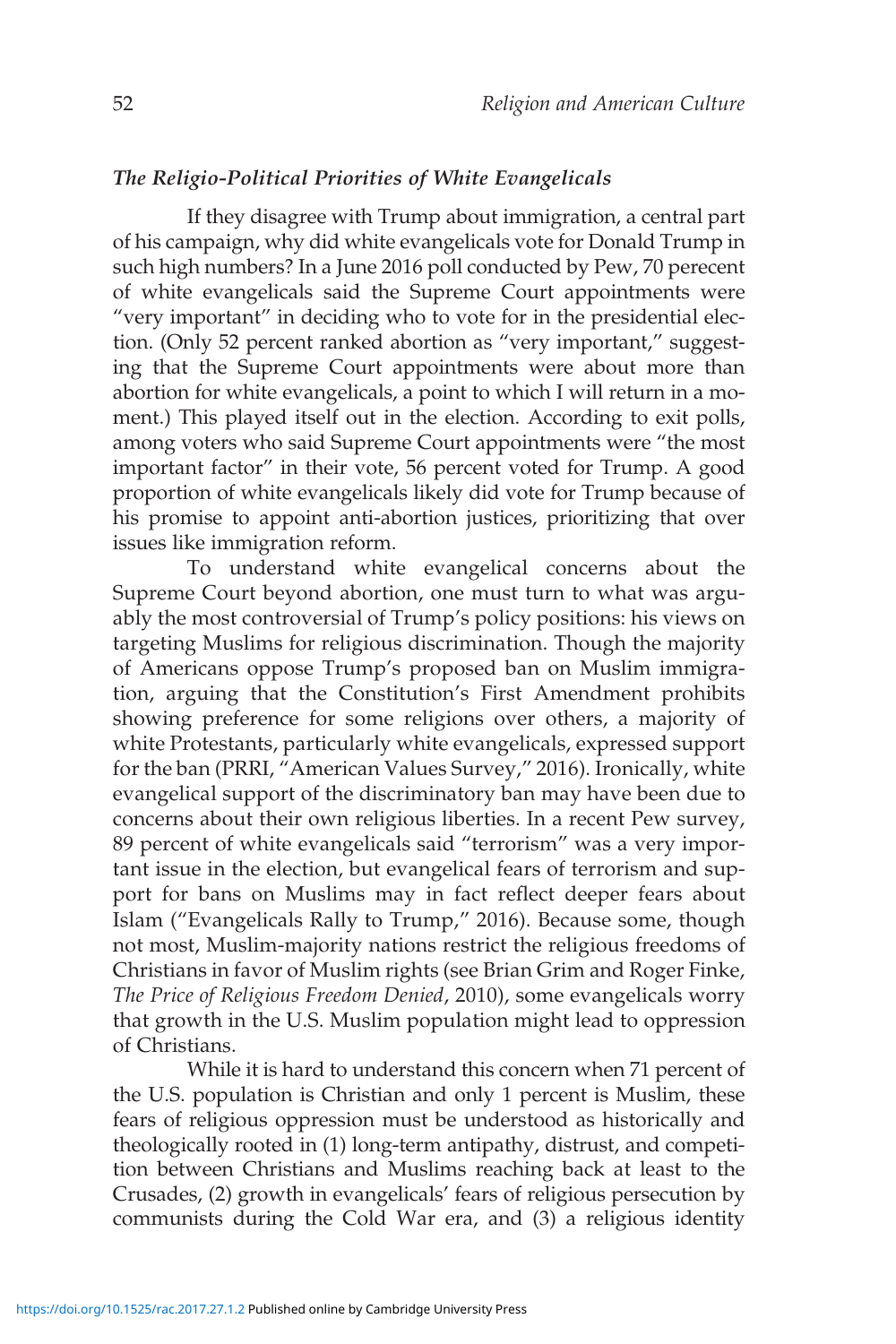### *The Religio-Political Priorities of White Evangelicals*

If they disagree with Trump about immigration, a central part of his campaign, why did white evangelicals vote for Donald Trump in such high numbers? In a June 2016 poll conducted by Pew, 70 perecent of white evangelicals said the Supreme Court appointments were "very important" in deciding who to vote for in the presidential election. (Only 52 percent ranked abortion as "very important," suggesting that the Supreme Court appointments were about more than abortion for white evangelicals, a point to which I will return in a moment.) This played itself out in the election. According to exit polls, among voters who said Supreme Court appointments were "the most important factor" in their vote, 56 percent voted for Trump. A good proportion of white evangelicals likely did vote for Trump because of his promise to appoint anti-abortion justices, prioritizing that over issues like immigration reform.

To understand white evangelical concerns about the Supreme Court beyond abortion, one must turn to what was arguably the most controversial of Trump's policy positions: his views on targeting Muslims for religious discrimination. Though the majority of Americans oppose Trump's proposed ban on Muslim immigration, arguing that the Constitution's First Amendment prohibits showing preference for some religions over others, a majority of white Protestants, particularly white evangelicals, expressed support for the ban (PRRI, "American Values Survey," 2016). Ironically, white evangelical support of the discriminatory ban may have been due to concerns about their own religious liberties. In a recent Pew survey, 89 percent of white evangelicals said "terrorism" was a very important issue in the election, but evangelical fears of terrorism and support for bans on Muslims may in fact reflect deeper fears about Islam ("Evangelicals Rally to Trump," 2016). Because some, though not most, Muslim-majority nations restrict the religious freedoms of Christians in favor of Muslim rights (see Brian Grim and Roger Finke, *The Price of Religious Freedom Denied*, 2010), some evangelicals worry that growth in the U.S. Muslim population might lead to oppression of Christians.

While it is hard to understand this concern when 71 percent of the U.S. population is Christian and only 1 percent is Muslim, these fears of religious oppression must be understood as historically and theologically rooted in (1) long-term antipathy, distrust, and competition between Christians and Muslims reaching back at least to the Crusades, (2) growth in evangelicals' fears of religious persecution by communists during the Cold War era, and (3) a religious identity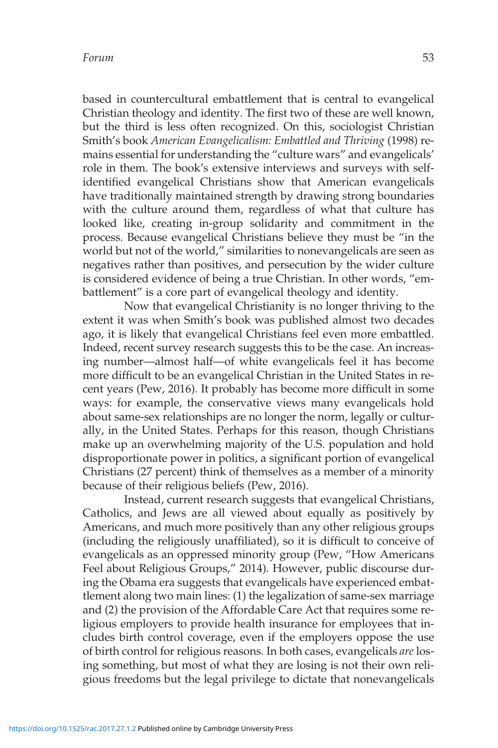based in countercultural embattlement that is central to evangelical Christian theology and identity. The first two of these are well known, but the third is less often recognized. On this, sociologist Christian Smith's book *American Evangelicalism: Embattled and Thriving* (1998) remains essential for understanding the "culture wars" and evangelicals' role in them. The book's extensive interviews and surveys with self-identified evangelical Christians show that American evangelicals have traditionally maintained strength by drawing strong boundaries with the culture around them, regardless of what that culture has looked like, creating in-group solidarity and commitment in the process. Because evangelical Christians believe they must be "in the world but not of the world," similarities to nonevangelicals are seen as negatives rather than positives, and persecution by the wider culture is considered evidence of being a true Christian. In other words, "embattlement" is a core part of evangelical theology and identity.

Now that evangelical Christianity is no longer thriving to the extent it was when Smith's book was published almost two decades ago, it is likely that evangelical Christians feel even more embattled. Indeed, recent survey research suggests this to be the case. An increasing number—almost half—of white evangelicals feel it has become more difficult to be an evangelical Christian in the United States in recent years (Pew, 2016). It probably has become more difficult in some ways: for example, the conservative views many evangelicals hold about same-sex relationships are no longer the norm, legally or culturally, in the United States. Perhaps for this reason, though Christians make up an overwhelming majority of the U.S. population and hold disproportionate power in politics, a significant portion of evangelical Christians (27 percent) think of themselves as a member of a minority because of their religious beliefs (Pew, 2016).

Instead, current research suggests that evangelical Christians, Catholics, and Jews are all viewed about equally as positively by Americans, and much more positively than any other religious groups (including the religiously unaffiliated), so it is difficult to conceive of evangelicals as an oppressed minority group (Pew, "How Americans Feel about Religious Groups," 2014). However, public discourse during the Obama era suggests that evangelicals have experienced embattlement along two main lines: (1) the legalization of same-sex marriage and (2) the provision of the Affordable Care Act that requires some religious employers to provide health insurance for employees that includes birth control coverage, even if the employers oppose the use of birth control for religious reasons. In both cases, evangelicals *are* losing something, but most of what they are losing is not their own religious freedoms but the legal privilege to dictate that nonevangelicals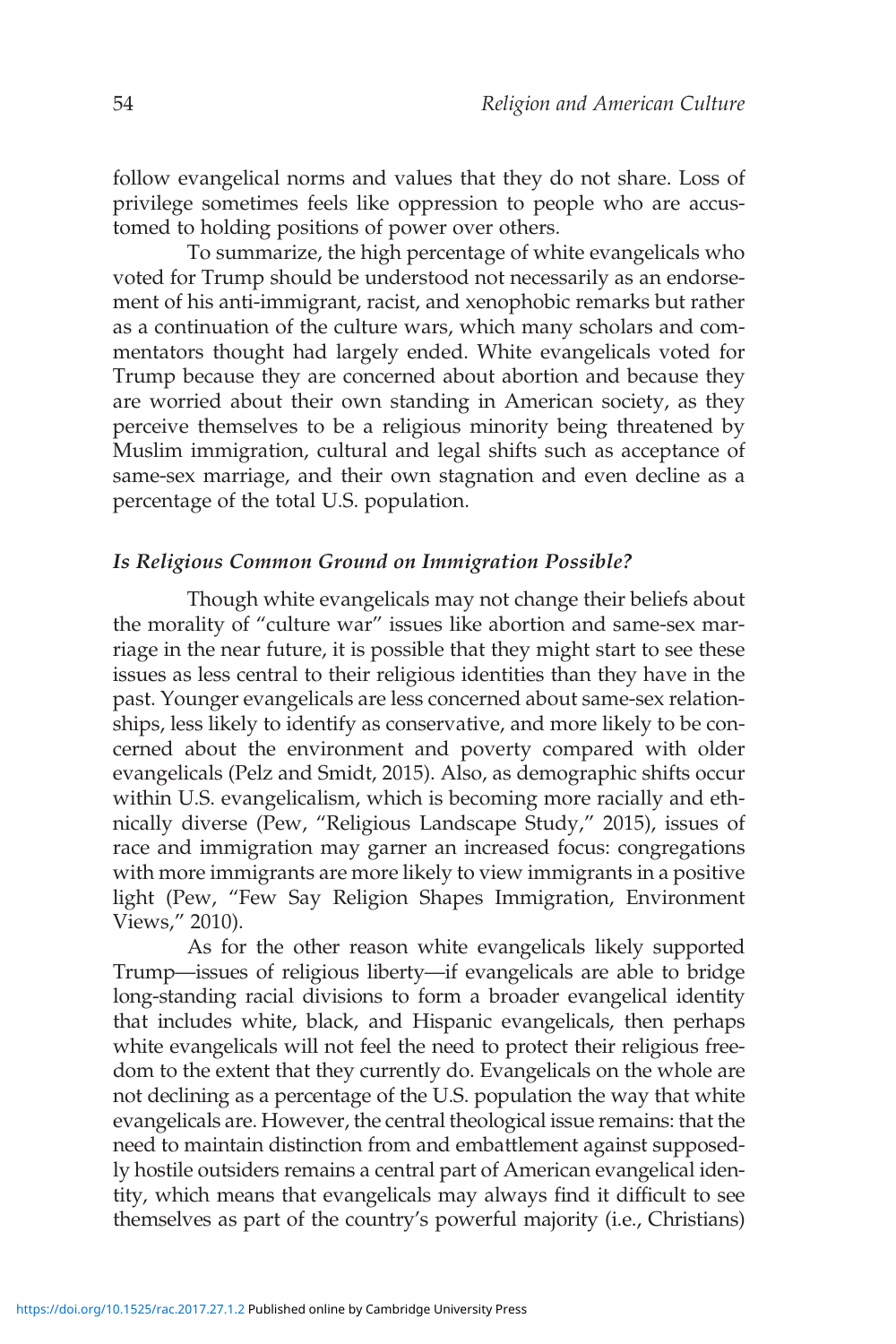follow evangelical norms and values that they do not share. Loss of privilege sometimes feels like oppression to people who are accustomed to holding positions of power over others.

To summarize, the high percentage of white evangelicals who voted for Trump should be understood not necessarily as an endorsement of his anti-immigrant, racist, and xenophobic remarks but rather as a continuation of the culture wars, which many scholars and commentators thought had largely ended. White evangelicals voted for Trump because they are concerned about abortion and because they are worried about their own standing in American society, as they perceive themselves to be a religious minority being threatened by Muslim immigration, cultural and legal shifts such as acceptance of same-sex marriage, and their own stagnation and even decline as a percentage of the total U.S. population.

### *Is Religious Common Ground on Immigration Possible?*

Though white evangelicals may not change their beliefs about the morality of "culture war" issues like abortion and same-sex marriage in the near future, it is possible that they might start to see these issues as less central to their religious identities than they have in the past. Younger evangelicals are less concerned about same-sex relationships, less likely to identify as conservative, and more likely to be concerned about the environment and poverty compared with older evangelicals (Pelz and Smidt, 2015). Also, as demographic shifts occur within U.S. evangelicalism, which is becoming more racially and ethnically diverse (Pew, "Religious Landscape Study," 2015), issues of race and immigration may garner an increased focus: congregations with more immigrants are more likely to view immigrants in a positive light (Pew, "Few Say Religion Shapes Immigration, Environment Views," 2010).

As for the other reason white evangelicals likely supported Trump—issues of religious liberty—if evangelicals are able to bridge long-standing racial divisions to form a broader evangelical identity that includes white, black, and Hispanic evangelicals, then perhaps white evangelicals will not feel the need to protect their religious freedom to the extent that they currently do. Evangelicals on the whole are not declining as a percentage of the U.S. population the way that white evangelicals are. However, the central theological issue remains: that the need to maintain distinction from and embattlement against supposedly hostile outsiders remains a central part of American evangelical identity, which means that evangelicals may always find it difficult to see themselves as part of the country's powerful majority (i.e., Christians)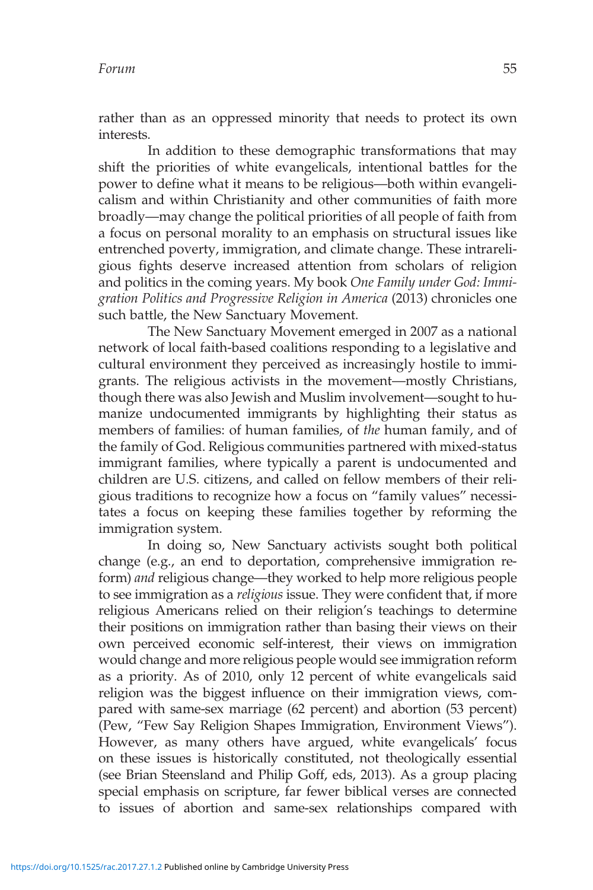rather than as an oppressed minority that needs to protect its own interests.

In addition to these demographic transformations that may shift the priorities of white evangelicals, intentional battles for the power to define what it means to be religious—both within evangelicalism and within Christianity and other communities of faith more broadly—may change the political priorities of all people of faith from a focus on personal morality to an emphasis on structural issues like entrenched poverty, immigration, and climate change. These intrareligious fights deserve increased attention from scholars of religion and politics in the coming years. My book *One Family under God: Immigration Politics and Progressive Religion in America* (2013) chronicles one such battle, the New Sanctuary Movement.

The New Sanctuary Movement emerged in 2007 as a national network of local faith-based coalitions responding to a legislative and cultural environment they perceived as increasingly hostile to immigrants. The religious activists in the movement—mostly Christians, though there was also Jewish and Muslim involvement—sought to humanize undocumented immigrants by highlighting their status as members of families: of human families, of *the* human family, and of the family of God. Religious communities partnered with mixed-status immigrant families, where typically a parent is undocumented and children are U.S. citizens, and called on fellow members of their religious traditions to recognize how a focus on "family values" necessitates a focus on keeping these families together by reforming the immigration system.

In doing so, New Sanctuary activists sought both political change (e.g., an end to deportation, comprehensive immigration reform) *and* religious change—they worked to help more religious people to see immigration as a *religious* issue. They were confident that, if more religious Americans relied on their religion's teachings to determine their positions on immigration rather than basing their views on their own perceived economic self-interest, their views on immigration would change and more religious people would see immigration reform as a priority. As of 2010, only 12 percent of white evangelicals said religion was the biggest influence on their immigration views, compared with same-sex marriage (62 percent) and abortion (53 percent) (Pew, "Few Say Religion Shapes Immigration, Environment Views"). However, as many others have argued, white evangelicals' focus on these issues is historically constituted, not theologically essential (see Brian Steensland and Philip Goff, eds, 2013). As a group placing special emphasis on scripture, far fewer biblical verses are connected to issues of abortion and same-sex relationships compared with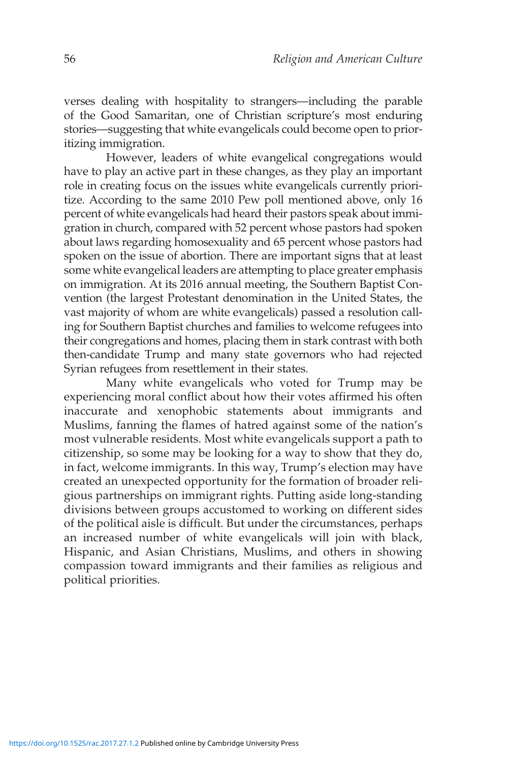verses dealing with hospitality to strangers—including the parable of the Good Samaritan, one of Christian scripture's most enduring stories—suggesting that white evangelicals could become open to prioritizing immigration.

However, leaders of white evangelical congregations would have to play an active part in these changes, as they play an important role in creating focus on the issues white evangelicals currently prioritize. According to the same 2010 Pew poll mentioned above, only 16 percent of white evangelicals had heard their pastors speak about immigration in church, compared with 52 percent whose pastors had spoken about laws regarding homosexuality and 65 percent whose pastors had spoken on the issue of abortion. There are important signs that at least some white evangelical leaders are attempting to place greater emphasis on immigration. At its 2016 annual meeting, the Southern Baptist Convention (the largest Protestant denomination in the United States, the vast majority of whom are white evangelicals) passed a resolution calling for Southern Baptist churches and families to welcome refugees into their congregations and homes, placing them in stark contrast with both then-candidate Trump and many state governors who had rejected Syrian refugees from resettlement in their states.

Many white evangelicals who voted for Trump may be experiencing moral conflict about how their votes affirmed his often inaccurate and xenophobic statements about immigrants and Muslims, fanning the flames of hatred against some of the nation's most vulnerable residents. Most white evangelicals support a path to citizenship, so some may be looking for a way to show that they do, in fact, welcome immigrants. In this way, Trump's election may have created an unexpected opportunity for the formation of broader religious partnerships on immigrant rights. Putting aside long-standing divisions between groups accustomed to working on different sides of the political aisle is difficult. But under the circumstances, perhaps an increased number of white evangelicals will join with black, Hispanic, and Asian Christians, Muslims, and others in showing compassion toward immigrants and their families as religious and political priorities.